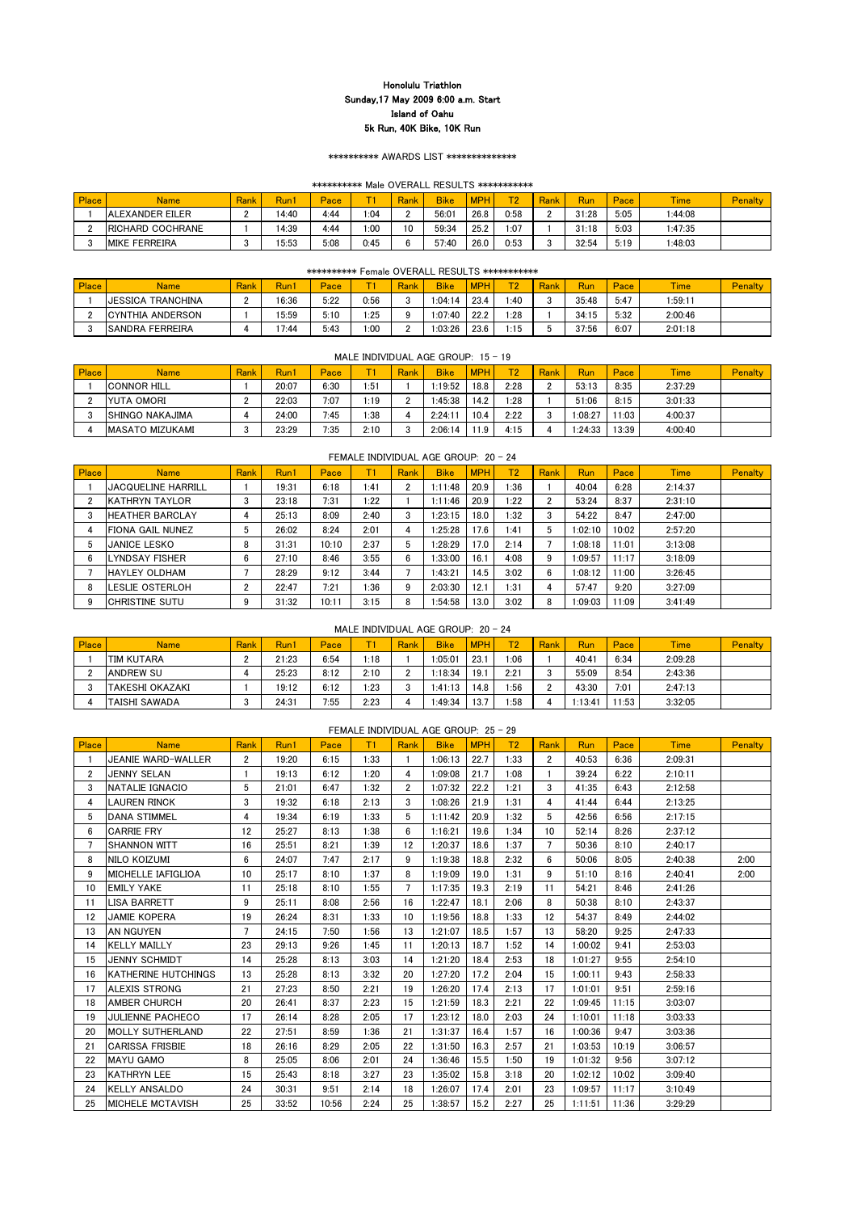# Honolulu Triathlon

**Sunday,17 May 2009 6:00 a.m. Start**

**Island of Oahu**

**5k Run, 40K Bike, 10K Run**

********** AWARDS LIST **************

## ********** Male OVERALL RESULTS ***********

| Place | Name | Rank | Run1 | Pace | T1 | Rank | Bike | MPH | T2 | Rank | Run | Pace | Time | Penalty |
|---|---|---|---|---|---|---|---|---|---|---|---|---|---|---|
| 1 | ALEXANDER EILER | 2 | 14:40 | 4:44 | 1:04 | 2 | 56:01 | 26.8 | 0:58 | 2 | 31:28 | 5:05 | 1:44:08 | |
| 2 | RICHARD COCHRANE | 1 | 14:39 | 4:44 | 1:00 | 10 | 59:34 | 25.2 | 1:07 | 1 | 31:18 | 5:03 | 1:47:35 | |
| 3 | MIKE FERREIRA | 3 | 15:53 | 5:08 | 0:45 | 6 | 57:40 | 26.0 | 0:53 | 3 | 32:54 | 5:19 | 1:48:03 | |

## ********** Female OVERALL RESULTS ***********

| Place | Name | Rank | Run1 | Pace | T1 | Rank | Bike | MPH | T2 | Rank | Run | Pace | Time | Penalty |
|---|---|---|---|---|---|---|---|---|---|---|---|---|---|---|
| 1 | JESSICA TRANCHINA | 2 | 16:36 | 5:22 | 0:56 | 3 | 1:04:14 | 23.4 | 1:40 | 3 | 35:48 | 5:47 | 1:59:11 | |
| 2 | CYNTHIA ANDERSON | 1 | 15:59 | 5:10 | 1:25 | 9 | 1:07:40 | 22.2 | 1:28 | 1 | 34:15 | 5:32 | 2:00:46 | |
| 3 | SANDRA FERREIRA | 4 | 17:44 | 5:43 | 1:00 | 2 | 1:03:26 | 23.6 | 1:15 | 5 | 37:56 | 6:07 | 2:01:18 | |

## MALE INDIVIDUAL AGE GROUP: 15 - 19

| Place | Name | Rank | Run1 | Pace | T1 | Rank | Bike | MPH | T2 | Rank | Run | Pace | Time | Penalty |
|---|---|---|---|---|---|---|---|---|---|---|---|---|---|---|
| 1 | CONNOR HILL | 1 | 20:07 | 6:30 | 1:51 | 1 | 1:19:52 | 18.8 | 2:28 | 2 | 53:13 | 8:35 | 2:37:29 | |
| 2 | YUTA OMORI | 2 | 22:03 | 7:07 | 1:19 | 2 | 1:45:38 | 14.2 | 1:28 | 1 | 51:06 | 8:15 | 3:01:33 | |
| 3 | SHINGO NAKAJIMA | 4 | 24:00 | 7:45 | 1:38 | 4 | 2:24:11 | 10.4 | 2:22 | 3 | 1:08:27 | 11:03 | 4:00:37 | |
| 4 | MASATO MIZUKAMI | 3 | 23:29 | 7:35 | 2:10 | 3 | 2:06:14 | 11.9 | 4:15 | 4 | 1:24:33 | 13:39 | 4:00:40 | |

## FEMALE INDIVIDUAL AGE GROUP: 20 - 24

| Place | Name | Rank | Run1 | Pace | T1 | Rank | Bike | MPH | T2 | Rank | Run | Pace | Time | Penalty |
|---|---|---|---|---|---|---|---|---|---|---|---|---|---|---|
| 1 | JACQUELINE HARRILL | 1 | 19:31 | 6:18 | 1:41 | 2 | 1:11:48 | 20.9 | 1:36 | 1 | 40:04 | 6:28 | 2:14:37 | |
| 2 | KATHRYN TAYLOR | 3 | 23:18 | 7:31 | 1:22 | 1 | 1:11:46 | 20.9 | 1:22 | 2 | 53:24 | 8:37 | 2:31:10 | |
| 3 | HEATHER BARCLAY | 4 | 25:13 | 8:09 | 2:40 | 3 | 1:23:15 | 18.0 | 1:32 | 3 | 54:22 | 8:47 | 2:47:00 | |
| 4 | FIONA GAIL NUNEZ | 5 | 26:02 | 8:24 | 2:01 | 4 | 1:25:28 | 17.6 | 1:41 | 5 | 1:02:10 | 10:02 | 2:57:20 | |
| 5 | JANICE LESKO | 8 | 31:31 | 10:10 | 2:37 | 5 | 1:28:29 | 17.0 | 2:14 | 7 | 1:08:18 | 11:01 | 3:13:08 | |
| 6 | LYNDSAY FISHER | 6 | 27:10 | 8:46 | 3:55 | 6 | 1:33:00 | 16.1 | 4:08 | 9 | 1:09:57 | 11:17 | 3:18:09 | |
| 7 | HAYLEY OLDHAM | 7 | 28:29 | 9:12 | 3:44 | 7 | 1:43:21 | 14.5 | 3:02 | 6 | 1:08:12 | 11:00 | 3:26:45 | |
| 8 | LESLIE OSTERLOH | 2 | 22:47 | 7:21 | 1:36 | 9 | 2:03:30 | 12.1 | 1:31 | 4 | 57:47 | 9:20 | 3:27:09 | |
| 9 | CHRISTINE SUTU | 9 | 31:32 | 10:11 | 3:15 | 8 | 1:54:58 | 13.0 | 3:02 | 8 | 1:09:03 | 11:09 | 3:41:49 | |

## MALE INDIVIDUAL AGE GROUP: 20 - 24

| Place | Name | Rank | Run1 | Pace | T1 | Rank | Bike | MPH | T2 | Rank | Run | Pace | Time | Penalty |
|---|---|---|---|---|---|---|---|---|---|---|---|---|---|---|
| 1 | TIM KUTARA | 2 | 21:23 | 6:54 | 1:18 | 1 | 1:05:01 | 23.1 | 1:06 | 1 | 40:41 | 6:34 | 2:09:28 | |
| 2 | ANDREW SU | 4 | 25:23 | 8:12 | 2:10 | 2 | 1:18:34 | 19.1 | 2:21 | 3 | 55:09 | 8:54 | 2:43:36 | |
| 3 | TAKESHI OKAZAKI | 1 | 19:12 | 6:12 | 1:23 | 3 | 1:41:13 | 14.8 | 1:56 | 2 | 43:30 | 7:01 | 2:47:13 | |
| 4 | TAISHI SAWADA | 3 | 24:31 | 7:55 | 2:23 | 4 | 1:49:34 | 13.7 | 1:58 | 4 | 1:13:41 | 11:53 | 3:32:05 | |

## FEMALE INDIVIDUAL AGE GROUP: 25 - 29

| Place | Name | Rank | Run1 | Pace | T1 | Rank | Bike | MPH | T2 | Rank | Run | Pace | Time | Penalty |
|---|---|---|---|---|---|---|---|---|---|---|---|---|---|---|
| 1 | JEANIE WARD-WALLER | 2 | 19:20 | 6:15 | 1:33 | 1 | 1:06:13 | 22.7 | 1:33 | 2 | 40:53 | 6:36 | 2:09:31 | |
| 2 | JENNY SELAN | 1 | 19:13 | 6:12 | 1:20 | 4 | 1:09:08 | 21.7 | 1:08 | 1 | 39:24 | 6:22 | 2:10:11 | |
| 3 | NATALIE IGNACIO | 5 | 21:01 | 6:47 | 1:32 | 2 | 1:07:32 | 22.2 | 1:21 | 3 | 41:35 | 6:43 | 2:12:58 | |
| 4 | LAUREN RINCK | 3 | 19:32 | 6:18 | 2:13 | 3 | 1:08:26 | 21.9 | 1:31 | 4 | 41:44 | 6:44 | 2:13:25 | |
| 5 | DANA STIMMEL | 4 | 19:34 | 6:19 | 1:33 | 5 | 1:11:42 | 20.9 | 1:32 | 5 | 42:56 | 6:56 | 2:17:15 | |
| 6 | CARRIE FRY | 12 | 25:27 | 8:13 | 1:38 | 6 | 1:16:21 | 19.6 | 1:34 | 10 | 52:14 | 8:26 | 2:37:12 | |
| 7 | SHANNON WITT | 16 | 25:51 | 8:21 | 1:39 | 12 | 1:20:37 | 18.6 | 1:37 | 7 | 50:36 | 8:10 | 2:40:17 | |
| 8 | NILO KOIZUMI | 6 | 24:07 | 7:47 | 2:17 | 9 | 1:19:38 | 18.8 | 2:32 | 6 | 50:06 | 8:05 | 2:40:38 | 2:00 |
| 9 | MICHELLE IAFIGLIOA | 10 | 25:17 | 8:10 | 1:37 | 8 | 1:19:09 | 19.0 | 1:31 | 9 | 51:10 | 8:16 | 2:40:41 | 2:00 |
| 10 | EMILY YAKE | 11 | 25:18 | 8:10 | 1:55 | 7 | 1:17:35 | 19.3 | 2:19 | 11 | 54:21 | 8:46 | 2:41:26 | |
| 11 | LISA BARRETT | 9 | 25:11 | 8:08 | 2:56 | 16 | 1:22:47 | 18.1 | 2:06 | 8 | 50:38 | 8:10 | 2:43:37 | |
| 12 | JAMIE KOPERA | 19 | 26:24 | 8:31 | 1:33 | 10 | 1:19:56 | 18.8 | 1:33 | 12 | 54:37 | 8:49 | 2:44:02 | |
| 13 | AN NGUYEN | 7 | 24:15 | 7:50 | 1:56 | 13 | 1:21:07 | 18.5 | 1:57 | 13 | 58:20 | 9:25 | 2:47:33 | |
| 14 | KELLY MAILLY | 23 | 29:13 | 9:26 | 1:45 | 11 | 1:20:13 | 18.7 | 1:52 | 14 | 1:00:02 | 9:41 | 2:53:03 | |
| 15 | JENNY SCHMIDT | 14 | 25:28 | 8:13 | 3:03 | 14 | 1:21:20 | 18.4 | 2:53 | 18 | 1:01:27 | 9:55 | 2:54:10 | |
| 16 | KATHERINE HUTCHINGS | 13 | 25:28 | 8:13 | 3:32 | 20 | 1:27:20 | 17.2 | 2:04 | 15 | 1:00:11 | 9:43 | 2:58:33 | |
| 17 | ALEXIS STRONG | 21 | 27:23 | 8:50 | 2:21 | 19 | 1:26:20 | 17.4 | 2:13 | 17 | 1:01:01 | 9:51 | 2:59:16 | |
| 18 | AMBER CHURCH | 20 | 26:41 | 8:37 | 2:23 | 15 | 1:21:59 | 18.3 | 2:21 | 22 | 1:09:45 | 11:15 | 3:03:07 | |
| 19 | JULIENNE PACHECO | 17 | 26:14 | 8:28 | 2:05 | 17 | 1:23:12 | 18.0 | 2:03 | 24 | 1:10:01 | 11:18 | 3:03:33 | |
| 20 | MOLLY SUTHERLAND | 22 | 27:51 | 8:59 | 1:36 | 21 | 1:31:37 | 16.4 | 1:57 | 16 | 1:00:36 | 9:47 | 3:03:36 | |
| 21 | CARISSA FRISBIE | 18 | 26:16 | 8:29 | 2:05 | 22 | 1:31:50 | 16.3 | 2:57 | 21 | 1:03:53 | 10:19 | 3:06:57 | |
| 22 | MAYU GAMO | 8 | 25:05 | 8:06 | 2:01 | 24 | 1:36:46 | 15.5 | 1:50 | 19 | 1:01:32 | 9:56 | 3:07:12 | |
| 23 | KATHRYN LEE | 15 | 25:43 | 8:18 | 3:27 | 23 | 1:35:02 | 15.8 | 3:18 | 20 | 1:02:12 | 10:02 | 3:09:40 | |
| 24 | KELLY ANSALDO | 24 | 30:31 | 9:51 | 2:14 | 18 | 1:26:07 | 17.4 | 2:01 | 23 | 1:09:57 | 11:17 | 3:10:49 | |
| 25 | MICHELE MCTAVISH | 25 | 33:52 | 10:56 | 2:24 | 25 | 1:38:57 | 15.2 | 2:27 | 25 | 1:11:51 | 11:36 | 3:29:29 | |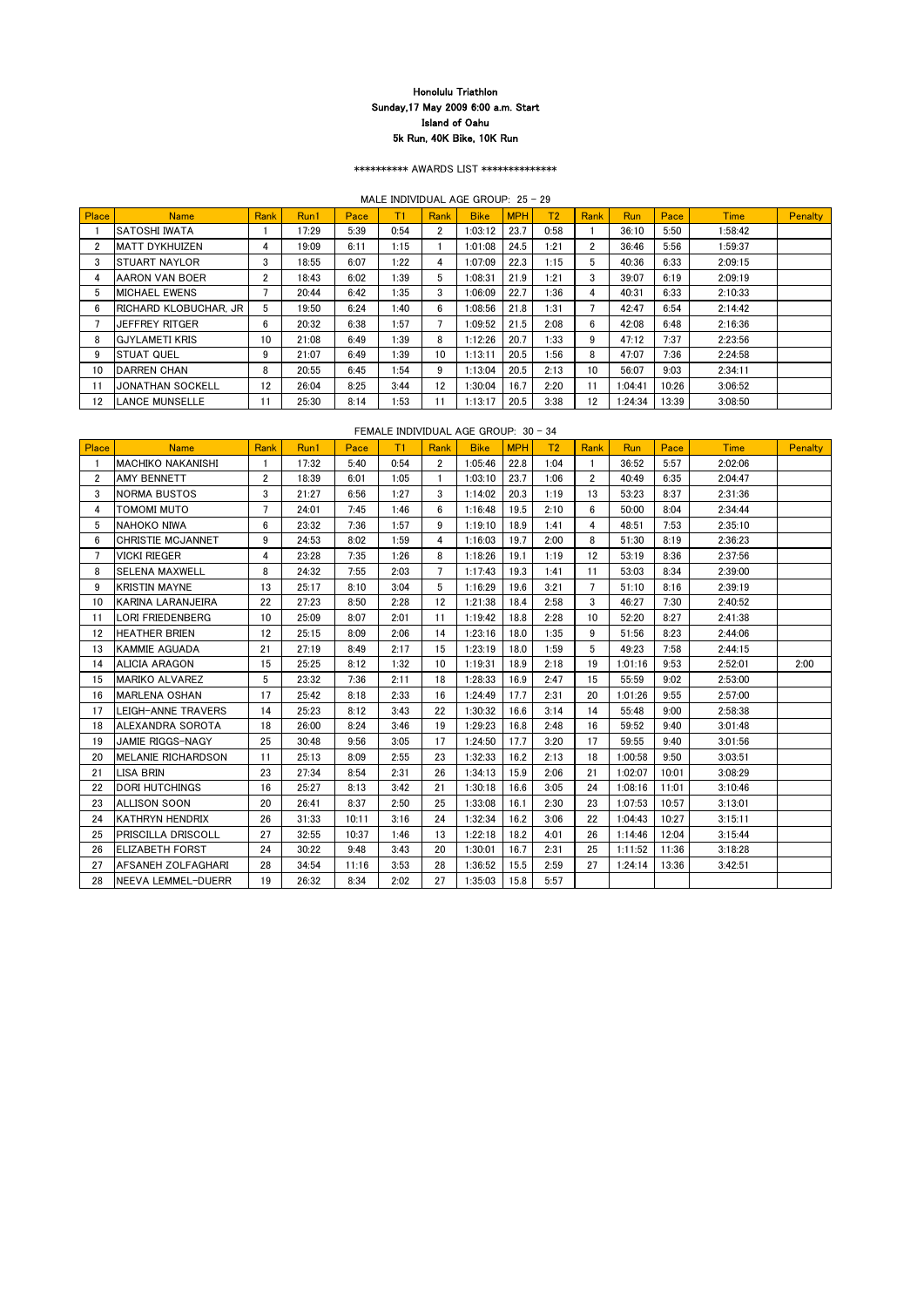# Honolulu Triathlon
## Sunday,17 May 2009 6:00 a.m. Start
## Island of Oahu
## 5k Run, 40K Bike, 10K Run

\*\*\*\*\*\*\*\*\*\* AWARDS LIST \*\*\*\*\*\*\*\*\*\*\*\*\*\*

MALE INDIVIDUAL AGE GROUP: 25 - 29

| Place | Name | Rank | Run1 | Pace | T1 | Rank | Bike | MPH | T2 | Rank | Run | Pace | Time | Penalty |
|---|---|---|---|---|---|---|---|---|---|---|---|---|---|---|
| 1 | SATOSHI IWATA | 1 | 17:29 | 5:39 | 0:54 | 2 | 1:03:12 | 23.7 | 0:58 | 1 | 36:10 | 5:50 | 1:58:42 | |
| 2 | MATT DYKHUIZEN | 4 | 19:09 | 6:11 | 1:15 | 1 | 1:01:08 | 24.5 | 1:21 | 2 | 36:46 | 5:56 | 1:59:37 | |
| 3 | STUART NAYLOR | 3 | 18:55 | 6:07 | 1:22 | 4 | 1:07:09 | 22.3 | 1:15 | 5 | 40:36 | 6:33 | 2:09:15 | |
| 4 | AARON VAN BOER | 2 | 18:43 | 6:02 | 1:39 | 5 | 1:08:31 | 21.9 | 1:21 | 3 | 39:07 | 6:19 | 2:09:19 | |
| 5 | MICHAEL EWENS | 7 | 20:44 | 6:42 | 1:35 | 3 | 1:06:09 | 22.7 | 1:36 | 4 | 40:31 | 6:33 | 2:10:33 | |
| 6 | RICHARD KLOBUCHAR, JR | 5 | 19:50 | 6:24 | 1:40 | 6 | 1:08:56 | 21.8 | 1:31 | 7 | 42:47 | 6:54 | 2:14:42 | |
| 7 | JEFFREY RITGER | 6 | 20:32 | 6:38 | 1:57 | 7 | 1:09:52 | 21.5 | 2:08 | 6 | 42:08 | 6:48 | 2:16:36 | |
| 8 | GJYLAMETI KRIS | 10 | 21:08 | 6:49 | 1:39 | 8 | 1:12:26 | 20.7 | 1:33 | 9 | 47:12 | 7:37 | 2:23:56 | |
| 9 | STUAT QUEL | 9 | 21:07 | 6:49 | 1:39 | 10 | 1:13:11 | 20.5 | 1:56 | 8 | 47:07 | 7:36 | 2:24:58 | |
| 10 | DARREN CHAN | 8 | 20:55 | 6:45 | 1:54 | 9 | 1:13:04 | 20.5 | 2:13 | 10 | 56:07 | 9:03 | 2:34:11 | |
| 11 | JONATHAN SOCKELL | 12 | 26:04 | 8:25 | 3:44 | 12 | 1:30:04 | 16.7 | 2:20 | 11 | 1:04:41 | 10:26 | 3:06:52 | |
| 12 | LANCE MUNSELLE | 11 | 25:30 | 8:14 | 1:53 | 11 | 1:13:17 | 20.5 | 3:38 | 12 | 1:24:34 | 13:39 | 3:08:50 | |

FEMALE INDIVIDUAL AGE GROUP: 30 - 34

| Place | Name | Rank | Run1 | Pace | T1 | Rank | Bike | MPH | T2 | Rank | Run | Pace | Time | Penalty |
|---|---|---|---|---|---|---|---|---|---|---|---|---|---|---|
| 1 | MACHIKO NAKANISHI | 1 | 17:32 | 5:40 | 0:54 | 2 | 1:05:46 | 22.8 | 1:04 | 1 | 36:52 | 5:57 | 2:02:06 | |
| 2 | AMY BENNETT | 2 | 18:39 | 6:01 | 1:05 | 1 | 1:03:10 | 23.7 | 1:06 | 2 | 40:49 | 6:35 | 2:04:47 | |
| 3 | NORMA BUSTOS | 3 | 21:27 | 6:56 | 1:27 | 3 | 1:14:02 | 20.3 | 1:19 | 13 | 53:23 | 8:37 | 2:31:36 | |
| 4 | TOMOMI MUTO | 7 | 24:01 | 7:45 | 1:46 | 6 | 1:16:48 | 19.5 | 2:10 | 6 | 50:00 | 8:04 | 2:34:44 | |
| 5 | NAHOKO NIWA | 6 | 23:32 | 7:36 | 1:57 | 9 | 1:19:10 | 18.9 | 1:41 | 4 | 48:51 | 7:53 | 2:35:10 | |
| 6 | CHRISTIE MCJANNET | 9 | 24:53 | 8:02 | 1:59 | 4 | 1:16:03 | 19.7 | 2:00 | 8 | 51:30 | 8:19 | 2:36:23 | |
| 7 | VICKI RIEGER | 4 | 23:28 | 7:35 | 1:26 | 8 | 1:18:26 | 19.1 | 1:19 | 12 | 53:19 | 8:36 | 2:37:56 | |
| 8 | SELENA MAXWELL | 8 | 24:32 | 7:55 | 2:03 | 7 | 1:17:43 | 19.3 | 1:41 | 11 | 53:03 | 8:34 | 2:39:00 | |
| 9 | KRISTIN MAYNE | 13 | 25:17 | 8:10 | 3:04 | 5 | 1:16:29 | 19.6 | 3:21 | 7 | 51:10 | 8:16 | 2:39:19 | |
| 10 | KARINA LARANJEIRA | 22 | 27:23 | 8:50 | 2:28 | 12 | 1:21:38 | 18.4 | 2:58 | 3 | 46:27 | 7:30 | 2:40:52 | |
| 11 | LORI FRIEDENBERG | 10 | 25:09 | 8:07 | 2:01 | 11 | 1:19:42 | 18.8 | 2:28 | 10 | 52:20 | 8:27 | 2:41:38 | |
| 12 | HEATHER BRIEN | 12 | 25:15 | 8:09 | 2:06 | 14 | 1:23:16 | 18.0 | 1:35 | 9 | 51:56 | 8:23 | 2:44:06 | |
| 13 | KAMMIE AGUADA | 21 | 27:19 | 8:49 | 2:17 | 15 | 1:23:19 | 18.0 | 1:59 | 5 | 49:23 | 7:58 | 2:44:15 | |
| 14 | ALICIA ARAGON | 15 | 25:25 | 8:12 | 1:32 | 10 | 1:19:31 | 18.9 | 2:18 | 19 | 1:01:16 | 9:53 | 2:52:01 | 2:00 |
| 15 | MARIKO ALVAREZ | 5 | 23:32 | 7:36 | 2:11 | 18 | 1:28:33 | 16.9 | 2:47 | 15 | 55:59 | 9:02 | 2:53:00 | |
| 16 | MARLENA OSHAN | 17 | 25:42 | 8:18 | 2:33 | 16 | 1:24:49 | 17.7 | 2:31 | 20 | 1:01:26 | 9:55 | 2:57:00 | |
| 17 | LEIGH-ANNE TRAVERS | 14 | 25:23 | 8:12 | 3:43 | 22 | 1:30:32 | 16.6 | 3:14 | 14 | 55:48 | 9:00 | 2:58:38 | |
| 18 | ALEXANDRA SOROTA | 18 | 26:00 | 8:24 | 3:46 | 19 | 1:29:23 | 16.8 | 2:48 | 16 | 59:52 | 9:40 | 3:01:48 | |
| 19 | JAMIE RIGGS-NAGY | 25 | 30:48 | 9:56 | 3:05 | 17 | 1:24:50 | 17.7 | 3:20 | 17 | 59:55 | 9:40 | 3:01:56 | |
| 20 | MELANIE RICHARDSON | 11 | 25:13 | 8:09 | 2:55 | 23 | 1:32:33 | 16.2 | 2:13 | 18 | 1:00:58 | 9:50 | 3:03:51 | |
| 21 | LISA BRIN | 23 | 27:34 | 8:54 | 2:31 | 26 | 1:34:13 | 15.9 | 2:06 | 21 | 1:02:07 | 10:01 | 3:08:29 | |
| 22 | DORI HUTCHINGS | 16 | 25:27 | 8:13 | 3:42 | 21 | 1:30:18 | 16.6 | 3:05 | 24 | 1:08:16 | 11:01 | 3:10:46 | |
| 23 | ALLISON SOON | 20 | 26:41 | 8:37 | 2:50 | 25 | 1:33:08 | 16.1 | 2:30 | 23 | 1:07:53 | 10:57 | 3:13:01 | |
| 24 | KATHRYN HENDRIX | 26 | 31:33 | 10:11 | 3:16 | 24 | 1:32:34 | 16.2 | 3:06 | 22 | 1:04:43 | 10:27 | 3:15:11 | |
| 25 | PRISCILLA DRISCOLL | 27 | 32:55 | 10:37 | 1:46 | 13 | 1:22:18 | 18.2 | 4:01 | 26 | 1:14:46 | 12:04 | 3:15:44 | |
| 26 | ELIZABETH FORST | 24 | 30:22 | 9:48 | 3:43 | 20 | 1:30:01 | 16.7 | 2:31 | 25 | 1:11:52 | 11:36 | 3:18:28 | |
| 27 | AFSANEH ZOLFAGHARI | 28 | 34:54 | 11:16 | 3:53 | 28 | 1:36:52 | 15.5 | 2:59 | 27 | 1:24:14 | 13:36 | 3:42:51 | |
| 28 | NEEVA LEMMEL-DUERR | 19 | 26:32 | 8:34 | 2:02 | 27 | 1:35:03 | 15.8 | 5:57 | | | | | |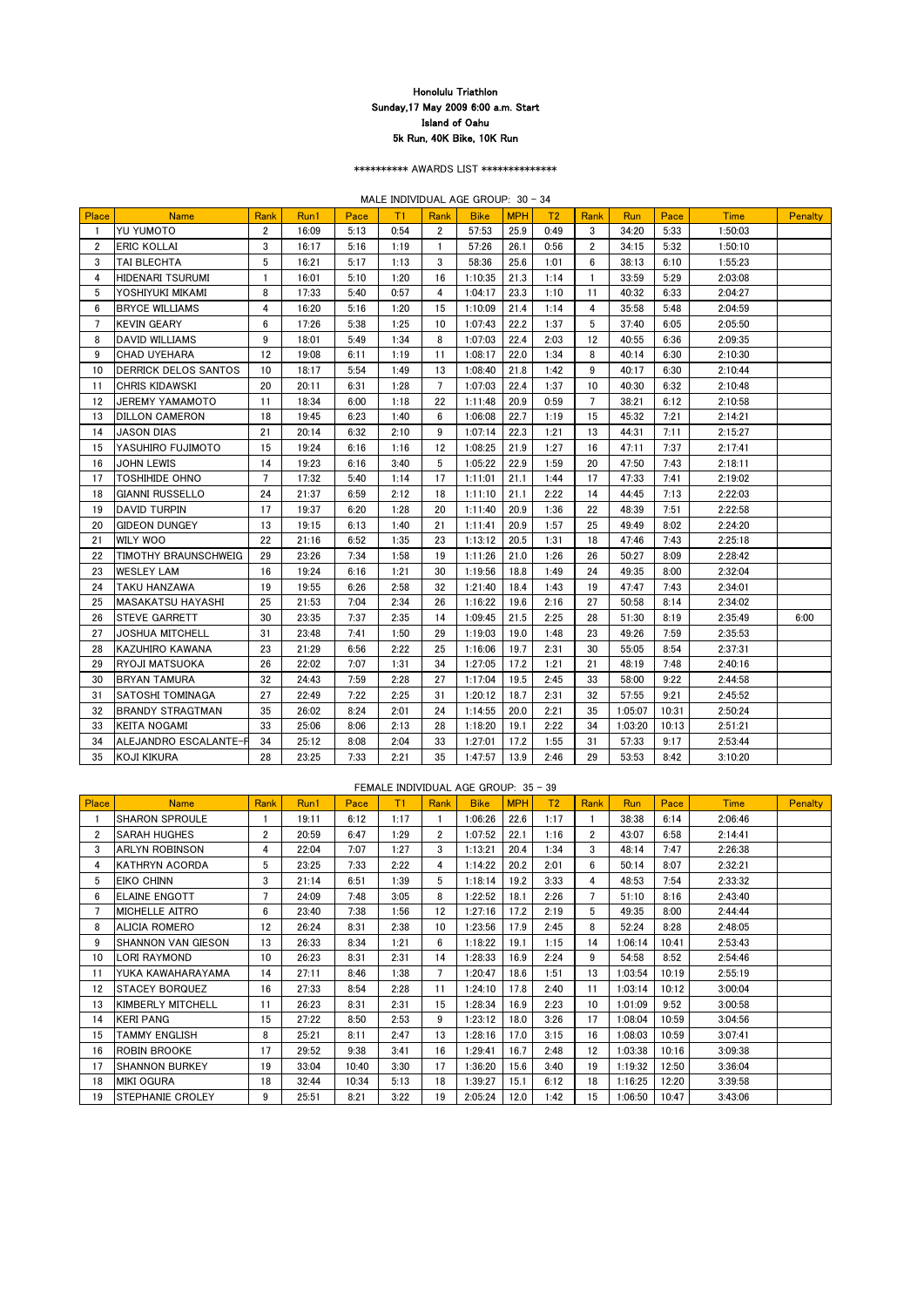# Honolulu Triathlon

**Sunday,17 May 2009 6:00 a.m. Start**

**Island of Oahu**

**5k Run, 40K Bike, 10K Run**

********** AWARDS LIST **************

MALE INDIVIDUAL AGE GROUP: 30 - 34

| Place | Name | Rank | Run1 | Pace | T1 | Rank | Bike | MPH | T2 | Rank | Run | Pace | Time | Penalty |
|---|---|---|---|---|---|---|---|---|---|---|---|---|---|---|
| 1 | YU YUMOTO | 2 | 16:09 | 5:13 | 0:54 | 2 | 57:53 | 25.9 | 0:49 | 3 | 34:20 | 5:33 | 1:50:03 | |
| 2 | ERIC KOLLAI | 3 | 16:17 | 5:16 | 1:19 | 1 | 57:26 | 26.1 | 0:56 | 2 | 34:15 | 5:32 | 1:50:10 | |
| 3 | TAI BLECHTA | 5 | 16:21 | 5:17 | 1:13 | 3 | 58:36 | 25.6 | 1:01 | 6 | 38:13 | 6:10 | 1:55:23 | |
| 4 | HIDENARI TSURUMI | 1 | 16:01 | 5:10 | 1:20 | 16 | 1:10:35 | 21.3 | 1:14 | 1 | 33:59 | 5:29 | 2:03:08 | |
| 5 | YOSHIYUKI MIKAMI | 8 | 17:33 | 5:40 | 0:57 | 4 | 1:04:17 | 23.3 | 1:10 | 11 | 40:32 | 6:33 | 2:04:27 | |
| 6 | BRYCE WILLIAMS | 4 | 16:20 | 5:16 | 1:20 | 15 | 1:10:09 | 21.4 | 1:14 | 4 | 35:58 | 5:48 | 2:04:59 | |
| 7 | KEVIN GEARY | 6 | 17:26 | 5:38 | 1:25 | 10 | 1:07:43 | 22.2 | 1:37 | 5 | 37:40 | 6:05 | 2:05:50 | |
| 8 | DAVID WILLIAMS | 9 | 18:01 | 5:49 | 1:34 | 8 | 1:07:03 | 22.4 | 2:03 | 12 | 40:55 | 6:36 | 2:09:35 | |
| 9 | CHAD UYEHARA | 12 | 19:08 | 6:11 | 1:19 | 11 | 1:08:17 | 22.0 | 1:34 | 8 | 40:14 | 6:30 | 2:10:30 | |
| 10 | DERRICK DELOS SANTOS | 10 | 18:17 | 5:54 | 1:49 | 13 | 1:08:40 | 21.8 | 1:42 | 9 | 40:17 | 6:30 | 2:10:44 | |
| 11 | CHRIS KIDAWSKI | 20 | 20:11 | 6:31 | 1:28 | 7 | 1:07:03 | 22.4 | 1:37 | 10 | 40:30 | 6:32 | 2:10:48 | |
| 12 | JEREMY YAMAMOTO | 11 | 18:34 | 6:00 | 1:18 | 22 | 1:11:48 | 20.9 | 0:59 | 7 | 38:21 | 6:12 | 2:10:58 | |
| 13 | DILLON CAMERON | 18 | 19:45 | 6:23 | 1:40 | 6 | 1:06:08 | 22.7 | 1:19 | 15 | 45:32 | 7:21 | 2:14:21 | |
| 14 | JASON DIAS | 21 | 20:14 | 6:32 | 2:10 | 9 | 1:07:14 | 22.3 | 1:21 | 13 | 44:31 | 7:11 | 2:15:27 | |
| 15 | YASUHIRO FUJIMOTO | 15 | 19:24 | 6:16 | 1:16 | 12 | 1:08:25 | 21.9 | 1:27 | 16 | 47:11 | 7:37 | 2:17:41 | |
| 16 | JOHN LEWIS | 14 | 19:23 | 6:16 | 3:40 | 5 | 1:05:22 | 22.9 | 1:59 | 20 | 47:50 | 7:43 | 2:18:11 | |
| 17 | TOSHIHIDE OHNO | 7 | 17:32 | 5:40 | 1:14 | 17 | 1:11:01 | 21.1 | 1:44 | 17 | 47:33 | 7:41 | 2:19:02 | |
| 18 | GIANNI RUSSELLO | 24 | 21:37 | 6:59 | 2:12 | 18 | 1:11:10 | 21.1 | 2:22 | 14 | 44:45 | 7:13 | 2:22:03 | |
| 19 | DAVID TURPIN | 17 | 19:37 | 6:20 | 1:28 | 20 | 1:11:40 | 20.9 | 1:36 | 22 | 48:39 | 7:51 | 2:22:58 | |
| 20 | GIDEON DUNGEY | 13 | 19:15 | 6:13 | 1:40 | 21 | 1:11:41 | 20.9 | 1:57 | 25 | 49:49 | 8:02 | 2:24:20 | |
| 21 | WILY WOO | 22 | 21:16 | 6:52 | 1:35 | 23 | 1:13:12 | 20.5 | 1:31 | 18 | 47:46 | 7:43 | 2:25:18 | |
| 22 | TIMOTHY BRAUNSCHWEIG | 29 | 23:26 | 7:34 | 1:58 | 19 | 1:11:26 | 21.0 | 1:26 | 26 | 50:27 | 8:09 | 2:28:42 | |
| 23 | WESLEY LAM | 16 | 19:24 | 6:16 | 1:21 | 30 | 1:19:56 | 18.8 | 1:49 | 24 | 49:35 | 8:00 | 2:32:04 | |
| 24 | TAKU HANZAWA | 19 | 19:55 | 6:26 | 2:58 | 32 | 1:21:40 | 18.4 | 1:43 | 19 | 47:47 | 7:43 | 2:34:01 | |
| 25 | MASAKATSU HAYASHI | 25 | 21:53 | 7:04 | 2:34 | 26 | 1:16:22 | 19.6 | 2:16 | 27 | 50:58 | 8:14 | 2:34:02 | |
| 26 | STEVE GARRETT | 30 | 23:35 | 7:37 | 2:35 | 14 | 1:09:45 | 21.5 | 2:25 | 28 | 51:30 | 8:19 | 2:35:49 | 6:00 |
| 27 | JOSHUA MITCHELL | 31 | 23:48 | 7:41 | 1:50 | 29 | 1:19:03 | 19.0 | 1:48 | 23 | 49:26 | 7:59 | 2:35:53 | |
| 28 | KAZUHIRO KAWANA | 23 | 21:29 | 6:56 | 2:22 | 25 | 1:16:06 | 19.7 | 2:31 | 30 | 55:05 | 8:54 | 2:37:31 | |
| 29 | RYOJI MATSUOKA | 26 | 22:02 | 7:07 | 1:31 | 34 | 1:27:05 | 17.2 | 1:21 | 21 | 48:19 | 7:48 | 2:40:16 | |
| 30 | BRYAN TAMURA | 32 | 24:43 | 7:59 | 2:28 | 27 | 1:17:04 | 19.5 | 2:45 | 33 | 58:00 | 9:22 | 2:44:58 | |
| 31 | SATOSHI TOMINAGA | 27 | 22:49 | 7:22 | 2:25 | 31 | 1:20:12 | 18.7 | 2:31 | 32 | 57:55 | 9:21 | 2:45:52 | |
| 32 | BRANDY STRAGTMAN | 35 | 26:02 | 8:24 | 2:01 | 24 | 1:14:55 | 20.0 | 2:21 | 35 | 1:05:07 | 10:31 | 2:50:24 | |
| 33 | KEITA NOGAMI | 33 | 25:06 | 8:06 | 2:13 | 28 | 1:18:20 | 19.1 | 2:22 | 34 | 1:03:20 | 10:13 | 2:51:21 | |
| 34 | ALEJANDRO ESCALANTE-F | 34 | 25:12 | 8:08 | 2:04 | 33 | 1:27:01 | 17.2 | 1:55 | 31 | 57:33 | 9:17 | 2:53:44 | |
| 35 | KOJI KIKURA | 28 | 23:25 | 7:33 | 2:21 | 35 | 1:47:57 | 13.9 | 2:46 | 29 | 53:53 | 8:42 | 3:10:20 | |

FEMALE INDIVIDUAL AGE GROUP: 35 - 39

| Place | Name | Rank | Run1 | Pace | T1 | Rank | Bike | MPH | T2 | Rank | Run | Pace | Time | Penalty |
|---|---|---|---|---|---|---|---|---|---|---|---|---|---|---|
| 1 | SHARON SPROULE | 1 | 19:11 | 6:12 | 1:17 | 1 | 1:06:26 | 22.6 | 1:17 | 1 | 38:38 | 6:14 | 2:06:46 | |
| 2 | SARAH HUGHES | 2 | 20:59 | 6:47 | 1:29 | 2 | 1:07:52 | 22.1 | 1:16 | 2 | 43:07 | 6:58 | 2:14:41 | |
| 3 | ARLYN ROBINSON | 4 | 22:04 | 7:07 | 1:27 | 3 | 1:13:21 | 20.4 | 1:34 | 3 | 48:14 | 7:47 | 2:26:38 | |
| 4 | KATHRYN ACORDA | 5 | 23:25 | 7:33 | 2:22 | 4 | 1:14:22 | 20.2 | 2:01 | 6 | 50:14 | 8:07 | 2:32:21 | |
| 5 | EIKO CHINN | 3 | 21:14 | 6:51 | 1:39 | 5 | 1:18:14 | 19.2 | 3:33 | 4 | 48:53 | 7:54 | 2:33:32 | |
| 6 | ELAINE ENGOTT | 7 | 24:09 | 7:48 | 3:05 | 8 | 1:22:52 | 18.1 | 2:26 | 7 | 51:10 | 8:16 | 2:43:40 | |
| 7 | MICHELLE AITRO | 6 | 23:40 | 7:38 | 1:56 | 12 | 1:27:16 | 17.2 | 2:19 | 5 | 49:35 | 8:00 | 2:44:44 | |
| 8 | ALICIA ROMERO | 12 | 26:24 | 8:31 | 2:38 | 10 | 1:23:56 | 17.9 | 2:45 | 8 | 52:24 | 8:28 | 2:48:05 | |
| 9 | SHANNON VAN GIESON | 13 | 26:33 | 8:34 | 1:21 | 6 | 1:18:22 | 19.1 | 1:15 | 14 | 1:06:14 | 10:41 | 2:53:43 | |
| 10 | LORI RAYMOND | 10 | 26:23 | 8:31 | 2:31 | 14 | 1:28:33 | 16.9 | 2:24 | 9 | 54:58 | 8:52 | 2:54:46 | |
| 11 | YUKA KAWAHARAYAMA | 14 | 27:11 | 8:46 | 1:38 | 7 | 1:20:47 | 18.6 | 1:51 | 13 | 1:03:54 | 10:19 | 2:55:19 | |
| 12 | STACEY BORQUEZ | 16 | 27:33 | 8:54 | 2:28 | 11 | 1:24:10 | 17.8 | 2:40 | 11 | 1:03:14 | 10:12 | 3:00:04 | |
| 13 | KIMBERLY MITCHELL | 11 | 26:23 | 8:31 | 2:31 | 15 | 1:28:34 | 16.9 | 2:23 | 10 | 1:01:09 | 9:52 | 3:00:58 | |
| 14 | KERI PANG | 15 | 27:22 | 8:50 | 2:53 | 9 | 1:23:12 | 18.0 | 3:26 | 17 | 1:08:04 | 10:59 | 3:04:56 | |
| 15 | TAMMY ENGLISH | 8 | 25:21 | 8:11 | 2:47 | 13 | 1:28:16 | 17.0 | 3:15 | 16 | 1:08:03 | 10:59 | 3:07:41 | |
| 16 | ROBIN BROOKE | 17 | 29:52 | 9:38 | 3:41 | 16 | 1:29:41 | 16.7 | 2:48 | 12 | 1:03:38 | 10:16 | 3:09:38 | |
| 17 | SHANNON BURKEY | 19 | 33:04 | 10:40 | 3:30 | 17 | 1:36:20 | 15.6 | 3:40 | 19 | 1:19:32 | 12:50 | 3:36:04 | |
| 18 | MIKI OGURA | 18 | 32:44 | 10:34 | 5:13 | 18 | 1:39:27 | 15.1 | 6:12 | 18 | 1:16:25 | 12:20 | 3:39:58 | |
| 19 | STEPHANIE CROLEY | 9 | 25:51 | 8:21 | 3:22 | 19 | 2:05:24 | 12.0 | 1:42 | 15 | 1:06:50 | 10:47 | 3:43:06 | |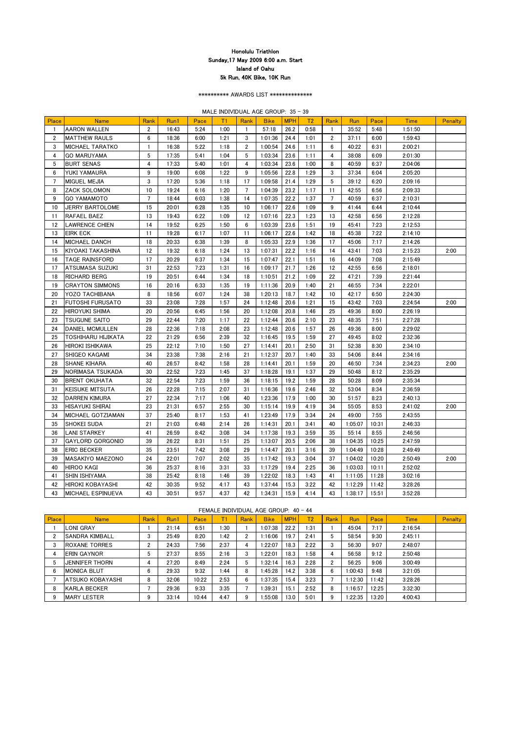# Honolulu Triathlon

**Sunday,17 May 2009 6:00 a.m. Start**

**Island of Oahu**

**5k Run, 40K Bike, 10K Run**

\*\*\*\*\*\*\*\*\*\* AWARDS LIST \*\*\*\*\*\*\*\*\*\*\*\*\*\*

MALE INDIVIDUAL AGE GROUP: 35 - 39

| Place | Name | Rank | Run1 | Pace | T1 | Rank | Bike | MPH | T2 | Rank | Run | Pace | Time | Penalty |
|---|---|---|---|---|---|---|---|---|---|---|---|---|---|---|
| 1 | AARON WALLEN | 2 | 16:43 | 5:24 | 1:00 | 1 | 57:18 | 26.2 | 0:58 | 1 | 35:52 | 5:48 | 1:51:50 | |
| 2 | MATTHEW RAULS | 6 | 18:36 | 6:00 | 1:21 | 3 | 1:01:36 | 24.4 | 1:01 | 2 | 37:11 | 6:00 | 1:59:43 | |
| 3 | MICHAEL TARATKO | 1 | 16:38 | 5:22 | 1:18 | 2 | 1:00:54 | 24.6 | 1:11 | 6 | 40:22 | 6:31 | 2:00:21 | |
| 4 | GO MARUYAMA | 5 | 17:35 | 5:41 | 1:04 | 5 | 1:03:34 | 23.6 | 1:11 | 4 | 38:08 | 6:09 | 2:01:30 | |
| 5 | BURT SENAS | 4 | 17:33 | 5:40 | 1:01 | 4 | 1:03:34 | 23.6 | 1:00 | 8 | 40:59 | 6:37 | 2:04:06 | |
| 6 | YUKI YAMAURA | 9 | 19:00 | 6:08 | 1:22 | 9 | 1:05:56 | 22.8 | 1:29 | 3 | 37:34 | 6:04 | 2:05:20 | |
| 7 | MIGUEL MEJIA | 3 | 17:20 | 5:36 | 1:18 | 17 | 1:09:58 | 21.4 | 1:29 | 5 | 39:12 | 6:20 | 2:09:16 | |
| 8 | ZACK SOLOMON | 10 | 19:24 | 6:16 | 1:20 | 7 | 1:04:39 | 23.2 | 1:17 | 11 | 42:55 | 6:56 | 2:09:33 | |
| 9 | GO YAMAMOTO | 7 | 18:44 | 6:03 | 1:38 | 14 | 1:07:35 | 22.2 | 1:37 | 7 | 40:59 | 6:37 | 2:10:31 | |
| 10 | JERRY BARTOLOME | 15 | 20:01 | 6:28 | 1:35 | 10 | 1:06:17 | 22.6 | 1:09 | 9 | 41:44 | 6:44 | 2:10:44 | |
| 11 | RAFAEL BAEZ | 13 | 19:43 | 6:22 | 1:09 | 12 | 1:07:16 | 22.3 | 1:23 | 13 | 42:58 | 6:56 | 2:12:28 | |
| 12 | LAWRENCE CHIEN | 14 | 19:52 | 6:25 | 1:50 | 6 | 1:03:39 | 23.6 | 1:51 | 19 | 45:41 | 7:23 | 2:12:53 | |
| 13 | EIRK ECK | 11 | 19:28 | 6:17 | 1:07 | 11 | 1:06:17 | 22.6 | 1:42 | 18 | 45:38 | 7:22 | 2:14:10 | |
| 14 | MICHAEL DANCH | 18 | 20:33 | 6:38 | 1:39 | 8 | 1:05:33 | 22.9 | 1:36 | 17 | 45:06 | 7:17 | 2:14:26 | |
| 15 | KIYOAKI TAKASHINA | 12 | 19:32 | 6:18 | 1:24 | 13 | 1:07:31 | 22.2 | 1:16 | 14 | 43:41 | 7:03 | 2:15:23 | 2:00 |
| 16 | TAGE RAINSFORD | 17 | 20:29 | 6:37 | 1:34 | 15 | 1:07:47 | 22.1 | 1:51 | 16 | 44:09 | 7:08 | 2:15:49 | |
| 17 | ATSUMASA SUZUKI | 31 | 22:53 | 7:23 | 1:31 | 16 | 1:09:17 | 21.7 | 1:26 | 12 | 42:55 | 6:56 | 2:18:01 | |
| 18 | RICHARD BERG | 19 | 20:51 | 6:44 | 1:34 | 18 | 1:10:51 | 21.2 | 1:09 | 22 | 47:21 | 7:39 | 2:21:44 | |
| 19 | CRAYTON SIMMONS | 16 | 20:16 | 6:33 | 1:35 | 19 | 1:11:36 | 20.9 | 1:40 | 21 | 46:55 | 7:34 | 2:22:01 | |
| 20 | YOZO TACHIBANA | 8 | 18:56 | 6:07 | 1:24 | 38 | 1:20:13 | 18.7 | 1:42 | 10 | 42:17 | 6:50 | 2:24:30 | |
| 21 | FUTOSHI FURUSATO | 33 | 23:08 | 7:28 | 1:57 | 24 | 1:12:48 | 20.6 | 1:21 | 15 | 43:42 | 7:03 | 2:24:54 | 2:00 |
| 22 | HIROYUKI SHIMA | 20 | 20:56 | 6:45 | 1:56 | 20 | 1:12:08 | 20.8 | 1:46 | 25 | 49:36 | 8:00 | 2:26:19 | |
| 23 | TSUGUNE SAITO | 29 | 22:44 | 7:20 | 1:17 | 22 | 1:12:44 | 20.6 | 2:10 | 23 | 48:35 | 7:51 | 2:27:28 | |
| 24 | DANIEL MCMULLEN | 28 | 22:36 | 7:18 | 2:08 | 23 | 1:12:48 | 20.6 | 1:57 | 26 | 49:36 | 8:00 | 2:29:02 | |
| 25 | TOSHIHARU HIJIKATA | 22 | 21:29 | 6:56 | 2:39 | 32 | 1:16:45 | 19.5 | 1:59 | 27 | 49:45 | 8:02 | 2:32:36 | |
| 26 | HIROKI ISHIKAWA | 25 | 22:12 | 7:10 | 1:50 | 27 | 1:14:41 | 20.1 | 2:50 | 31 | 52:38 | 8:30 | 2:34:10 | |
| 27 | SHIGEO KAGAMI | 34 | 23:38 | 7:38 | 2:16 | 21 | 1:12:37 | 20.7 | 1:40 | 33 | 54:06 | 8:44 | 2:34:16 | |
| 28 | SHANE KIHARA | 40 | 26:57 | 8:42 | 1:58 | 28 | 1:14:41 | 20.1 | 1:59 | 20 | 46:50 | 7:34 | 2:34:23 | 2:00 |
| 29 | NORIMASA TSUKADA | 30 | 22:52 | 7:23 | 1:45 | 37 | 1:18:28 | 19.1 | 1:37 | 29 | 50:48 | 8:12 | 2:35:29 | |
| 30 | BRENT OKUHATA | 32 | 22:54 | 7:23 | 1:59 | 36 | 1:18:15 | 19.2 | 1:59 | 28 | 50:28 | 8:09 | 2:35:34 | |
| 31 | KEISUKE MITSUTA | 26 | 22:28 | 7:15 | 2:07 | 31 | 1:16:36 | 19.6 | 2:46 | 32 | 53:04 | 8:34 | 2:36:59 | |
| 32 | DARREN KIMURA | 27 | 22:34 | 7:17 | 1:06 | 40 | 1:23:36 | 17.9 | 1:00 | 30 | 51:57 | 8:23 | 2:40:13 | |
| 33 | HISAYUKI SHIRAI | 23 | 21:31 | 6:57 | 2:55 | 30 | 1:15:14 | 19.9 | 4:19 | 34 | 55:05 | 8:53 | 2:41:02 | 2:00 |
| 34 | MICHAEL GOTZIAMAN | 37 | 25:40 | 8:17 | 1:53 | 41 | 1:23:49 | 17.9 | 3:34 | 24 | 49:00 | 7:55 | 2:43:55 | |
| 35 | SHOKEI SUDA | 21 | 21:03 | 6:48 | 2:14 | 26 | 1:14:31 | 20.1 | 3:41 | 40 | 1:05:07 | 10:31 | 2:46:33 | |
| 36 | LANI STARKEY | 41 | 26:59 | 8:42 | 3:08 | 34 | 1:17:38 | 19.3 | 3:59 | 35 | 55:14 | 8:55 | 2:46:56 | |
| 37 | GAYLORD GORGONIO | 39 | 26:22 | 8:31 | 1:51 | 25 | 1:13:07 | 20.5 | 2:06 | 38 | 1:04:35 | 10:25 | 2:47:59 | |
| 38 | ERIC BECKER | 35 | 23:51 | 7:42 | 3:08 | 29 | 1:14:47 | 20.1 | 3:16 | 39 | 1:04:49 | 10:28 | 2:49:49 | |
| 39 | MASAKIYO MAEZONO | 24 | 22:01 | 7:07 | 2:02 | 35 | 1:17:42 | 19.3 | 3:04 | 37 | 1:04:02 | 10:20 | 2:50:49 | 2:00 |
| 40 | HIROO KAGI | 36 | 25:37 | 8:16 | 3:31 | 33 | 1:17:29 | 19.4 | 2:25 | 36 | 1:03:03 | 10:11 | 2:52:02 | |
| 41 | SHIN ISHIYAMA | 38 | 25:42 | 8:18 | 1:46 | 39 | 1:22:02 | 18.3 | 1:43 | 41 | 1:11:05 | 11:28 | 3:02:16 | |
| 42 | HIROKI KOBAYASHI | 42 | 30:35 | 9:52 | 4:17 | 43 | 1:37:44 | 15.3 | 3:22 | 42 | 1:12:29 | 11:42 | 3:28:26 | |
| 43 | MICHAEL ESPINUEVA | 43 | 30:51 | 9:57 | 4:37 | 42 | 1:34:31 | 15.9 | 4:14 | 43 | 1:38:17 | 15:51 | 3:52:28 | |

FEMALE INDIVIDUAL AGE GROUP: 40 - 44

| Place | Name | Rank | Run1 | Pace | T1 | Rank | Bike | MPH | T2 | Rank | Run | Pace | Time | Penalty |
|---|---|---|---|---|---|---|---|---|---|---|---|---|---|---|
| 1 | LONI GRAY | 1 | 21:14 | 6:51 | 1:30 | 1 | 1:07:38 | 22.2 | 1:31 | 1 | 45:04 | 7:17 | 2:16:54 | |
| 2 | SANDRA KIMBALL | 3 | 25:49 | 8:20 | 1:42 | 2 | 1:16:06 | 19.7 | 2:41 | 5 | 58:54 | 9:30 | 2:45:11 | |
| 3 | ROXANE TORRES | 2 | 24:33 | 7:56 | 2:37 | 4 | 1:22:07 | 18.3 | 2:22 | 3 | 56:30 | 9:07 | 2:48:07 | |
| 4 | ERIN GAYNOR | 5 | 27:37 | 8:55 | 2:16 | 3 | 1:22:01 | 18.3 | 1:58 | 4 | 56:58 | 9:12 | 2:50:48 | |
| 5 | JENNIFER THORN | 4 | 27:20 | 8:49 | 2:24 | 5 | 1:32:14 | 16.3 | 2:28 | 2 | 56:25 | 9:06 | 3:00:49 | |
| 6 | MONICA BLUT | 6 | 29:33 | 9:32 | 1:44 | 8 | 1:45:28 | 14.2 | 3:38 | 6 | 1:00:43 | 9:48 | 3:21:05 | |
| 7 | ATSUKO KOBAYASHI | 8 | 32:06 | 10:22 | 2:53 | 6 | 1:37:35 | 15.4 | 3:23 | 7 | 1:12:30 | 11:42 | 3:28:26 | |
| 8 | KARLA BECKER | 7 | 29:36 | 9:33 | 3:35 | 7 | 1:39:31 | 15.1 | 2:52 | 8 | 1:16:57 | 12:25 | 3:32:30 | |
| 9 | MARY LESTER | 9 | 33:14 | 10:44 | 4:47 | 9 | 1:55:08 | 13.0 | 5:01 | 9 | 1:22:35 | 13:20 | 4:00:43 | |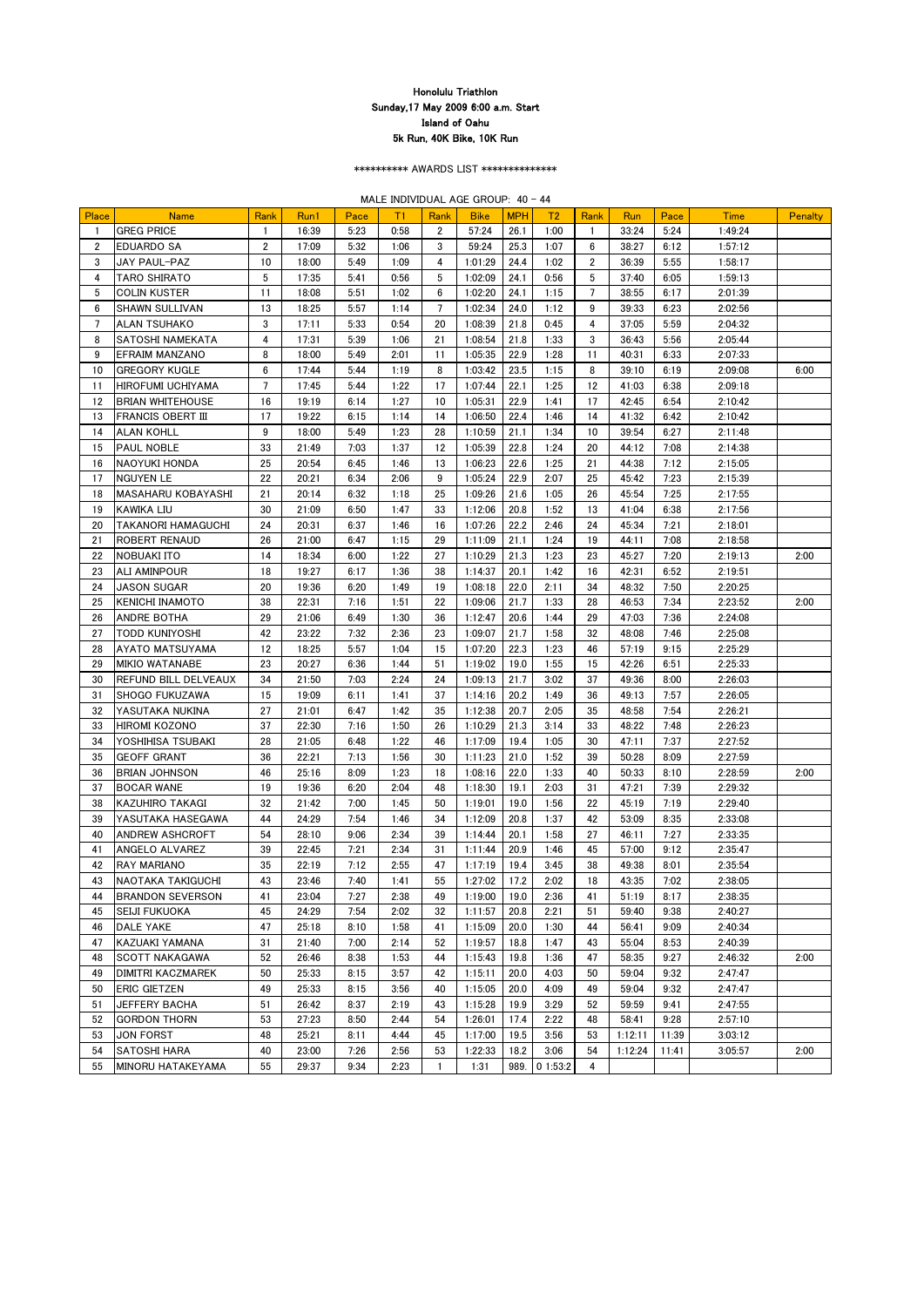# Honolulu Triathlon

## Sunday,17 May 2009 6:00 a.m. Start

## Island of Oahu

## 5k Run, 40K Bike, 10K Run

\*\*\*\*\*\*\*\*\*\* AWARDS LIST \*\*\*\*\*\*\*\*\*\*\*\*\*\*

MALE INDIVIDUAL AGE GROUP: 40 - 44

| Place | Name | Rank | Run1 | Pace | T1 | Rank | Bike | MPH | T2 | Rank | Run | Pace | Time | Penalty |
|---|---|---|---|---|---|---|---|---|---|---|---|---|---|---|
| 1 | GREG PRICE | 1 | 16:39 | 5:23 | 0:58 | 2 | 57:24 | 26.1 | 1:00 | 1 | 33:24 | 5:24 | 1:49:24 | |
| 2 | EDUARDO SA | 2 | 17:09 | 5:32 | 1:06 | 3 | 59:24 | 25.3 | 1:07 | 6 | 38:27 | 6:12 | 1:57:12 | |
| 3 | JAY PAUL-PAZ | 10 | 18:00 | 5:49 | 1:09 | 4 | 1:01:29 | 24.4 | 1:02 | 2 | 36:39 | 5:55 | 1:58:17 | |
| 4 | TARO SHIRATO | 5 | 17:35 | 5:41 | 0:56 | 5 | 1:02:09 | 24.1 | 0:56 | 5 | 37:40 | 6:05 | 1:59:13 | |
| 5 | COLIN KUSTER | 11 | 18:08 | 5:51 | 1:02 | 6 | 1:02:20 | 24.1 | 1:15 | 7 | 38:55 | 6:17 | 2:01:39 | |
| 6 | SHAWN SULLIVAN | 13 | 18:25 | 5:57 | 1:14 | 7 | 1:02:34 | 24.0 | 1:12 | 9 | 39:33 | 6:23 | 2:02:56 | |
| 7 | ALAN TSUHAKO | 3 | 17:11 | 5:33 | 0:54 | 20 | 1:08:39 | 21.8 | 0:45 | 4 | 37:05 | 5:59 | 2:04:32 | |
| 8 | SATOSHI NAMEKATA | 4 | 17:31 | 5:39 | 1:06 | 21 | 1:08:54 | 21.8 | 1:33 | 3 | 36:43 | 5:56 | 2:05:44 | |
| 9 | EFRAIM MANZANO | 8 | 18:00 | 5:49 | 2:01 | 11 | 1:05:35 | 22.9 | 1:28 | 11 | 40:31 | 6:33 | 2:07:33 | |
| 10 | GREGORY KUGLE | 6 | 17:44 | 5:44 | 1:19 | 8 | 1:03:42 | 23.5 | 1:15 | 8 | 39:10 | 6:19 | 2:09:08 | 6:00 |
| 11 | HIROFUMI UCHIYAMA | 7 | 17:45 | 5:44 | 1:22 | 17 | 1:07:44 | 22.1 | 1:25 | 12 | 41:03 | 6:38 | 2:09:18 | |
| 12 | BRIAN WHITEHOUSE | 16 | 19:19 | 6:14 | 1:27 | 10 | 1:05:31 | 22.9 | 1:41 | 17 | 42:45 | 6:54 | 2:10:42 | |
| 13 | FRANCIS OBERT III | 17 | 19:22 | 6:15 | 1:14 | 14 | 1:06:50 | 22.4 | 1:46 | 14 | 41:32 | 6:42 | 2:10:42 | |
| 14 | ALAN KOHLL | 9 | 18:00 | 5:49 | 1:23 | 28 | 1:10:59 | 21.1 | 1:34 | 10 | 39:54 | 6:27 | 2:11:48 | |
| 15 | PAUL NOBLE | 33 | 21:49 | 7:03 | 1:37 | 12 | 1:05:39 | 22.8 | 1:24 | 20 | 44:12 | 7:08 | 2:14:38 | |
| 16 | NAOYUKI HONDA | 25 | 20:54 | 6:45 | 1:46 | 13 | 1:06:23 | 22.6 | 1:25 | 21 | 44:38 | 7:12 | 2:15:05 | |
| 17 | NGUYEN LE | 22 | 20:21 | 6:34 | 2:06 | 9 | 1:05:24 | 22.9 | 2:07 | 25 | 45:42 | 7:23 | 2:15:39 | |
| 18 | MASAHARU KOBAYASHI | 21 | 20:14 | 6:32 | 1:18 | 25 | 1:09:26 | 21.6 | 1:05 | 26 | 45:54 | 7:25 | 2:17:55 | |
| 19 | KAWIKA LIU | 30 | 21:09 | 6:50 | 1:47 | 33 | 1:12:06 | 20.8 | 1:52 | 13 | 41:04 | 6:38 | 2:17:56 | |
| 20 | TAKANORI HAMAGUCHI | 24 | 20:31 | 6:37 | 1:46 | 16 | 1:07:26 | 22.2 | 2:46 | 24 | 45:34 | 7:21 | 2:18:01 | |
| 21 | ROBERT RENAUD | 26 | 21:00 | 6:47 | 1:15 | 29 | 1:11:09 | 21.1 | 1:24 | 19 | 44:11 | 7:08 | 2:18:58 | |
| 22 | NOBUAKI ITO | 14 | 18:34 | 6:00 | 1:22 | 27 | 1:10:29 | 21.3 | 1:23 | 23 | 45:27 | 7:20 | 2:19:13 | 2:00 |
| 23 | ALI AMINPOUR | 18 | 19:27 | 6:17 | 1:36 | 38 | 1:14:37 | 20.1 | 1:42 | 16 | 42:31 | 6:52 | 2:19:51 | |
| 24 | JASON SUGAR | 20 | 19:36 | 6:20 | 1:49 | 19 | 1:08:18 | 22.0 | 2:11 | 34 | 48:32 | 7:50 | 2:20:25 | |
| 25 | KENICHI INAMOTO | 38 | 22:31 | 7:16 | 1:51 | 22 | 1:09:06 | 21.7 | 1:33 | 28 | 46:53 | 7:34 | 2:23:52 | 2:00 |
| 26 | ANDRE BOTHA | 29 | 21:06 | 6:49 | 1:30 | 36 | 1:12:47 | 20.6 | 1:44 | 29 | 47:03 | 7:36 | 2:24:08 | |
| 27 | TODD KUNIYOSHI | 42 | 23:22 | 7:32 | 2:36 | 23 | 1:09:07 | 21.7 | 1:58 | 32 | 48:08 | 7:46 | 2:25:08 | |
| 28 | AYATO MATSUYAMA | 12 | 18:25 | 5:57 | 1:04 | 15 | 1:07:20 | 22.3 | 1:23 | 46 | 57:19 | 9:15 | 2:25:29 | |
| 29 | MIKIO WATANABE | 23 | 20:27 | 6:36 | 1:44 | 51 | 1:19:02 | 19.0 | 1:55 | 15 | 42:26 | 6:51 | 2:25:33 | |
| 30 | REFUND BILL DELVEAUX | 34 | 21:50 | 7:03 | 2:24 | 24 | 1:09:13 | 21.7 | 3:02 | 37 | 49:36 | 8:00 | 2:26:03 | |
| 31 | SHOGO FUKUZAWA | 15 | 19:09 | 6:11 | 1:41 | 37 | 1:14:16 | 20.2 | 1:49 | 36 | 49:13 | 7:57 | 2:26:05 | |
| 32 | YASUTAKA NUKINA | 27 | 21:01 | 6:47 | 1:42 | 35 | 1:12:38 | 20.7 | 2:05 | 35 | 48:58 | 7:54 | 2:26:21 | |
| 33 | HIROMI KOZONO | 37 | 22:30 | 7:16 | 1:50 | 26 | 1:10:29 | 21.3 | 3:14 | 33 | 48:22 | 7:48 | 2:26:23 | |
| 34 | YOSHIHISA TSUBAKI | 28 | 21:05 | 6:48 | 1:22 | 46 | 1:17:09 | 19.4 | 1:05 | 30 | 47:11 | 7:37 | 2:27:52 | |
| 35 | GEOFF GRANT | 36 | 22:21 | 7:13 | 1:56 | 30 | 1:11:23 | 21.0 | 1:52 | 39 | 50:28 | 8:09 | 2:27:59 | |
| 36 | BRIAN JOHNSON | 46 | 25:16 | 8:09 | 1:23 | 18 | 1:08:16 | 22.0 | 1:33 | 40 | 50:33 | 8:10 | 2:28:59 | 2:00 |
| 37 | BOCAR WANE | 19 | 19:36 | 6:20 | 2:04 | 48 | 1:18:30 | 19.1 | 2:03 | 31 | 47:21 | 7:39 | 2:29:32 | |
| 38 | KAZUHIRO TAKAGI | 32 | 21:42 | 7:00 | 1:45 | 50 | 1:19:01 | 19.0 | 1:56 | 22 | 45:19 | 7:19 | 2:29:40 | |
| 39 | YASUTAKA HASEGAWA | 44 | 24:29 | 7:54 | 1:46 | 34 | 1:12:09 | 20.8 | 1:37 | 42 | 53:09 | 8:35 | 2:33:08 | |
| 40 | ANDREW ASHCROFT | 54 | 28:10 | 9:06 | 2:34 | 39 | 1:14:44 | 20.1 | 1:58 | 27 | 46:11 | 7:27 | 2:33:35 | |
| 41 | ANGELO ALVAREZ | 39 | 22:45 | 7:21 | 2:34 | 31 | 1:11:44 | 20.9 | 1:46 | 45 | 57:00 | 9:12 | 2:35:47 | |
| 42 | RAY MARIANO | 35 | 22:19 | 7:12 | 2:55 | 47 | 1:17:19 | 19.4 | 3:45 | 38 | 49:38 | 8:01 | 2:35:54 | |
| 43 | NAOTAKA TAKIGUCHI | 43 | 23:46 | 7:40 | 1:41 | 55 | 1:27:02 | 17.2 | 2:02 | 18 | 43:35 | 7:02 | 2:38:05 | |
| 44 | BRANDON SEVERSON | 41 | 23:04 | 7:27 | 2:38 | 49 | 1:19:00 | 19.0 | 2:36 | 41 | 51:19 | 8:17 | 2:38:35 | |
| 45 | SEIJI FUKUOKA | 45 | 24:29 | 7:54 | 2:02 | 32 | 1:11:57 | 20.8 | 2:21 | 51 | 59:40 | 9:38 | 2:40:27 | |
| 46 | DALE YAKE | 47 | 25:18 | 8:10 | 1:58 | 41 | 1:15:09 | 20.0 | 1:30 | 44 | 56:41 | 9:09 | 2:40:34 | |
| 47 | KAZUAKI YAMANA | 31 | 21:40 | 7:00 | 2:14 | 52 | 1:19:57 | 18.8 | 1:47 | 43 | 55:04 | 8:53 | 2:40:39 | |
| 48 | SCOTT NAKAGAWA | 52 | 26:46 | 8:38 | 1:53 | 44 | 1:15:43 | 19.8 | 1:36 | 47 | 58:35 | 9:27 | 2:46:32 | 2:00 |
| 49 | DIMITRI KACZMAREK | 50 | 25:33 | 8:15 | 3:57 | 42 | 1:15:11 | 20.0 | 4:03 | 50 | 59:04 | 9:32 | 2:47:47 | |
| 50 | ERIC GIETZEN | 49 | 25:33 | 8:15 | 3:56 | 40 | 1:15:05 | 20.0 | 4:09 | 49 | 59:04 | 9:32 | 2:47:47 | |
| 51 | JEFFERY BACHA | 51 | 26:42 | 8:37 | 2:19 | 43 | 1:15:28 | 19.9 | 3:29 | 52 | 59:59 | 9:41 | 2:47:55 | |
| 52 | GORDON THORN | 53 | 27:23 | 8:50 | 2:44 | 54 | 1:26:01 | 17.4 | 2:22 | 48 | 58:41 | 9:28 | 2:57:10 | |
| 53 | JON FORST | 48 | 25:21 | 8:11 | 4:44 | 45 | 1:17:00 | 19.5 | 3:56 | 53 | 1:12:11 | 11:39 | 3:03:12 | |
| 54 | SATOSHI HARA | 40 | 23:00 | 7:26 | 2:56 | 53 | 1:22:33 | 18.2 | 3:06 | 54 | 1:12:24 | 11:41 | 3:05:57 | 2:00 |
| 55 | MINORU HATAKEYAMA | 55 | 29:37 | 9:34 | 2:23 | 1 | 1:31 | 989. | 0 1:53:2 | 4 | | | | |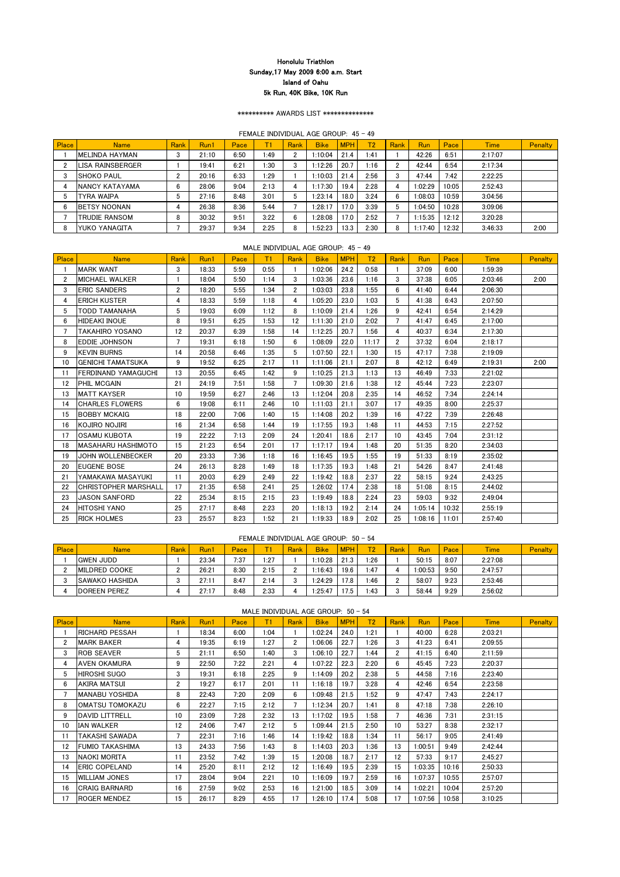# Honolulu Triathlon

**Sunday,17 May 2009 6:00 a.m. Start**

**Island of Oahu**

**5k Run, 40K Bike, 10K Run**

********** AWARDS LIST **************

## FEMALE INDIVIDUAL AGE GROUP: 45 - 49

| Place | Name | Rank | Run1 | Pace | T1 | Rank | Bike | MPH | T2 | Rank | Run | Pace | Time | Penalty |
|---|---|---|---|---|---|---|---|---|---|---|---|---|---|---|
| 1 | MELINDA HAYMAN | 3 | 21:10 | 6:50 | 1:49 | 2 | 1:10:04 | 21.4 | 1:41 | 1 | 42:26 | 6:51 | 2:17:07 | |
| 2 | LISA RAINSBERGER | 1 | 19:41 | 6:21 | 1:30 | 3 | 1:12:26 | 20.7 | 1:16 | 2 | 42:44 | 6:54 | 2:17:34 | |
| 3 | SHOKO PAUL | 2 | 20:16 | 6:33 | 1:29 | 1 | 1:10:03 | 21.4 | 2:56 | 3 | 47:44 | 7:42 | 2:22:25 | |
| 4 | NANCY KATAYAMA | 6 | 28:06 | 9:04 | 2:13 | 4 | 1:17:30 | 19.4 | 2:28 | 4 | 1:02:29 | 10:05 | 2:52:43 | |
| 5 | TYRA WAIPA | 5 | 27:16 | 8:48 | 3:01 | 5 | 1:23:14 | 18.0 | 3:24 | 6 | 1:08:03 | 10:59 | 3:04:56 | |
| 6 | BETSY NOONAN | 4 | 26:38 | 8:36 | 5:44 | 7 | 1:28:17 | 17.0 | 3:39 | 5 | 1:04:50 | 10:28 | 3:09:06 | |
| 7 | TRUDIE RANSOM | 8 | 30:32 | 9:51 | 3:22 | 6 | 1:28:08 | 17.0 | 2:52 | 7 | 1:15:35 | 12:12 | 3:20:28 | |
| 8 | YUKO YANAGITA | 7 | 29:37 | 9:34 | 2:25 | 8 | 1:52:23 | 13.3 | 2:30 | 8 | 1:17:40 | 12:32 | 3:46:33 | 2:00 |

## MALE INDIVIDUAL AGE GROUP: 45 - 49

| Place | Name | Rank | Run1 | Pace | T1 | Rank | Bike | MPH | T2 | Rank | Run | Pace | Time | Penalty |
|---|---|---|---|---|---|---|---|---|---|---|---|---|---|---|
| 1 | MARK WANT | 3 | 18:33 | 5:59 | 0:55 | 1 | 1:02:06 | 24.2 | 0:58 | 1 | 37:09 | 6:00 | 1:59:39 | |
| 2 | MICHAEL WALKER | 1 | 18:04 | 5:50 | 1:14 | 3 | 1:03:36 | 23.6 | 1:16 | 3 | 37:38 | 6:05 | 2:03:46 | 2:00 |
| 3 | ERIC SANDERS | 2 | 18:20 | 5:55 | 1:34 | 2 | 1:03:03 | 23.8 | 1:55 | 6 | 41:40 | 6:44 | 2:06:30 | |
| 4 | ERICH KUSTER | 4 | 18:33 | 5:59 | 1:18 | 4 | 1:05:20 | 23.0 | 1:03 | 5 | 41:38 | 6:43 | 2:07:50 | |
| 5 | TODD TAMANAHA | 5 | 19:03 | 6:09 | 1:12 | 8 | 1:10:09 | 21.4 | 1:26 | 9 | 42:41 | 6:54 | 2:14:29 | |
| 6 | HIDEAKI INOUE | 8 | 19:51 | 6:25 | 1:53 | 12 | 1:11:30 | 21.0 | 2:02 | 7 | 41:47 | 6:45 | 2:17:00 | |
| 7 | TAKAHIRO YOSANO | 12 | 20:37 | 6:39 | 1:58 | 14 | 1:12:25 | 20.7 | 1:56 | 4 | 40:37 | 6:34 | 2:17:30 | |
| 8 | EDDIE JOHNSON | 7 | 19:31 | 6:18 | 1:50 | 6 | 1:08:09 | 22.0 | 11:17 | 2 | 37:32 | 6:04 | 2:18:17 | |
| 9 | KEVIN BURNS | 14 | 20:58 | 6:46 | 1:35 | 5 | 1:07:50 | 22.1 | 1:30 | 15 | 47:17 | 7:38 | 2:19:09 | |
| 10 | GENICHI TAMATSUKA | 9 | 19:52 | 6:25 | 2:17 | 11 | 1:11:06 | 21.1 | 2:07 | 8 | 42:12 | 6:49 | 2:19:31 | 2:00 |
| 11 | FERDINAND YAMAGUCHI | 13 | 20:55 | 6:45 | 1:42 | 9 | 1:10:25 | 21.3 | 1:13 | 13 | 46:49 | 7:33 | 2:21:02 | |
| 12 | PHIL MCGAIN | 21 | 24:19 | 7:51 | 1:58 | 7 | 1:09:30 | 21.6 | 1:38 | 12 | 45:44 | 7:23 | 2:23:07 | |
| 13 | MATT KAYSER | 10 | 19:59 | 6:27 | 2:46 | 13 | 1:12:04 | 20.8 | 2:35 | 14 | 46:52 | 7:34 | 2:24:14 | |
| 14 | CHARLES FLOWERS | 6 | 19:08 | 6:11 | 2:46 | 10 | 1:11:03 | 21.1 | 3:07 | 17 | 49:35 | 8:00 | 2:25:37 | |
| 15 | BOBBY MCKAIG | 18 | 22:00 | 7:06 | 1:40 | 15 | 1:14:08 | 20.2 | 1:39 | 16 | 47:22 | 7:39 | 2:26:48 | |
| 16 | KOJIRO NOJIRI | 16 | 21:34 | 6:58 | 1:44 | 19 | 1:17:55 | 19.3 | 1:48 | 11 | 44:53 | 7:15 | 2:27:52 | |
| 17 | OSAMU KUBOTA | 19 | 22:22 | 7:13 | 2:09 | 24 | 1:20:41 | 18.6 | 2:17 | 10 | 43:45 | 7:04 | 2:31:12 | |
| 18 | MASAHARU HASHIMOTO | 15 | 21:23 | 6:54 | 2:01 | 17 | 1:17:17 | 19.4 | 1:48 | 20 | 51:35 | 8:20 | 2:34:03 | |
| 19 | JOHN WOLLENBECKER | 20 | 23:33 | 7:36 | 1:18 | 16 | 1:16:45 | 19.5 | 1:55 | 19 | 51:33 | 8:19 | 2:35:02 | |
| 20 | EUGENE BOSE | 24 | 26:13 | 8:28 | 1:49 | 18 | 1:17:35 | 19.3 | 1:48 | 21 | 54:26 | 8:47 | 2:41:48 | |
| 21 | YAMAKAWA MASAYUKI | 11 | 20:03 | 6:29 | 2:49 | 22 | 1:19:42 | 18.8 | 2:37 | 22 | 58:15 | 9:24 | 2:43:25 | |
| 22 | CHRISTOPHER MARSHALL | 17 | 21:35 | 6:58 | 2:41 | 25 | 1:26:02 | 17.4 | 2:38 | 18 | 51:08 | 8:15 | 2:44:02 | |
| 23 | JASON SANFORD | 22 | 25:34 | 8:15 | 2:15 | 23 | 1:19:49 | 18.8 | 2:24 | 23 | 59:03 | 9:32 | 2:49:04 | |
| 24 | HITOSHI YANO | 25 | 27:17 | 8:48 | 2:23 | 20 | 1:18:13 | 19.2 | 2:14 | 24 | 1:05:14 | 10:32 | 2:55:19 | |
| 25 | RICK HOLMES | 23 | 25:57 | 8:23 | 1:52 | 21 | 1:19:33 | 18.9 | 2:02 | 25 | 1:08:16 | 11:01 | 2:57:40 | |

## FEMALE INDIVIDUAL AGE GROUP: 50 - 54

| Place | Name | Rank | Run1 | Pace | T1 | Rank | Bike | MPH | T2 | Rank | Run | Pace | Time | Penalty |
|---|---|---|---|---|---|---|---|---|---|---|---|---|---|---|
| 1 | GWEN JUDD | 1 | 23:34 | 7:37 | 1:27 | 1 | 1:10:28 | 21.3 | 1:26 | 1 | 50:15 | 8:07 | 2:27:08 | |
| 2 | MILDRED COOKE | 2 | 26:21 | 8:30 | 2:15 | 2 | 1:16:43 | 19.6 | 1:47 | 4 | 1:00:53 | 9:50 | 2:47:57 | |
| 3 | SAWAKO HASHIDA | 3 | 27:11 | 8:47 | 2:14 | 3 | 1:24:29 | 17.8 | 1:46 | 2 | 58:07 | 9:23 | 2:53:46 | |
| 4 | DOREEN PEREZ | 4 | 27:17 | 8:48 | 2:33 | 4 | 1:25:47 | 17.5 | 1:43 | 3 | 58:44 | 9:29 | 2:56:02 | |

## MALE INDIVIDUAL AGE GROUP: 50 - 54

| Place | Name | Rank | Run1 | Pace | T1 | Rank | Bike | MPH | T2 | Rank | Run | Pace | Time | Penalty |
|---|---|---|---|---|---|---|---|---|---|---|---|---|---|---|
| 1 | RICHARD PESSAH | 1 | 18:34 | 6:00 | 1:04 | 1 | 1:02:24 | 24.0 | 1:21 | 1 | 40:00 | 6:28 | 2:03:21 | |
| 2 | MARK BAKER | 4 | 19:35 | 6:19 | 1:27 | 2 | 1:06:06 | 22.7 | 1:26 | 3 | 41:23 | 6:41 | 2:09:55 | |
| 3 | ROB SEAVER | 5 | 21:11 | 6:50 | 1:40 | 3 | 1:06:10 | 22.7 | 1:44 | 2 | 41:15 | 6:40 | 2:11:59 | |
| 4 | AVEN OKAMURA | 9 | 22:50 | 7:22 | 2:21 | 4 | 1:07:22 | 22.3 | 2:20 | 6 | 45:45 | 7:23 | 2:20:37 | |
| 5 | HIROSHI SUGO | 3 | 19:31 | 6:18 | 2:25 | 9 | 1:14:09 | 20.2 | 2:38 | 5 | 44:58 | 7:16 | 2:23:40 | |
| 6 | AKIRA MATSUI | 2 | 19:27 | 6:17 | 2:01 | 11 | 1:16:18 | 19.7 | 3:28 | 4 | 42:46 | 6:54 | 2:23:58 | |
| 7 | MANABU YOSHIDA | 8 | 22:43 | 7:20 | 2:09 | 6 | 1:09:48 | 21.5 | 1:52 | 9 | 47:47 | 7:43 | 2:24:17 | |
| 8 | OMATSU TOMOKAZU | 6 | 22:27 | 7:15 | 2:12 | 7 | 1:12:34 | 20.7 | 1:41 | 8 | 47:18 | 7:38 | 2:26:10 | |
| 9 | DAVID LITTRELL | 10 | 23:09 | 7:28 | 2:32 | 13 | 1:17:02 | 19.5 | 1:58 | 7 | 46:36 | 7:31 | 2:31:15 | |
| 10 | IAN WALKER | 12 | 24:06 | 7:47 | 2:12 | 5 | 1:09:44 | 21.5 | 2:50 | 10 | 53:27 | 8:38 | 2:32:17 | |
| 11 | TAKASHI SAWADA | 7 | 22:31 | 7:16 | 1:46 | 14 | 1:19:42 | 18.8 | 1:34 | 11 | 56:17 | 9:05 | 2:41:49 | |
| 12 | FUMIO TAKASHIMA | 13 | 24:33 | 7:56 | 1:43 | 8 | 1:14:03 | 20.3 | 1:36 | 13 | 1:00:51 | 9:49 | 2:42:44 | |
| 13 | NAOKI MORITA | 11 | 23:52 | 7:42 | 1:39 | 15 | 1:20:08 | 18.7 | 2:17 | 12 | 57:33 | 9:17 | 2:45:27 | |
| 14 | ERIC COPELAND | 14 | 25:20 | 8:11 | 2:12 | 12 | 1:16:49 | 19.5 | 2:39 | 15 | 1:03:35 | 10:16 | 2:50:33 | |
| 15 | WILLIAM JONES | 17 | 28:04 | 9:04 | 2:21 | 10 | 1:16:09 | 19.7 | 2:59 | 16 | 1:07:37 | 10:55 | 2:57:07 | |
| 16 | CRAIG BARNARD | 16 | 27:59 | 9:02 | 2:53 | 16 | 1:21:00 | 18.5 | 3:09 | 14 | 1:02:21 | 10:04 | 2:57:20 | |
| 17 | ROGER MENDEZ | 15 | 26:17 | 8:29 | 4:55 | 17 | 1:26:10 | 17.4 | 5:08 | 17 | 1:07:56 | 10:58 | 3:10:25 | |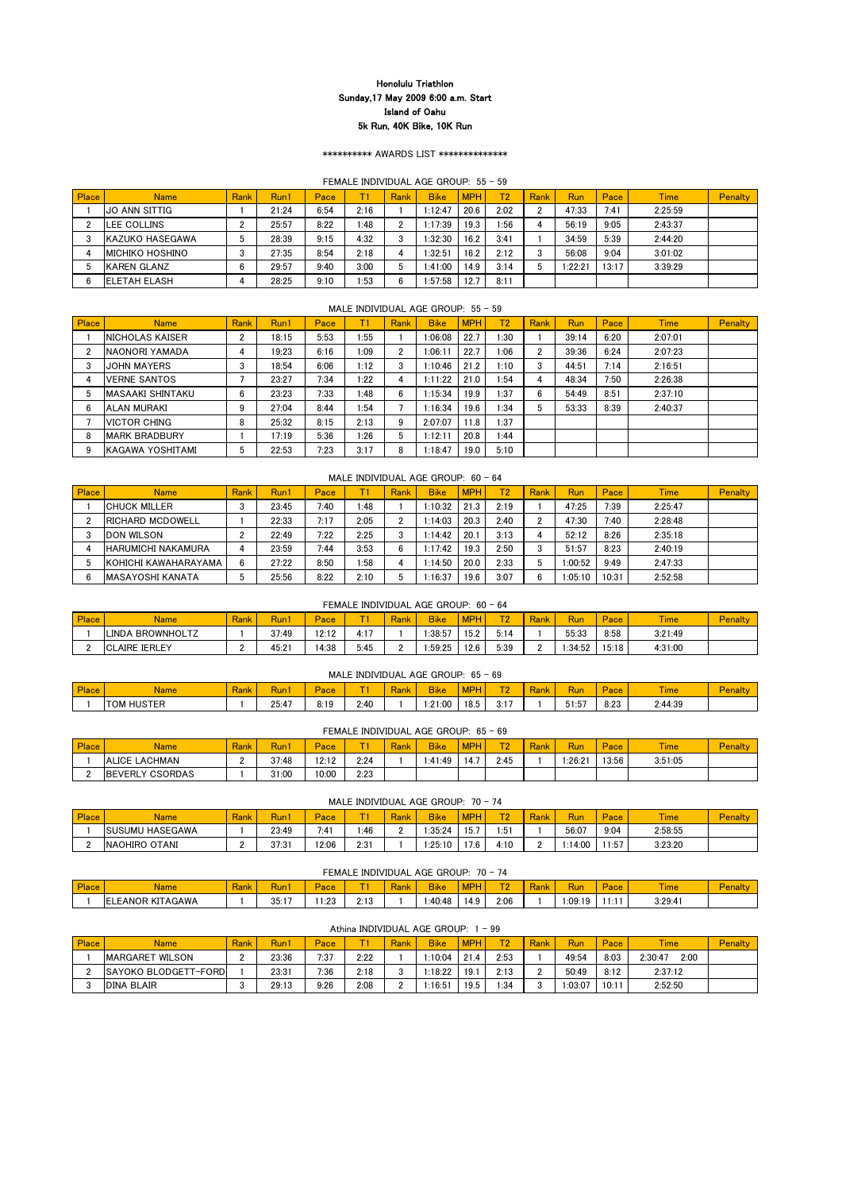# Honolulu Triathlon

**Sunday,17 May 2009 6:00 a.m. Start**

**Island of Oahu**

**5k Run, 40K Bike, 10K Run**

********** AWARDS LIST **************

FEMALE INDIVIDUAL AGE GROUP: 55 - 59

| Place | Name | Rank | Run1 | Pace | T1 | Rank | Bike | MPH | T2 | Rank | Run | Pace | Time | Penalty |
|---|---|---|---|---|---|---|---|---|---|---|---|---|---|---|
| 1 | JO ANN SITTIG | 1 | 21:24 | 6:54 | 2:16 | 1 | 1:12:47 | 20.6 | 2:02 | 2 | 47:33 | 7:41 | 2:25:59 | |
| 2 | LEE COLLINS | 2 | 25:57 | 8:22 | 1:48 | 2 | 1:17:39 | 19.3 | 1:56 | 4 | 56:19 | 9:05 | 2:43:37 | |
| 3 | KAZUKO HASEGAWA | 5 | 28:39 | 9:15 | 4:32 | 3 | 1:32:30 | 16.2 | 3:41 | 1 | 34:59 | 5:39 | 2:44:20 | |
| 4 | MICHIKO HOSHINO | 3 | 27:35 | 8:54 | 2:18 | 4 | 1:32:51 | 16.2 | 2:12 | 3 | 56:08 | 9:04 | 3:01:02 | |
| 5 | KAREN GLANZ | 6 | 29:57 | 9:40 | 3:00 | 5 | 1:41:00 | 14.9 | 3:14 | 5 | 1:22:21 | 13:17 | 3:39:29 | |
| 6 | ELETAH ELASH | 4 | 28:25 | 9:10 | 1:53 | 6 | 1:57:58 | 12.7 | 8:11 | | | | | |

MALE INDIVIDUAL AGE GROUP: 55 - 59

| Place | Name | Rank | Run1 | Pace | T1 | Rank | Bike | MPH | T2 | Rank | Run | Pace | Time | Penalty |
|---|---|---|---|---|---|---|---|---|---|---|---|---|---|---|
| 1 | NICHOLAS KAISER | 2 | 18:15 | 5:53 | 1:55 | 1 | 1:06:08 | 22.7 | 1:30 | 1 | 39:14 | 6:20 | 2:07:01 | |
| 2 | NAONORI YAMADA | 4 | 19:23 | 6:16 | 1:09 | 2 | 1:06:11 | 22.7 | 1:06 | 2 | 39:36 | 6:24 | 2:07:23 | |
| 3 | JOHN MAYERS | 3 | 18:54 | 6:06 | 1:12 | 3 | 1:10:46 | 21.2 | 1:10 | 3 | 44:51 | 7:14 | 2:16:51 | |
| 4 | VERNE SANTOS | 7 | 23:27 | 7:34 | 1:22 | 4 | 1:11:22 | 21.0 | 1:54 | 4 | 48:34 | 7:50 | 2:26:38 | |
| 5 | MASAAKI SHINTAKU | 6 | 23:23 | 7:33 | 1:48 | 6 | 1:15:34 | 19.9 | 1:37 | 6 | 54:49 | 8:51 | 2:37:10 | |
| 6 | ALAN MURAKI | 9 | 27:04 | 8:44 | 1:54 | 7 | 1:16:34 | 19.6 | 1:34 | 5 | 53:33 | 8:39 | 2:40:37 | |
| 7 | VICTOR CHING | 8 | 25:32 | 8:15 | 2:13 | 9 | 2:07:07 | 11.8 | 1:37 | | | | | |
| 8 | MARK BRADBURY | 1 | 17:19 | 5:36 | 1:26 | 5 | 1:12:11 | 20.8 | 1:44 | | | | | |
| 9 | KAGAWA YOSHITAMI | 5 | 22:53 | 7:23 | 3:17 | 8 | 1:18:47 | 19.0 | 5:10 | | | | | |

MALE INDIVIDUAL AGE GROUP: 60 - 64

| Place | Name | Rank | Run1 | Pace | T1 | Rank | Bike | MPH | T2 | Rank | Run | Pace | Time | Penalty |
|---|---|---|---|---|---|---|---|---|---|---|---|---|---|---|
| 1 | CHUCK MILLER | 3 | 23:45 | 7:40 | 1:48 | 1 | 1:10:32 | 21.3 | 2:19 | 1 | 47:25 | 7:39 | 2:25:47 | |
| 2 | RICHARD MCDOWELL | 1 | 22:33 | 7:17 | 2:05 | 2 | 1:14:03 | 20.3 | 2:40 | 2 | 47:30 | 7:40 | 2:28:48 | |
| 3 | DON WILSON | 2 | 22:49 | 7:22 | 2:25 | 3 | 1:14:42 | 20.1 | 3:13 | 4 | 52:12 | 8:26 | 2:35:18 | |
| 4 | HARUMICHI NAKAMURA | 4 | 23:59 | 7:44 | 3:53 | 6 | 1:17:42 | 19.3 | 2:50 | 3 | 51:57 | 8:23 | 2:40:19 | |
| 5 | KOHICHI KAWAHARAYAMA | 6 | 27:22 | 8:50 | 1:58 | 4 | 1:14:50 | 20.0 | 2:33 | 5 | 1:00:52 | 9:49 | 2:47:33 | |
| 6 | MASAYOSHI KANATA | 5 | 25:56 | 8:22 | 2:10 | 5 | 1:16:37 | 19.6 | 3:07 | 6 | 1:05:10 | 10:31 | 2:52:58 | |

FEMALE INDIVIDUAL AGE GROUP: 60 - 64

| Place | Name | Rank | Run1 | Pace | T1 | Rank | Bike | MPH | T2 | Rank | Run | Pace | Time | Penalty |
|---|---|---|---|---|---|---|---|---|---|---|---|---|---|---|
| 1 | LINDA BROWNHOLTZ | 1 | 37:49 | 12:12 | 4:17 | 1 | 1:38:57 | 15.2 | 5:14 | 1 | 55:33 | 8:58 | 3:21:49 | |
| 2 | CLAIRE IERLEY | 2 | 45:21 | 14:38 | 5:45 | 2 | 1:59:25 | 12.6 | 5:39 | 2 | 1:34:52 | 15:18 | 4:31:00 | |

MALE INDIVIDUAL AGE GROUP: 65 - 69

| Place | Name | Rank | Run1 | Pace | T1 | Rank | Bike | MPH | T2 | Rank | Run | Pace | Time | Penalty |
|---|---|---|---|---|---|---|---|---|---|---|---|---|---|---|
| 1 | TOM HUSTER | 1 | 25:47 | 8:19 | 2:40 | 1 | 1:21:00 | 18.5 | 3:17 | 1 | 51:57 | 8:23 | 2:44:39 | |

FEMALE INDIVIDUAL AGE GROUP: 65 - 69

| Place | Name | Rank | Run1 | Pace | T1 | Rank | Bike | MPH | T2 | Rank | Run | Pace | Time | Penalty |
|---|---|---|---|---|---|---|---|---|---|---|---|---|---|---|
| 1 | ALICE LACHMAN | 2 | 37:48 | 12:12 | 2:24 | 1 | 1:41:49 | 14.7 | 2:45 | 1 | 1:26:21 | 13:56 | 3:51:05 | |
| 2 | BEVERLY CSORDAS | 1 | 31:00 | 10:00 | 2:23 | | | | | | | | | |

MALE INDIVIDUAL AGE GROUP: 70 - 74

| Place | Name | Rank | Run1 | Pace | T1 | Rank | Bike | MPH | T2 | Rank | Run | Pace | Time | Penalty |
|---|---|---|---|---|---|---|---|---|---|---|---|---|---|---|
| 1 | SUSUMU HASEGAWA | 1 | 23:49 | 7:41 | 1:46 | 2 | 1:35:24 | 15.7 | 1:51 | 1 | 56:07 | 9:04 | 2:58:55 | |
| 2 | NAOHIRO OTANI | 2 | 37:31 | 12:06 | 2:31 | 1 | 1:25:10 | 17.6 | 4:10 | 2 | 1:14:00 | 11:57 | 3:23:20 | |

FEMALE INDIVIDUAL AGE GROUP: 70 - 74

| Place | Name | Rank | Run1 | Pace | T1 | Rank | Bike | MPH | T2 | Rank | Run | Pace | Time | Penalty |
|---|---|---|---|---|---|---|---|---|---|---|---|---|---|---|
| 1 | ELEANOR KITAGAWA | 1 | 35:17 | 11:23 | 2:13 | 1 | 1:40:48 | 14.9 | 2:06 | 1 | 1:09:19 | 11:11 | 3:29:41 | |

Athina INDIVIDUAL AGE GROUP: 1 - 99

| Place | Name | Rank | Run1 | Pace | T1 | Rank | Bike | MPH | T2 | Rank | Run | Pace | Time | Penalty |
|---|---|---|---|---|---|---|---|---|---|---|---|---|---|---|
| 1 | MARGARET WILSON | 2 | 23:36 | 7:37 | 2:22 | 1 | 1:10:04 | 21.4 | 2:53 | 1 | 49:54 | 8:03 | 2:30:47 2:00 | |
| 2 | SAYOKO BLODGETT-FORD | 1 | 23:31 | 7:36 | 2:18 | 3 | 1:18:22 | 19.1 | 2:13 | 2 | 50:49 | 8:12 | 2:37:12 | |
| 3 | DINA BLAIR | 3 | 29:13 | 9:26 | 2:08 | 2 | 1:16:51 | 19.5 | 1:34 | 3 | 1:03:07 | 10:11 | 2:52:50 | |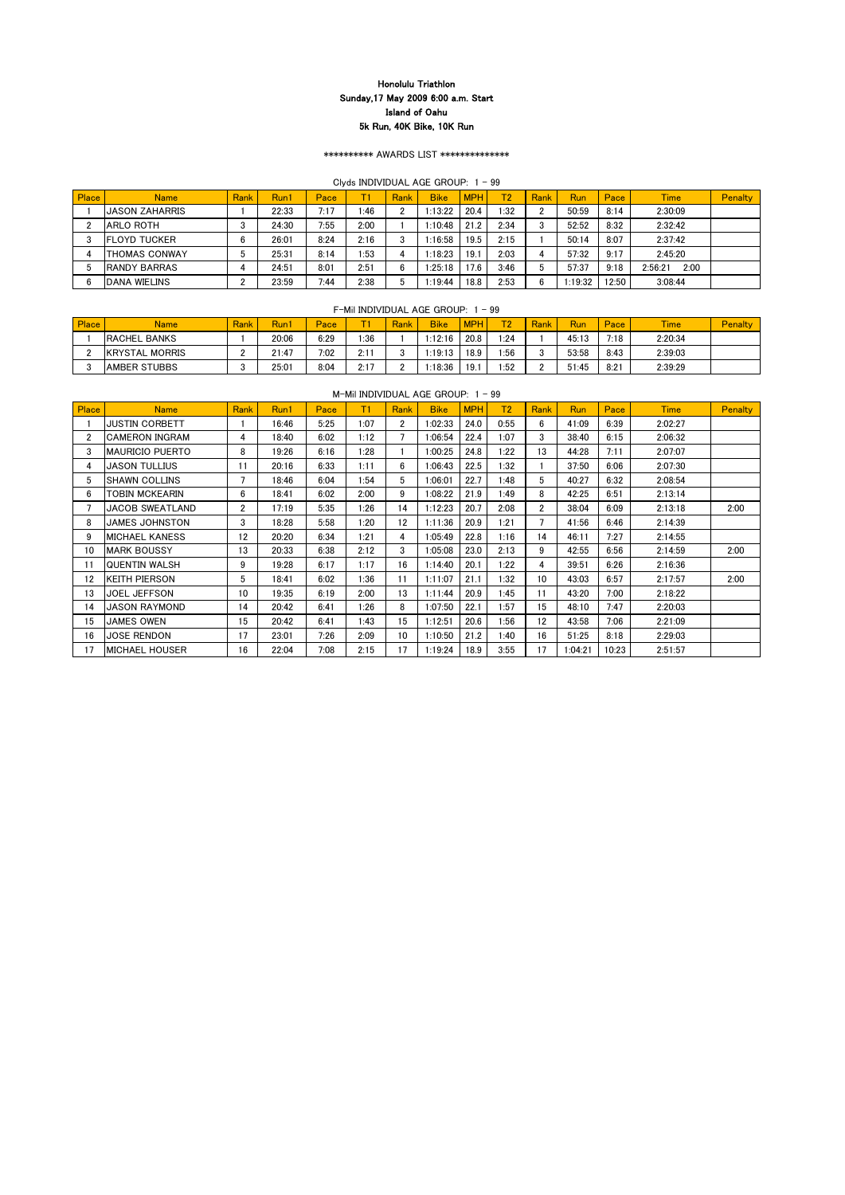# Honolulu Triathlon
**Sunday,17 May 2009 6:00 a.m. Start**
**Island of Oahu**
**5k Run, 40K Bike, 10K Run**

\*\*\*\*\*\*\*\*\*\* AWARDS LIST \*\*\*\*\*\*\*\*\*\*\*\*\*\*

Clyds INDIVIDUAL AGE GROUP: 1 - 99

| Place | Name | Rank | Run1 | Pace | T1 | Rank | Bike | MPH | T2 | Rank | Run | Pace | Time | Penalty |
|---|---|---|---|---|---|---|---|---|---|---|---|---|---|---|
| 1 | JASON ZAHARRIS | 1 | 22:33 | 7:17 | 1:46 | 2 | 1:13:22 | 20.4 | 1:32 | 2 | 50:59 | 8:14 | 2:30:09 | |
| 2 | ARLO ROTH | 3 | 24:30 | 7:55 | 2:00 | 1 | 1:10:48 | 21.2 | 2:34 | 3 | 52:52 | 8:32 | 2:32:42 | |
| 3 | FLOYD TUCKER | 6 | 26:01 | 8:24 | 2:16 | 3 | 1:16:58 | 19.5 | 2:15 | 1 | 50:14 | 8:07 | 2:37:42 | |
| 4 | THOMAS CONWAY | 5 | 25:31 | 8:14 | 1:53 | 4 | 1:18:23 | 19.1 | 2:03 | 4 | 57:32 | 9:17 | 2:45:20 | |
| 5 | RANDY BARRAS | 4 | 24:51 | 8:01 | 2:51 | 6 | 1:25:18 | 17.6 | 3:46 | 5 | 57:37 | 9:18 | 2:56:21 2:00 | |
| 6 | DANA WIELINS | 2 | 23:59 | 7:44 | 2:38 | 5 | 1:19:44 | 18.8 | 2:53 | 6 | 1:19:32 | 12:50 | 3:08:44 | |

F-Mil INDIVIDUAL AGE GROUP: 1 - 99

| Place | Name | Rank | Run1 | Pace | T1 | Rank | Bike | MPH | T2 | Rank | Run | Pace | Time | Penalty |
|---|---|---|---|---|---|---|---|---|---|---|---|---|---|---|
| 1 | RACHEL BANKS | 1 | 20:06 | 6:29 | 1:36 | 1 | 1:12:16 | 20.8 | 1:24 | 1 | 45:13 | 7:18 | 2:20:34 | |
| 2 | KRYSTAL MORRIS | 2 | 21:47 | 7:02 | 2:11 | 3 | 1:19:13 | 18.9 | 1:56 | 3 | 53:58 | 8:43 | 2:39:03 | |
| 3 | AMBER STUBBS | 3 | 25:01 | 8:04 | 2:17 | 2 | 1:18:36 | 19.1 | 1:52 | 2 | 51:45 | 8:21 | 2:39:29 | |

M-Mil INDIVIDUAL AGE GROUP: 1 - 99

| Place | Name | Rank | Run1 | Pace | T1 | Rank | Bike | MPH | T2 | Rank | Run | Pace | Time | Penalty |
|---|---|---|---|---|---|---|---|---|---|---|---|---|---|---|
| 1 | JUSTIN CORBETT | 1 | 16:46 | 5:25 | 1:07 | 2 | 1:02:33 | 24.0 | 0:55 | 6 | 41:09 | 6:39 | 2:02:27 | |
| 2 | CAMERON INGRAM | 4 | 18:40 | 6:02 | 1:12 | 7 | 1:06:54 | 22.4 | 1:07 | 3 | 38:40 | 6:15 | 2:06:32 | |
| 3 | MAURICIO PUERTO | 8 | 19:26 | 6:16 | 1:28 | 1 | 1:00:25 | 24.8 | 1:22 | 13 | 44:28 | 7:11 | 2:07:07 | |
| 4 | JASON TULLIUS | 11 | 20:16 | 6:33 | 1:11 | 6 | 1:06:43 | 22.5 | 1:32 | 1 | 37:50 | 6:06 | 2:07:30 | |
| 5 | SHAWN COLLINS | 7 | 18:46 | 6:04 | 1:54 | 5 | 1:06:01 | 22.7 | 1:48 | 5 | 40:27 | 6:32 | 2:08:54 | |
| 6 | TOBIN MCKEARIN | 6 | 18:41 | 6:02 | 2:00 | 9 | 1:08:22 | 21.9 | 1:49 | 8 | 42:25 | 6:51 | 2:13:14 | |
| 7 | JACOB SWEATLAND | 2 | 17:19 | 5:35 | 1:26 | 14 | 1:12:23 | 20.7 | 2:08 | 2 | 38:04 | 6:09 | 2:13:18 | 2:00 |
| 8 | JAMES JOHNSTON | 3 | 18:28 | 5:58 | 1:20 | 12 | 1:11:36 | 20.9 | 1:21 | 7 | 41:56 | 6:46 | 2:14:39 | |
| 9 | MICHAEL KANESS | 12 | 20:20 | 6:34 | 1:21 | 4 | 1:05:49 | 22.8 | 1:16 | 14 | 46:11 | 7:27 | 2:14:55 | |
| 10 | MARK BOUSSY | 13 | 20:33 | 6:38 | 2:12 | 3 | 1:05:08 | 23.0 | 2:13 | 9 | 42:55 | 6:56 | 2:14:59 | 2:00 |
| 11 | QUENTIN WALSH | 9 | 19:28 | 6:17 | 1:17 | 16 | 1:14:40 | 20.1 | 1:22 | 4 | 39:51 | 6:26 | 2:16:36 | |
| 12 | KEITH PIERSON | 5 | 18:41 | 6:02 | 1:36 | 11 | 1:11:07 | 21.1 | 1:32 | 10 | 43:03 | 6:57 | 2:17:57 | 2:00 |
| 13 | JOEL JEFFSON | 10 | 19:35 | 6:19 | 2:00 | 13 | 1:11:44 | 20.9 | 1:45 | 11 | 43:20 | 7:00 | 2:18:22 | |
| 14 | JASON RAYMOND | 14 | 20:42 | 6:41 | 1:26 | 8 | 1:07:50 | 22.1 | 1:57 | 15 | 48:10 | 7:47 | 2:20:03 | |
| 15 | JAMES OWEN | 15 | 20:42 | 6:41 | 1:43 | 15 | 1:12:51 | 20.6 | 1:56 | 12 | 43:58 | 7:06 | 2:21:09 | |
| 16 | JOSE RENDON | 17 | 23:01 | 7:26 | 2:09 | 10 | 1:10:50 | 21.2 | 1:40 | 16 | 51:25 | 8:18 | 2:29:03 | |
| 17 | MICHAEL HOUSER | 16 | 22:04 | 7:08 | 2:15 | 17 | 1:19:24 | 18.9 | 3:55 | 17 | 1:04:21 | 10:23 | 2:51:57 | |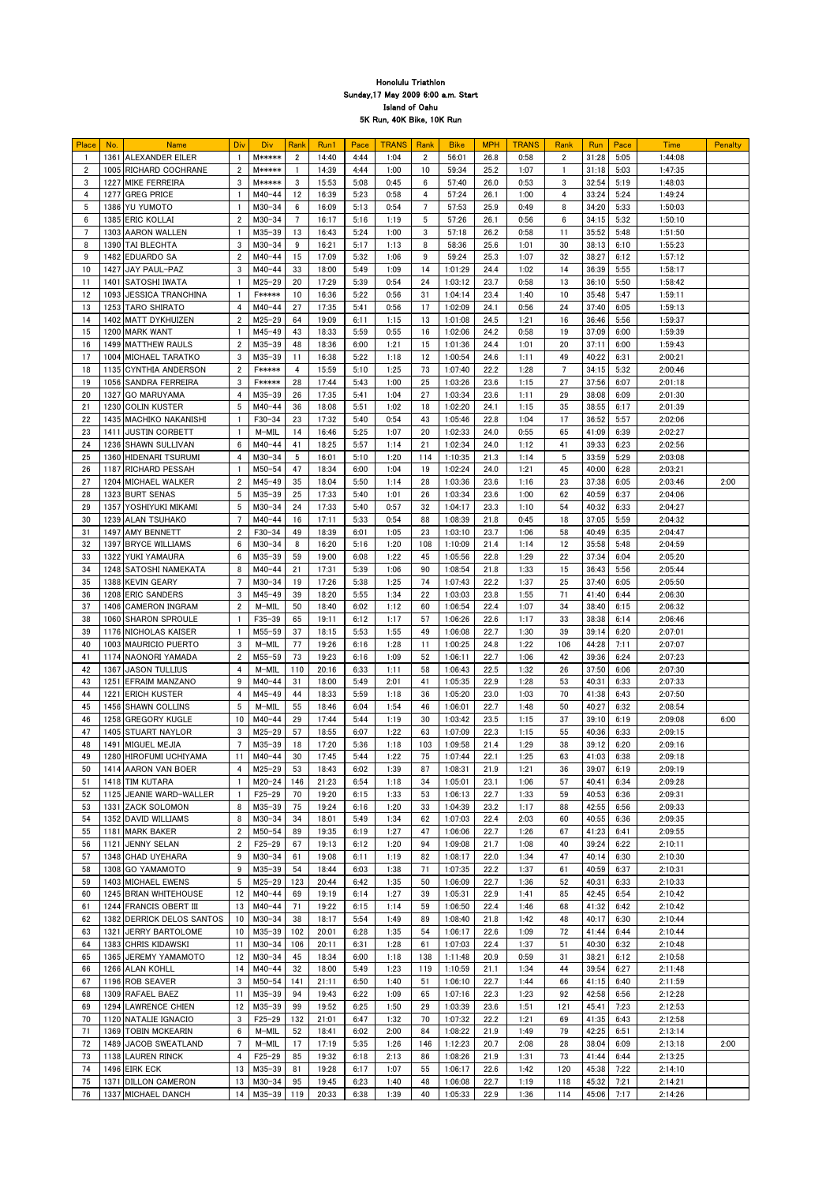# Honolulu Triathlon
## Sunday,17 May 2009 6:00 a.m. Start
## Island of Oahu
## 5K Run, 40K Bike, 10K Run

| Place | No. | Name | Div | Div | Rank | Run1 | Pace | TRANS | Rank | Bike | MPH | TRANS | Rank | Run | Pace | Time | Penalty |
|---|---|---|---|---|---|---|---|---|---|---|---|---|---|---|---|---|---|
| 1 | 1361 | ALEXANDER EILER | 1 | M***** | 2 | 14:40 | 4:44 | 1:04 | 2 | 56:01 | 26.8 | 0:58 | 2 | 31:28 | 5:05 | 1:44:08 | |
| 2 | 1005 | RICHARD COCHRANE | 2 | M***** | 1 | 14:39 | 4:44 | 1:00 | 10 | 59:34 | 25.2 | 1:07 | 1 | 31:18 | 5:03 | 1:47:35 | |
| 3 | 1227 | MIKE FERREIRA | 3 | M***** | 3 | 15:53 | 5:08 | 0:45 | 6 | 57:40 | 26.0 | 0:53 | 3 | 32:54 | 5:19 | 1:48:03 | |
| 4 | 1277 | GREG PRICE | 1 | M40-44 | 12 | 16:39 | 5:23 | 0:58 | 4 | 57:24 | 26.1 | 1:00 | 4 | 33:24 | 5:24 | 1:49:24 | |
| 5 | 1386 | YU YUMOTO | 1 | M30-34 | 6 | 16:09 | 5:13 | 0:54 | 7 | 57:53 | 25.9 | 0:49 | 8 | 34:20 | 5:33 | 1:50:03 | |
| 6 | 1385 | ERIC KOLLAI | 2 | M30-34 | 7 | 16:17 | 5:16 | 1:19 | 5 | 57:26 | 26.1 | 0:56 | 6 | 34:15 | 5:32 | 1:50:10 | |
| 7 | 1303 | AARON WALLEN | 1 | M35-39 | 13 | 16:43 | 5:24 | 1:00 | 3 | 57:18 | 26.2 | 0:58 | 11 | 35:52 | 5:48 | 1:51:50 | |
| 8 | 1390 | TAI BLECHTA | 3 | M30-34 | 9 | 16:21 | 5:17 | 1:13 | 8 | 58:36 | 25.6 | 1:01 | 30 | 38:13 | 6:10 | 1:55:23 | |
| 9 | 1482 | EDUARDO SA | 2 | M40-44 | 15 | 17:09 | 5:32 | 1:06 | 9 | 59:24 | 25.3 | 1:07 | 32 | 38:27 | 6:12 | 1:57:12 | |
| 10 | 1427 | JAY PAUL-PAZ | 3 | M40-44 | 33 | 18:00 | 5:49 | 1:09 | 14 | 1:01:29 | 24.4 | 1:02 | 14 | 36:39 | 5:55 | 1:58:17 | |
| 11 | 1401 | SATOSHI IWATA | 1 | M25-29 | 20 | 17:29 | 5:39 | 0:54 | 24 | 1:03:12 | 23.7 | 0:58 | 13 | 36:10 | 5:50 | 1:58:42 | |
| 12 | 1093 | JESSICA TRANCHINA | 1 | F***** | 10 | 16:36 | 5:22 | 0:56 | 31 | 1:04:14 | 23.4 | 1:40 | 10 | 35:48 | 5:47 | 1:59:11 | |
| 13 | 1253 | TARO SHIRATO | 4 | M40-44 | 27 | 17:35 | 5:41 | 0:56 | 17 | 1:02:09 | 24.1 | 0:56 | 24 | 37:40 | 6:05 | 1:59:13 | |
| 14 | 1402 | MATT DYKHUIZEN | 2 | M25-29 | 64 | 19:09 | 6:11 | 1:15 | 13 | 1:01:08 | 24.5 | 1:21 | 16 | 36:46 | 5:56 | 1:59:37 | |
| 15 | 1200 | MARK WANT | 1 | M45-49 | 43 | 18:33 | 5:59 | 0:55 | 16 | 1:02:06 | 24.2 | 0:58 | 19 | 37:09 | 6:00 | 1:59:39 | |
| 16 | 1499 | MATTHEW RAULS | 2 | M35-39 | 48 | 18:36 | 6:00 | 1:21 | 15 | 1:01:36 | 24.4 | 1:01 | 20 | 37:11 | 6:00 | 1:59:43 | |
| 17 | 1004 | MICHAEL TARATKO | 3 | M35-39 | 11 | 16:38 | 5:22 | 1:18 | 12 | 1:00:54 | 24.6 | 1:11 | 49 | 40:22 | 6:31 | 2:00:21 | |
| 18 | 1135 | CYNTHIA ANDERSON | 2 | F***** | 4 | 15:59 | 5:10 | 1:25 | 73 | 1:07:40 | 22.2 | 1:28 | 7 | 34:15 | 5:32 | 2:00:46 | |
| 19 | 1056 | SANDRA FERREIRA | 3 | F***** | 28 | 17:44 | 5:43 | 1:00 | 25 | 1:03:26 | 23.6 | 1:15 | 27 | 37:56 | 6:07 | 2:01:18 | |
| 20 | 1327 | GO MARUYAMA | 4 | M35-39 | 26 | 17:35 | 5:41 | 1:04 | 27 | 1:03:34 | 23.6 | 1:11 | 29 | 38:08 | 6:09 | 2:01:30 | |
| 21 | 1230 | COLIN KUSTER | 5 | M40-44 | 36 | 18:08 | 5:51 | 1:02 | 18 | 1:02:20 | 24.1 | 1:15 | 35 | 38:55 | 6:17 | 2:01:39 | |
| 22 | 1435 | MACHIKO NAKANISHI | 1 | F30-34 | 23 | 17:32 | 5:40 | 0:54 | 43 | 1:05:46 | 22.8 | 1:04 | 17 | 36:52 | 5:57 | 2:02:06 | |
| 23 | 1411 | JUSTIN CORBETT | 1 | M-MIL | 14 | 16:46 | 5:25 | 1:07 | 20 | 1:02:33 | 24.0 | 0:55 | 65 | 41:09 | 6:39 | 2:02:27 | |
| 24 | 1236 | SHAWN SULLIVAN | 6 | M40-44 | 41 | 18:25 | 5:57 | 1:14 | 21 | 1:02:34 | 24.0 | 1:12 | 41 | 39:33 | 6:23 | 2:02:56 | |
| 25 | 1360 | HIDENARI TSURUMI | 4 | M30-34 | 5 | 16:01 | 5:10 | 1:20 | 114 | 1:10:35 | 21.3 | 1:14 | 5 | 33:59 | 5:29 | 2:03:08 | |
| 26 | 1187 | RICHARD PESSAH | 1 | M50-54 | 47 | 18:34 | 6:00 | 1:04 | 19 | 1:02:24 | 24.0 | 1:21 | 45 | 40:00 | 6:28 | 2:03:21 | |
| 27 | 1204 | MICHAEL WALKER | 2 | M45-49 | 35 | 18:04 | 5:50 | 1:14 | 28 | 1:03:36 | 23.6 | 1:16 | 23 | 37:38 | 6:05 | 2:03:46 | 2:00 |
| 28 | 1323 | BURT SENAS | 5 | M35-39 | 25 | 17:33 | 5:40 | 1:01 | 26 | 1:03:34 | 23.6 | 1:00 | 62 | 40:59 | 6:37 | 2:04:06 | |
| 29 | 1357 | YOSHIYUKI MIKAMI | 5 | M30-34 | 24 | 17:33 | 5:40 | 0:57 | 32 | 1:04:17 | 23.3 | 1:10 | 54 | 40:32 | 6:33 | 2:04:27 | |
| 30 | 1239 | ALAN TSUHAKO | 7 | M40-44 | 16 | 17:11 | 5:33 | 0:54 | 88 | 1:08:39 | 21.8 | 0:45 | 18 | 37:05 | 5:59 | 2:04:32 | |
| 31 | 1497 | AMY BENNETT | 2 | F30-34 | 49 | 18:39 | 6:01 | 1:05 | 23 | 1:03:10 | 23.7 | 1:06 | 58 | 40:49 | 6:35 | 2:04:47 | |
| 32 | 1397 | BRYCE WILLIAMS | 6 | M30-34 | 8 | 16:20 | 5:16 | 1:20 | 108 | 1:10:09 | 21.4 | 1:14 | 12 | 35:58 | 5:48 | 2:04:59 | |
| 33 | 1322 | YUKI YAMAURA | 6 | M35-39 | 59 | 19:00 | 6:08 | 1:22 | 45 | 1:05:56 | 22.8 | 1:29 | 22 | 37:34 | 6:04 | 2:05:20 | |
| 34 | 1248 | SATOSHI NAMEKATA | 8 | M40-44 | 21 | 17:31 | 5:39 | 1:06 | 90 | 1:08:54 | 21.8 | 1:33 | 15 | 36:43 | 5:56 | 2:05:44 | |
| 35 | 1388 | KEVIN GEARY | 7 | M30-34 | 19 | 17:26 | 5:38 | 1:25 | 74 | 1:07:43 | 22.2 | 1:37 | 25 | 37:40 | 6:05 | 2:05:50 | |
| 36 | 1208 | ERIC SANDERS | 3 | M45-49 | 39 | 18:20 | 5:55 | 1:34 | 22 | 1:03:03 | 23.8 | 1:55 | 71 | 41:40 | 6:44 | 2:06:30 | |
| 37 | 1406 | CAMERON INGRAM | 2 | M-MIL | 50 | 18:40 | 6:02 | 1:12 | 60 | 1:06:54 | 22.4 | 1:07 | 34 | 38:40 | 6:15 | 2:06:32 | |
| 38 | 1060 | SHARON SPROULE | 1 | F35-39 | 65 | 19:11 | 6:12 | 1:17 | 57 | 1:06:26 | 22.6 | 1:17 | 33 | 38:38 | 6:14 | 2:06:46 | |
| 39 | 1176 | NICHOLAS KAISER | 1 | M55-59 | 37 | 18:15 | 5:53 | 1:55 | 49 | 1:06:08 | 22.7 | 1:30 | 39 | 39:14 | 6:20 | 2:07:01 | |
| 40 | 1003 | MAURICIO PUERTO | 3 | M-MIL | 77 | 19:26 | 6:16 | 1:28 | 11 | 1:00:25 | 24.8 | 1:22 | 106 | 44:28 | 7:11 | 2:07:07 | |
| 41 | 1174 | NAONORI YAMADA | 2 | M55-59 | 73 | 19:23 | 6:16 | 1:09 | 52 | 1:06:11 | 22.7 | 1:06 | 42 | 39:36 | 6:24 | 2:07:23 | |
| 42 | 1367 | JASON TULLIUS | 4 | M-MIL | 110 | 20:16 | 6:33 | 1:11 | 58 | 1:06:43 | 22.5 | 1:32 | 26 | 37:50 | 6:06 | 2:07:30 | |
| 43 | 1251 | EFRAIM MANZANO | 9 | M40-44 | 31 | 18:00 | 5:49 | 2:01 | 41 | 1:05:35 | 22.9 | 1:28 | 53 | 40:31 | 6:33 | 2:07:33 | |
| 44 | 1221 | ERICH KUSTER | 4 | M45-49 | 44 | 18:33 | 5:59 | 1:18 | 36 | 1:05:20 | 23.0 | 1:03 | 70 | 41:38 | 6:43 | 2:07:50 | |
| 45 | 1456 | SHAWN COLLINS | 5 | M-MIL | 55 | 18:46 | 6:04 | 1:54 | 46 | 1:06:01 | 22.7 | 1:48 | 50 | 40:27 | 6:32 | 2:08:54 | |
| 46 | 1258 | GREGORY KUGLE | 10 | M40-44 | 29 | 17:44 | 5:44 | 1:19 | 30 | 1:03:42 | 23.5 | 1:15 | 37 | 39:10 | 6:19 | 2:09:08 | 6:00 |
| 47 | 1405 | STUART NAYLOR | 3 | M25-29 | 57 | 18:55 | 6:07 | 1:22 | 63 | 1:07:09 | 22.3 | 1:15 | 55 | 40:36 | 6:33 | 2:09:15 | |
| 48 | 1491 | MIGUEL MEJIA | 7 | M35-39 | 18 | 17:20 | 5:36 | 1:18 | 103 | 1:09:58 | 21.4 | 1:29 | 38 | 39:12 | 6:20 | 2:09:16 | |
| 49 | 1280 | HIROFUMI UCHIYAMA | 11 | M40-44 | 30 | 17:45 | 5:44 | 1:22 | 75 | 1:07:44 | 22.1 | 1:25 | 63 | 41:03 | 6:38 | 2:09:18 | |
| 50 | 1414 | AARON VAN BOER | 4 | M25-29 | 53 | 18:43 | 6:02 | 1:39 | 87 | 1:08:31 | 21.9 | 1:21 | 36 | 39:07 | 6:19 | 2:09:19 | |
| 51 | 1418 | TIM KUTARA | 1 | M20-24 | 146 | 21:23 | 6:54 | 1:18 | 34 | 1:05:01 | 23.1 | 1:06 | 57 | 40:41 | 6:34 | 2:09:28 | |
| 52 | 1125 | JEANIE WARD-WALLER | 1 | F25-29 | 70 | 19:20 | 6:15 | 1:33 | 53 | 1:06:13 | 22.7 | 1:33 | 59 | 40:53 | 6:36 | 2:09:31 | |
| 53 | 1331 | ZACK SOLOMON | 8 | M35-39 | 75 | 19:24 | 6:16 | 1:20 | 33 | 1:04:39 | 23.2 | 1:17 | 88 | 42:55 | 6:56 | 2:09:33 | |
| 54 | 1352 | DAVID WILLIAMS | 8 | M30-34 | 34 | 18:01 | 5:49 | 1:34 | 62 | 1:07:03 | 22.4 | 2:03 | 60 | 40:55 | 6:36 | 2:09:35 | |
| 55 | 1181 | MARK BAKER | 2 | M50-54 | 89 | 19:35 | 6:19 | 1:27 | 47 | 1:06:06 | 22.7 | 1:26 | 67 | 41:23 | 6:41 | 2:09:55 | |
| 56 | 1121 | JENNY SELAN | 2 | F25-29 | 67 | 19:13 | 6:12 | 1:20 | 94 | 1:09:08 | 21.7 | 1:08 | 40 | 39:24 | 6:22 | 2:10:11 | |
| 57 | 1348 | CHAD UYEHARA | 9 | M30-34 | 61 | 19:08 | 6:11 | 1:19 | 82 | 1:08:17 | 22.0 | 1:34 | 47 | 40:14 | 6:30 | 2:10:30 | |
| 58 | 1308 | GO YAMAMOTO | 9 | M35-39 | 54 | 18:44 | 6:03 | 1:38 | 71 | 1:07:35 | 22.2 | 1:37 | 61 | 40:59 | 6:37 | 2:10:31 | |
| 59 | 1403 | MICHAEL EWENS | 5 | M25-29 | 123 | 20:44 | 6:42 | 1:35 | 50 | 1:06:09 | 22.7 | 1:36 | 52 | 40:31 | 6:33 | 2:10:33 | |
| 60 | 1245 | BRIAN WHITEHOUSE | 12 | M40-44 | 69 | 19:19 | 6:14 | 1:27 | 39 | 1:05:31 | 22.9 | 1:41 | 85 | 42:45 | 6:54 | 2:10:42 | |
| 61 | 1244 | FRANCIS OBERT III | 13 | M40-44 | 71 | 19:22 | 6:15 | 1:14 | 59 | 1:06:50 | 22.4 | 1:46 | 68 | 41:32 | 6:42 | 2:10:42 | |
| 62 | 1382 | DERRICK DELOS SANTOS | 10 | M30-34 | 38 | 18:17 | 5:54 | 1:49 | 89 | 1:08:40 | 21.8 | 1:42 | 48 | 40:17 | 6:30 | 2:10:44 | |
| 63 | 1321 | JERRY BARTOLOME | 10 | M35-39 | 102 | 20:01 | 6:28 | 1:35 | 54 | 1:06:17 | 22.6 | 1:09 | 72 | 41:44 | 6:44 | 2:10:44 | |
| 64 | 1383 | CHRIS KIDAWSKI | 11 | M30-34 | 106 | 20:11 | 6:31 | 1:28 | 61 | 1:07:03 | 22.4 | 1:37 | 51 | 40:30 | 6:32 | 2:10:48 | |
| 65 | 1365 | JEREMY YAMAMOTO | 12 | M30-34 | 45 | 18:34 | 6:00 | 1:18 | 138 | 1:11:48 | 20.9 | 0:59 | 31 | 38:21 | 6:12 | 2:10:58 | |
| 66 | 1266 | ALAN KOHLL | 14 | M40-44 | 32 | 18:00 | 5:49 | 1:23 | 119 | 1:10:59 | 21.1 | 1:34 | 44 | 39:54 | 6:27 | 2:11:48 | |
| 67 | 1196 | ROB SEAVER | 3 | M50-54 | 141 | 21:11 | 6:50 | 1:40 | 51 | 1:06:10 | 22.7 | 1:44 | 66 | 41:15 | 6:40 | 2:11:59 | |
| 68 | 1309 | RAFAEL BAEZ | 11 | M35-39 | 94 | 19:43 | 6:22 | 1:09 | 65 | 1:07:16 | 22.3 | 1:23 | 92 | 42:58 | 6:56 | 2:12:28 | |
| 69 | 1294 | LAWRENCE CHIEN | 12 | M35-39 | 99 | 19:52 | 6:25 | 1:50 | 29 | 1:03:39 | 23.6 | 1:51 | 121 | 45:41 | 7:23 | 2:12:53 | |
| 70 | 1120 | NATALIE IGNACIO | 3 | F25-29 | 132 | 21:01 | 6:47 | 1:32 | 70 | 1:07:32 | 22.2 | 1:21 | 69 | 41:35 | 6:43 | 2:12:58 | |
| 71 | 1369 | TOBIN MCKEARIN | 6 | M-MIL | 52 | 18:41 | 6:02 | 2:00 | 84 | 1:08:22 | 21.9 | 1:49 | 79 | 42:25 | 6:51 | 2:13:14 | |
| 72 | 1489 | JACOB SWEATLAND | 7 | M-MIL | 17 | 17:19 | 5:35 | 1:26 | 146 | 1:12:23 | 20.7 | 2:08 | 28 | 38:04 | 6:09 | 2:13:18 | 2:00 |
| 73 | 1138 | LAUREN RINCK | 4 | F25-29 | 85 | 19:32 | 6:18 | 2:13 | 86 | 1:08:26 | 21.9 | 1:31 | 73 | 41:44 | 6:44 | 2:13:25 | |
| 74 | 1496 | EIRK ECK | 13 | M35-39 | 81 | 19:28 | 6:17 | 1:07 | 55 | 1:06:17 | 22.6 | 1:42 | 120 | 45:38 | 7:22 | 2:14:10 | |
| 75 | 1371 | DILLON CAMERON | 13 | M30-34 | 95 | 19:45 | 6:23 | 1:40 | 48 | 1:06:08 | 22.7 | 1:19 | 118 | 45:32 | 7:21 | 2:14:21 | |
| 76 | 1337 | MICHAEL DANCH | 14 | M35-39 | 119 | 20:33 | 6:38 | 1:39 | 40 | 1:05:33 | 22.9 | 1:36 | 114 | 45:06 | 7:17 | 2:14:26 | |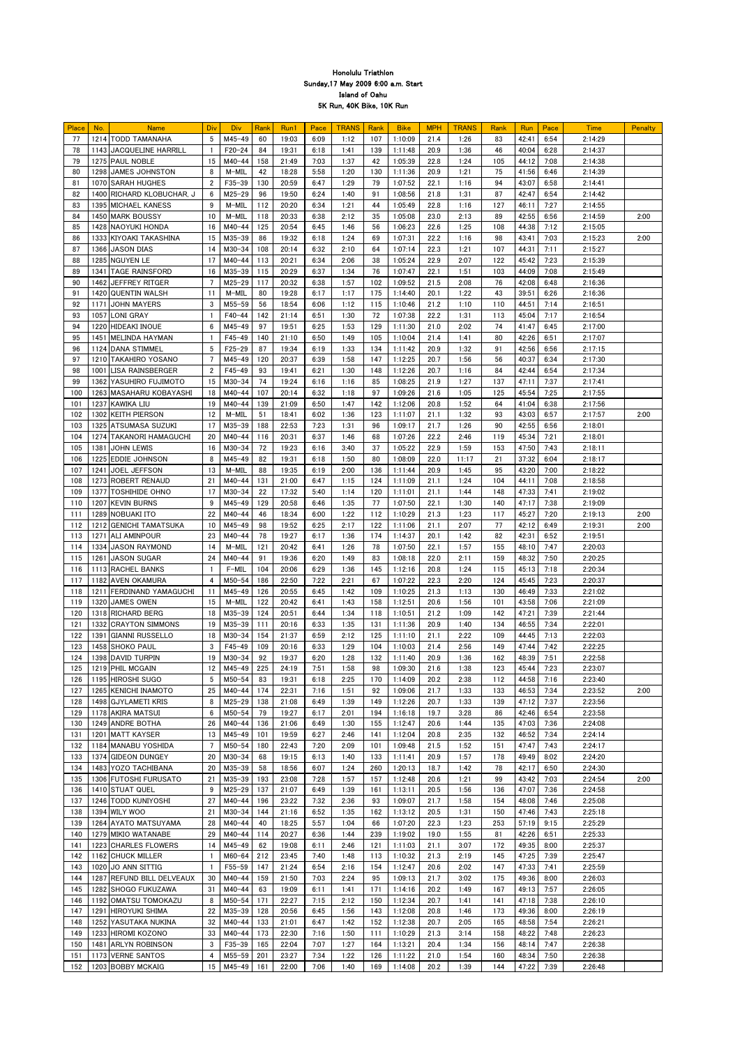**Honolulu Triathlon**
**Sunday,17 May 2009 6:00 a.m. Start**
**Island of Oahu**
**5K Run, 40K Bike, 10K Run**

| Place | No. | Name | Div | Div | Rank | Run1 | Pace | TRANS | Rank | Bike | MPH | TRANS | Rank | Run | Pace | Time | Penalty |
|---|---|---|---|---|---|---|---|---|---|---|---|---|---|---|---|---|---|
| 77 | 1214 | TODD TAMANAHA | 5 | M45-49 | 60 | 19:03 | 6:09 | 1:12 | 107 | 1:10:09 | 21.4 | 1:26 | 83 | 42:41 | 6:54 | 2:14:29 | |
| 78 | 1143 | JACQUELINE HARRILL | 1 | F20-24 | 84 | 19:31 | 6:18 | 1:41 | 139 | 1:11:48 | 20.9 | 1:36 | 46 | 40:04 | 6:28 | 2:14:37 | |
| 79 | 1275 | PAUL NOBLE | 15 | M40-44 | 158 | 21:49 | 7:03 | 1:37 | 42 | 1:05:39 | 22.8 | 1:24 | 105 | 44:12 | 7:08 | 2:14:38 | |
| 80 | 1298 | JAMES JOHNSTON | 8 | M-MIL | 42 | 18:28 | 5:58 | 1:20 | 130 | 1:11:36 | 20.9 | 1:21 | 75 | 41:56 | 6:46 | 2:14:39 | |
| 81 | 1070 | SARAH HUGHES | 2 | F35-39 | 130 | 20:59 | 6:47 | 1:29 | 79 | 1:07:52 | 22.1 | 1:16 | 94 | 43:07 | 6:58 | 2:14:41 | |
| 82 | 1400 | RICHARD KLOBUCHAR, J | 6 | M25-29 | 96 | 19:50 | 6:24 | 1:40 | 91 | 1:08:56 | 21.8 | 1:31 | 87 | 42:47 | 6:54 | 2:14:42 | |
| 83 | 1395 | MICHAEL KANESS | 9 | M-MIL | 112 | 20:20 | 6:34 | 1:21 | 44 | 1:05:49 | 22.8 | 1:16 | 127 | 46:11 | 7:27 | 2:14:55 | |
| 84 | 1450 | MARK BOUSSY | 10 | M-MIL | 118 | 20:33 | 6:38 | 2:12 | 35 | 1:05:08 | 23.0 | 2:13 | 89 | 42:55 | 6:56 | 2:14:59 | 2:00 |
| 85 | 1428 | NAOYUKI HONDA | 16 | M40-44 | 125 | 20:54 | 6:45 | 1:46 | 56 | 1:06:23 | 22.6 | 1:25 | 108 | 44:38 | 7:12 | 2:15:05 | |
| 86 | 1333 | KIYOAKI TAKASHINA | 15 | M35-39 | 86 | 19:32 | 6:18 | 1:24 | 69 | 1:07:31 | 22.2 | 1:16 | 98 | 43:41 | 7:03 | 2:15:23 | 2:00 |
| 87 | 1366 | JASON DIAS | 14 | M30-34 | 108 | 20:14 | 6:32 | 2:10 | 64 | 1:07:14 | 22.3 | 1:21 | 107 | 44:31 | 7:11 | 2:15:27 | |
| 88 | 1285 | NGUYEN LE | 17 | M40-44 | 113 | 20:21 | 6:34 | 2:06 | 38 | 1:05:24 | 22.9 | 2:07 | 122 | 45:42 | 7:23 | 2:15:39 | |
| 89 | 1341 | TAGE RAINSFORD | 16 | M35-39 | 115 | 20:29 | 6:37 | 1:34 | 76 | 1:07:47 | 22.1 | 1:51 | 103 | 44:09 | 7:08 | 2:15:49 | |
| 90 | 1462 | JEFFREY RITGER | 7 | M25-29 | 117 | 20:32 | 6:38 | 1:57 | 102 | 1:09:52 | 21.5 | 2:08 | 76 | 42:08 | 6:48 | 2:16:36 | |
| 91 | 1420 | QUENTIN WALSH | 11 | M-MIL | 80 | 19:28 | 6:17 | 1:17 | 175 | 1:14:40 | 20.1 | 1:22 | 43 | 39:51 | 6:26 | 2:16:36 | |
| 92 | 1171 | JOHN MAYERS | 3 | M55-59 | 56 | 18:54 | 6:06 | 1:12 | 115 | 1:10:46 | 21.2 | 1:10 | 110 | 44:51 | 7:14 | 2:16:51 | |
| 93 | 1057 | LONI GRAY | 1 | F40-44 | 142 | 21:14 | 6:51 | 1:30 | 72 | 1:07:38 | 22.2 | 1:31 | 113 | 45:04 | 7:17 | 2:16:54 | |
| 94 | 1220 | HIDEAKI INOUE | 6 | M45-49 | 97 | 19:51 | 6:25 | 1:53 | 129 | 1:11:30 | 21.0 | 2:02 | 74 | 41:47 | 6:45 | 2:17:00 | |
| 95 | 1451 | MELINDA HAYMAN | 1 | F45-49 | 140 | 21:10 | 6:50 | 1:49 | 105 | 1:10:04 | 21.4 | 1:41 | 80 | 42:26 | 6:51 | 2:17:07 | |
| 96 | 1124 | DANA STIMMEL | 5 | F25-29 | 87 | 19:34 | 6:19 | 1:33 | 134 | 1:11:42 | 20.9 | 1:32 | 91 | 42:56 | 6:56 | 2:17:15 | |
| 97 | 1210 | TAKAHIRO YOSANO | 7 | M45-49 | 120 | 20:37 | 6:39 | 1:58 | 147 | 1:12:25 | 20.7 | 1:56 | 56 | 40:37 | 6:34 | 2:17:30 | |
| 98 | 1001 | LISA RAINSBERGER | 2 | F45-49 | 93 | 19:41 | 6:21 | 1:30 | 148 | 1:12:26 | 20.7 | 1:16 | 84 | 42:44 | 6:54 | 2:17:34 | |
| 99 | 1362 | YASUHIRO FUJIMOTO | 15 | M30-34 | 74 | 19:24 | 6:16 | 1:16 | 85 | 1:08:25 | 21.9 | 1:27 | 137 | 47:11 | 7:37 | 2:17:41 | |
| 100 | 1263 | MASAHARU KOBAYASHI | 18 | M40-44 | 107 | 20:14 | 6:32 | 1:18 | 97 | 1:09:26 | 21.6 | 1:05 | 125 | 45:54 | 7:25 | 2:17:55 | |
| 101 | 1237 | KAWIKA LIU | 19 | M40-44 | 139 | 21:09 | 6:50 | 1:47 | 142 | 1:12:06 | 20.8 | 1:52 | 64 | 41:04 | 6:38 | 2:17:56 | |
| 102 | 1302 | KEITH PIERSON | 12 | M-MIL | 51 | 18:41 | 6:02 | 1:36 | 123 | 1:11:07 | 21.1 | 1:32 | 93 | 43:03 | 6:57 | 2:17:57 | 2:00 |
| 103 | 1325 | ATSUMASA SUZUKI | 17 | M35-39 | 188 | 22:53 | 7:23 | 1:31 | 96 | 1:09:17 | 21.7 | 1:26 | 90 | 42:55 | 6:56 | 2:18:01 | |
| 104 | 1274 | TAKANORI HAMAGUCHI | 20 | M40-44 | 116 | 20:31 | 6:37 | 1:46 | 68 | 1:07:26 | 22.2 | 2:46 | 119 | 45:34 | 7:21 | 2:18:01 | |
| 105 | 1381 | JOHN LEWIS | 16 | M30-34 | 72 | 19:23 | 6:16 | 3:40 | 37 | 1:05:22 | 22.9 | 1:59 | 153 | 47:50 | 7:43 | 2:18:11 | |
| 106 | 1225 | EDDIE JOHNSON | 8 | M45-49 | 82 | 19:31 | 6:18 | 1:50 | 80 | 1:08:09 | 22.0 | 11:17 | 21 | 37:32 | 6:04 | 2:18:17 | |
| 107 | 1241 | JOEL JEFFSON | 13 | M-MIL | 88 | 19:35 | 6:19 | 2:00 | 136 | 1:11:44 | 20.9 | 1:45 | 95 | 43:20 | 7:00 | 2:18:22 | |
| 108 | 1273 | ROBERT RENAUD | 21 | M40-44 | 131 | 21:00 | 6:47 | 1:15 | 124 | 1:11:09 | 21.1 | 1:24 | 104 | 44:11 | 7:08 | 2:18:58 | |
| 109 | 1377 | TOSHIHIDE OHNO | 17 | M30-34 | 22 | 17:32 | 5:40 | 1:14 | 120 | 1:11:01 | 21.1 | 1:44 | 148 | 47:33 | 7:41 | 2:19:02 | |
| 110 | 1207 | KEVIN BURNS | 9 | M45-49 | 129 | 20:58 | 6:46 | 1:35 | 77 | 1:07:50 | 22.1 | 1:30 | 140 | 47:17 | 7:38 | 2:19:09 | |
| 111 | 1289 | NOBUAKI ITO | 22 | M40-44 | 46 | 18:34 | 6:00 | 1:22 | 112 | 1:10:29 | 21.3 | 1:23 | 117 | 45:27 | 7:20 | 2:19:13 | 2:00 |
| 112 | 1212 | GENICHI TAMATSUKA | 10 | M45-49 | 98 | 19:52 | 6:25 | 2:17 | 122 | 1:11:06 | 21.1 | 2:07 | 77 | 42:12 | 6:49 | 2:19:31 | 2:00 |
| 113 | 1271 | ALI AMINPOUR | 23 | M40-44 | 78 | 19:27 | 6:17 | 1:36 | 174 | 1:14:37 | 20.1 | 1:42 | 82 | 42:31 | 6:52 | 2:19:51 | |
| 114 | 1334 | JASON RAYMOND | 14 | M-MIL | 121 | 20:42 | 6:41 | 1:26 | 78 | 1:07:50 | 22.1 | 1:57 | 155 | 48:10 | 7:47 | 2:20:03 | |
| 115 | 1261 | JASON SUGAR | 24 | M40-44 | 91 | 19:36 | 6:20 | 1:49 | 83 | 1:08:18 | 22.0 | 2:11 | 159 | 48:32 | 7:50 | 2:20:25 | |
| 116 | 1113 | RACHEL BANKS | 1 | F-MIL | 104 | 20:06 | 6:29 | 1:36 | 145 | 1:12:16 | 20.8 | 1:24 | 115 | 45:13 | 7:18 | 2:20:34 | |
| 117 | 1182 | AVEN OKAMURA | 4 | M50-54 | 186 | 22:50 | 7:22 | 2:21 | 67 | 1:07:22 | 22.3 | 2:20 | 124 | 45:45 | 7:23 | 2:20:37 | |
| 118 | 1211 | FERDINAND YAMAGUCHI | 11 | M45-49 | 126 | 20:55 | 6:45 | 1:42 | 109 | 1:10:25 | 21.3 | 1:13 | 130 | 46:49 | 7:33 | 2:21:02 | |
| 119 | 1320 | JAMES OWEN | 15 | M-MIL | 122 | 20:42 | 6:41 | 1:43 | 158 | 1:12:51 | 20.6 | 1:56 | 101 | 43:58 | 7:06 | 2:21:09 | |
| 120 | 1318 | RICHARD BERG | 18 | M35-39 | 124 | 20:51 | 6:44 | 1:34 | 118 | 1:10:51 | 21.2 | 1:09 | 142 | 47:21 | 7:39 | 2:21:44 | |
| 121 | 1332 | CRAYTON SIMMONS | 19 | M35-39 | 111 | 20:16 | 6:33 | 1:35 | 131 | 1:11:36 | 20.9 | 1:40 | 134 | 46:55 | 7:34 | 2:22:01 | |
| 122 | 1391 | GIANNI RUSSELLO | 18 | M30-34 | 154 | 21:37 | 6:59 | 2:12 | 125 | 1:11:10 | 21.1 | 2:22 | 109 | 44:45 | 7:13 | 2:22:03 | |
| 123 | 1458 | SHOKO PAUL | 3 | F45-49 | 109 | 20:16 | 6:33 | 1:29 | 104 | 1:10:03 | 21.4 | 2:56 | 149 | 47:44 | 7:42 | 2:22:25 | |
| 124 | 1398 | DAVID TURPIN | 19 | M30-34 | 92 | 19:37 | 6:20 | 1:28 | 132 | 1:11:40 | 20.9 | 1:36 | 162 | 48:39 | 7:51 | 2:22:58 | |
| 125 | 1219 | PHIL MCGAIN | 12 | M45-49 | 225 | 24:19 | 7:51 | 1:58 | 98 | 1:09:30 | 21.6 | 1:38 | 123 | 45:44 | 7:23 | 2:23:07 | |
| 126 | 1195 | HIROSHI SUGO | 5 | M50-54 | 83 | 19:31 | 6:18 | 2:25 | 170 | 1:14:09 | 20.2 | 2:38 | 112 | 44:58 | 7:16 | 2:23:40 | |
| 127 | 1265 | KENICHI INAMOTO | 25 | M40-44 | 174 | 22:31 | 7:16 | 1:51 | 92 | 1:09:06 | 21.7 | 1:33 | 133 | 46:53 | 7:34 | 2:23:52 | 2:00 |
| 128 | 1498 | GJYLAMETI KRIS | 8 | M25-29 | 138 | 21:08 | 6:49 | 1:39 | 149 | 1:12:26 | 20.7 | 1:33 | 139 | 47:12 | 7:37 | 2:23:56 | |
| 129 | 1178 | AKIRA MATSUI | 6 | M50-54 | 79 | 19:27 | 6:17 | 2:01 | 194 | 1:16:18 | 19.7 | 3:28 | 86 | 42:46 | 6:54 | 2:23:58 | |
| 130 | 1249 | ANDRE BOTHA | 26 | M40-44 | 136 | 21:06 | 6:49 | 1:30 | 155 | 1:12:47 | 20.6 | 1:44 | 135 | 47:03 | 7:36 | 2:24:08 | |
| 131 | 1201 | MATT KAYSER | 13 | M45-49 | 101 | 19:59 | 6:27 | 2:46 | 141 | 1:12:04 | 20.8 | 2:35 | 132 | 46:52 | 7:34 | 2:24:14 | |
| 132 | 1184 | MANABU YOSHIDA | 7 | M50-54 | 180 | 22:43 | 7:20 | 2:09 | 101 | 1:09:48 | 21.5 | 1:52 | 151 | 47:47 | 7:43 | 2:24:17 | |
| 133 | 1374 | GIDEON DUNGEY | 20 | M30-34 | 68 | 19:15 | 6:13 | 1:40 | 133 | 1:11:41 | 20.9 | 1:57 | 178 | 49:49 | 8:02 | 2:24:20 | |
| 134 | 1483 | YOZO TACHIBANA | 20 | M35-39 | 58 | 18:56 | 6:07 | 1:24 | 260 | 1:20:13 | 18.7 | 1:42 | 78 | 42:17 | 6:50 | 2:24:30 | |
| 135 | 1306 | FUTOSHI FURUSATO | 21 | M35-39 | 193 | 23:08 | 7:28 | 1:57 | 157 | 1:12:48 | 20.6 | 1:21 | 99 | 43:42 | 7:03 | 2:24:54 | 2:00 |
| 136 | 1410 | STUAT QUEL | 9 | M25-29 | 137 | 21:07 | 6:49 | 1:39 | 161 | 1:13:11 | 20.5 | 1:56 | 136 | 47:07 | 7:36 | 2:24:58 | |
| 137 | 1246 | TODD KUNIYOSHI | 27 | M40-44 | 196 | 23:22 | 7:32 | 2:36 | 93 | 1:09:07 | 21.7 | 1:58 | 154 | 48:08 | 7:46 | 2:25:08 | |
| 138 | 1394 | WILY WOO | 21 | M30-34 | 144 | 21:16 | 6:52 | 1:35 | 162 | 1:13:12 | 20.5 | 1:31 | 150 | 47:46 | 7:43 | 2:25:18 | |
| 139 | 1264 | AYATO MATSUYAMA | 28 | M40-44 | 40 | 18:25 | 5:57 | 1:04 | 66 | 1:07:20 | 22.3 | 1:23 | 253 | 57:19 | 9:15 | 2:25:29 | |
| 140 | 1279 | MIKIO WATANABE | 29 | M40-44 | 114 | 20:27 | 6:36 | 1:44 | 239 | 1:19:02 | 19.0 | 1:55 | 81 | 42:26 | 6:51 | 2:25:33 | |
| 141 | 1223 | CHARLES FLOWERS | 14 | M45-49 | 62 | 19:08 | 6:11 | 2:46 | 121 | 1:11:03 | 21.1 | 3:07 | 172 | 49:35 | 8:00 | 2:25:37 | |
| 142 | 1162 | CHUCK MILLER | 1 | M60-64 | 212 | 23:45 | 7:40 | 1:48 | 113 | 1:10:32 | 21.3 | 2:19 | 145 | 47:25 | 7:39 | 2:25:47 | |
| 143 | 1020 | JO ANN SITTIG | 1 | F55-59 | 147 | 21:24 | 6:54 | 2:16 | 154 | 1:12:47 | 20.6 | 2:02 | 147 | 47:33 | 7:41 | 2:25:59 | |
| 144 | 1287 | REFUND BILL DELVEAUX | 30 | M40-44 | 159 | 21:50 | 7:03 | 2:24 | 95 | 1:09:13 | 21.7 | 3:02 | 175 | 49:36 | 8:00 | 2:26:03 | |
| 145 | 1282 | SHOGO FUKUZAWA | 31 | M40-44 | 63 | 19:09 | 6:11 | 1:41 | 171 | 1:14:16 | 20.2 | 1:49 | 167 | 49:13 | 7:57 | 2:26:05 | |
| 146 | 1192 | OMATSU TOMOKAZU | 8 | M50-54 | 171 | 22:27 | 7:15 | 2:12 | 150 | 1:12:34 | 20.7 | 1:41 | 141 | 47:18 | 7:38 | 2:26:10 | |
| 147 | 1291 | HIROYUKI SHIMA | 22 | M35-39 | 128 | 20:56 | 6:45 | 1:56 | 143 | 1:12:08 | 20.8 | 1:46 | 173 | 49:36 | 8:00 | 2:26:19 | |
| 148 | 1252 | YASUTAKA NUKINA | 32 | M40-44 | 133 | 21:01 | 6:47 | 1:42 | 152 | 1:12:38 | 20.7 | 2:05 | 165 | 48:58 | 7:54 | 2:26:21 | |
| 149 | 1233 | HIROMI KOZONO | 33 | M40-44 | 173 | 22:30 | 7:16 | 1:50 | 111 | 1:10:29 | 21.3 | 3:14 | 158 | 48:22 | 7:48 | 2:26:23 | |
| 150 | 1481 | ARLYN ROBINSON | 3 | F35-39 | 165 | 22:04 | 7:07 | 1:27 | 164 | 1:13:21 | 20.4 | 1:34 | 156 | 48:14 | 7:47 | 2:26:38 | |
| 151 | 1173 | VERNE SANTOS | 4 | M55-59 | 201 | 23:27 | 7:34 | 1:22 | 126 | 1:11:22 | 21.0 | 1:54 | 160 | 48:34 | 7:50 | 2:26:38 | |
| 152 | 1203 | BOBBY MCKAIG | 15 | M45-49 | 161 | 22:00 | 7:06 | 1:40 | 169 | 1:14:08 | 20.2 | 1:39 | 144 | 47:22 | 7:39 | 2:26:48 | |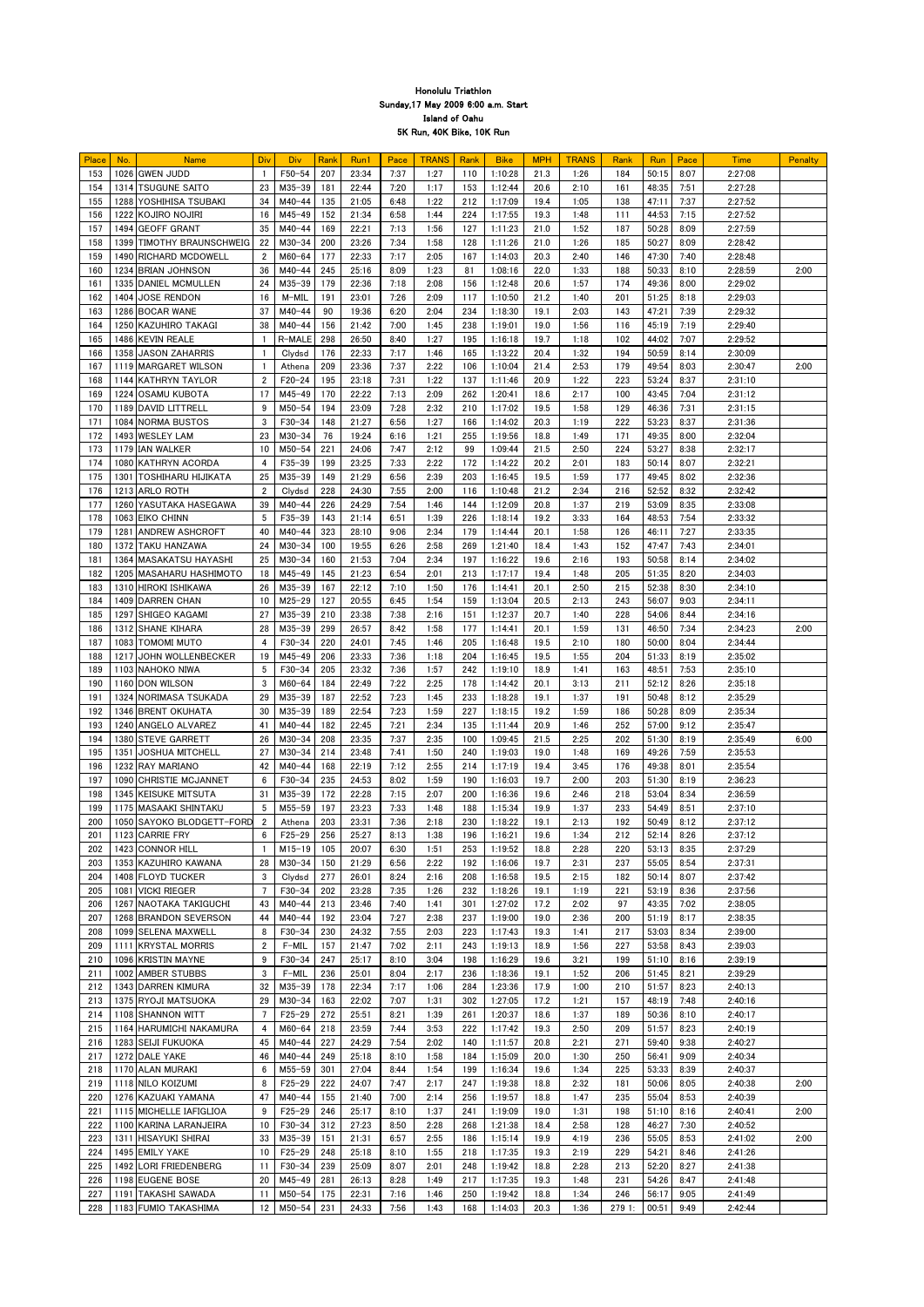# Honolulu Triathlon
## Sunday,17 May 2009 6:00 a.m. Start
## Island of Oahu
## 5K Run, 40K Bike, 10K Run

| Place | No. | Name | Div | Div | Rank | Run1 | Pace | TRANS | Rank | Bike | MPH | TRANS | Rank | Run | Pace | Time | Penalty |
|---|---|---|---|---|---|---|---|---|---|---|---|---|---|---|---|---|---|
| 153 | 1026 | GWEN JUDD | 1 | F50-54 | 207 | 23:34 | 7:37 | 1:27 | 110 | 1:10:28 | 21.3 | 1:26 | 184 | 50:15 | 8:07 | 2:27:08 | |
| 154 | 1314 | TSUGUNE SAITO | 23 | M35-39 | 181 | 22:44 | 7:20 | 1:17 | 153 | 1:12:44 | 20.6 | 2:10 | 161 | 48:35 | 7:51 | 2:27:28 | |
| 155 | 1288 | YOSHIHISA TSUBAKI | 34 | M40-44 | 135 | 21:05 | 6:48 | 1:22 | 212 | 1:17:09 | 19.4 | 1:05 | 138 | 47:11 | 7:37 | 2:27:52 | |
| 156 | 1222 | KOJIRO NOJIRI | 16 | M45-49 | 152 | 21:34 | 6:58 | 1:44 | 224 | 1:17:55 | 19.3 | 1:48 | 111 | 44:53 | 7:15 | 2:27:52 | |
| 157 | 1494 | GEOFF GRANT | 35 | M40-44 | 169 | 22:21 | 7:13 | 1:56 | 127 | 1:11:23 | 21.0 | 1:52 | 187 | 50:28 | 8:09 | 2:27:59 | |
| 158 | 1399 | TIMOTHY BRAUNSCHWEIG | 22 | M30-34 | 200 | 23:26 | 7:34 | 1:58 | 128 | 1:11:26 | 21.0 | 1:26 | 185 | 50:27 | 8:09 | 2:28:42 | |
| 159 | 1490 | RICHARD MCDOWELL | 2 | M60-64 | 177 | 22:33 | 7:17 | 2:05 | 167 | 1:14:03 | 20.3 | 2:40 | 146 | 47:30 | 7:40 | 2:28:48 | |
| 160 | 1234 | BRIAN JOHNSON | 36 | M40-44 | 245 | 25:16 | 8:09 | 1:23 | 81 | 1:08:16 | 22.0 | 1:33 | 188 | 50:33 | 8:10 | 2:28:59 | 2:00 |
| 161 | 1335 | DANIEL MCMULLEN | 24 | M35-39 | 179 | 22:36 | 7:18 | 2:08 | 156 | 1:12:48 | 20.6 | 1:57 | 174 | 49:36 | 8:00 | 2:29:02 | |
| 162 | 1404 | JOSE RENDON | 16 | M-MIL | 191 | 23:01 | 7:26 | 2:09 | 117 | 1:10:50 | 21.2 | 1:40 | 201 | 51:25 | 8:18 | 2:29:03 | |
| 163 | 1286 | BOCAR WANE | 37 | M40-44 | 90 | 19:36 | 6:20 | 2:04 | 234 | 1:18:30 | 19.1 | 2:03 | 143 | 47:21 | 7:39 | 2:29:32 | |
| 164 | 1250 | KAZUHIRO TAKAGI | 38 | M40-44 | 156 | 21:42 | 7:00 | 1:45 | 238 | 1:19:01 | 19.0 | 1:56 | 116 | 45:19 | 7:19 | 2:29:40 | |
| 165 | 1486 | KEVIN REALE | 1 | R-MALE | 298 | 26:50 | 8:40 | 1:27 | 195 | 1:16:18 | 19.7 | 1:18 | 102 | 44:02 | 7:07 | 2:29:52 | |
| 166 | 1358 | JASON ZAHARRIS | 1 | Clydsd | 176 | 22:33 | 7:17 | 1:46 | 165 | 1:13:22 | 20.4 | 1:32 | 194 | 50:59 | 8:14 | 2:30:09 | |
| 167 | 1119 | MARGARET WILSON | 1 | Athena | 209 | 23:36 | 7:37 | 2:22 | 106 | 1:10:04 | 21.4 | 2:53 | 179 | 49:54 | 8:03 | 2:30:47 | 2:00 |
| 168 | 1144 | KATHRYN TAYLOR | 2 | F20-24 | 195 | 23:18 | 7:31 | 1:22 | 137 | 1:11:46 | 20.9 | 1:22 | 223 | 53:24 | 8:37 | 2:31:10 | |
| 169 | 1224 | OSAMU KUBOTA | 17 | M45-49 | 170 | 22:22 | 7:13 | 2:09 | 262 | 1:20:41 | 18.6 | 2:17 | 100 | 43:45 | 7:04 | 2:31:12 | |
| 170 | 1189 | DAVID LITTRELL | 9 | M50-54 | 194 | 23:09 | 7:28 | 2:32 | 210 | 1:17:02 | 19.5 | 1:58 | 129 | 46:36 | 7:31 | 2:31:15 | |
| 171 | 1084 | NORMA BUSTOS | 3 | F30-34 | 148 | 21:27 | 6:56 | 1:27 | 166 | 1:14:02 | 20.3 | 1:19 | 222 | 53:23 | 8:37 | 2:31:36 | |
| 172 | 1493 | WESLEY LAM | 23 | M30-34 | 76 | 19:24 | 6:16 | 1:21 | 255 | 1:19:56 | 18.8 | 1:49 | 171 | 49:35 | 8:00 | 2:32:04 | |
| 173 | 1179 | IAN WALKER | 10 | M50-54 | 221 | 24:06 | 7:47 | 2:12 | 99 | 1:09:44 | 21.5 | 2:50 | 224 | 53:27 | 8:38 | 2:32:17 | |
| 174 | 1080 | KATHRYN ACORDA | 4 | F35-39 | 199 | 23:25 | 7:33 | 2:22 | 172 | 1:14:22 | 20.2 | 2:01 | 183 | 50:14 | 8:07 | 2:32:21 | |
| 175 | 1301 | TOSHIHARU HIJIKATA | 25 | M35-39 | 149 | 21:29 | 6:56 | 2:39 | 203 | 1:16:45 | 19.5 | 1:59 | 177 | 49:45 | 8:02 | 2:32:36 | |
| 176 | 1213 | ARLO ROTH | 2 | Clydsd | 228 | 24:30 | 7:55 | 2:00 | 116 | 1:10:48 | 21.2 | 2:34 | 216 | 52:52 | 8:32 | 2:32:42 | |
| 177 | 1260 | YASUTAKA HASEGAWA | 39 | M40-44 | 226 | 24:29 | 7:54 | 1:46 | 144 | 1:12:09 | 20.8 | 1:37 | 219 | 53:09 | 8:35 | 2:33:08 | |
| 178 | 1063 | EIKO CHINN | 5 | F35-39 | 143 | 21:14 | 6:51 | 1:39 | 226 | 1:18:14 | 19.2 | 3:33 | 164 | 48:53 | 7:54 | 2:33:32 | |
| 179 | 1281 | ANDREW ASHCROFT | 40 | M40-44 | 323 | 28:10 | 9:06 | 2:34 | 179 | 1:14:44 | 20.1 | 1:58 | 126 | 46:11 | 7:27 | 2:33:35 | |
| 180 | 1372 | TAKU HANZAWA | 24 | M30-34 | 100 | 19:55 | 6:26 | 2:58 | 269 | 1:21:40 | 18.4 | 1:43 | 152 | 47:47 | 7:43 | 2:34:01 | |
| 181 | 1364 | MASAKATSU HAYASHI | 25 | M30-34 | 160 | 21:53 | 7:04 | 2:34 | 197 | 1:16:22 | 19.6 | 2:16 | 193 | 50:58 | 8:14 | 2:34:02 | |
| 182 | 1205 | MASAHARU HASHIMOTO | 18 | M45-49 | 145 | 21:23 | 6:54 | 2:01 | 213 | 1:17:17 | 19.4 | 1:48 | 205 | 51:35 | 8:20 | 2:34:03 | |
| 183 | 1310 | HIROKI ISHIKAWA | 26 | M35-39 | 167 | 22:12 | 7:10 | 1:50 | 176 | 1:14:41 | 20.1 | 2:50 | 215 | 52:38 | 8:30 | 2:34:10 | |
| 184 | 1409 | DARREN CHAN | 10 | M25-29 | 127 | 20:55 | 6:45 | 1:54 | 159 | 1:13:04 | 20.5 | 2:13 | 243 | 56:07 | 9:03 | 2:34:11 | |
| 185 | 1297 | SHIGEO KAGAMI | 27 | M35-39 | 210 | 23:38 | 7:38 | 2:16 | 151 | 1:12:37 | 20.7 | 1:40 | 228 | 54:06 | 8:44 | 2:34:16 | |
| 186 | 1312 | SHANE KIHARA | 28 | M35-39 | 299 | 26:57 | 8:42 | 1:58 | 177 | 1:14:41 | 20.1 | 1:59 | 131 | 46:50 | 7:34 | 2:34:23 | 2:00 |
| 187 | 1083 | TOMOMI MUTO | 4 | F30-34 | 220 | 24:01 | 7:45 | 1:46 | 205 | 1:16:48 | 19.5 | 2:10 | 180 | 50:00 | 8:04 | 2:34:44 | |
| 188 | 1217 | JOHN WOLLENBECKER | 19 | M45-49 | 206 | 23:33 | 7:36 | 1:18 | 204 | 1:16:45 | 19.5 | 1:55 | 204 | 51:33 | 8:19 | 2:35:02 | |
| 189 | 1103 | NAHOKO NIWA | 5 | F30-34 | 205 | 23:32 | 7:36 | 1:57 | 242 | 1:19:10 | 18.9 | 1:41 | 163 | 48:51 | 7:53 | 2:35:10 | |
| 190 | 1160 | DON WILSON | 3 | M60-64 | 184 | 22:49 | 7:22 | 2:25 | 178 | 1:14:42 | 20.1 | 3:13 | 211 | 52:12 | 8:26 | 2:35:18 | |
| 191 | 1324 | NORIMASA TSUKADA | 29 | M35-39 | 187 | 22:52 | 7:23 | 1:45 | 233 | 1:18:28 | 19.1 | 1:37 | 191 | 50:48 | 8:12 | 2:35:29 | |
| 192 | 1346 | BRENT OKUHATA | 30 | M35-39 | 189 | 22:54 | 7:23 | 1:59 | 227 | 1:18:15 | 19.2 | 1:59 | 186 | 50:28 | 8:09 | 2:35:34 | |
| 193 | 1240 | ANGELO ALVAREZ | 41 | M40-44 | 182 | 22:45 | 7:21 | 2:34 | 135 | 1:11:44 | 20.9 | 1:46 | 252 | 57:00 | 9:12 | 2:35:47 | |
| 194 | 1380 | STEVE GARRETT | 26 | M30-34 | 208 | 23:35 | 7:37 | 2:35 | 100 | 1:09:45 | 21.5 | 2:25 | 202 | 51:30 | 8:19 | 2:35:49 | 6:00 |
| 195 | 1351 | JOSHUA MITCHELL | 27 | M30-34 | 214 | 23:48 | 7:41 | 1:50 | 240 | 1:19:03 | 19.0 | 1:48 | 169 | 49:26 | 7:59 | 2:35:53 | |
| 196 | 1232 | RAY MARIANO | 42 | M40-44 | 168 | 22:19 | 7:12 | 2:55 | 214 | 1:17:19 | 19.4 | 3:45 | 176 | 49:38 | 8:01 | 2:35:54 | |
| 197 | 1090 | CHRISTIE MCJANNET | 6 | F30-34 | 235 | 24:53 | 8:02 | 1:59 | 190 | 1:16:03 | 19.7 | 2:00 | 203 | 51:30 | 8:19 | 2:36:23 | |
| 198 | 1345 | KEISUKE MITSUTA | 31 | M35-39 | 172 | 22:28 | 7:15 | 2:07 | 200 | 1:16:36 | 19.6 | 2:46 | 218 | 53:04 | 8:34 | 2:36:59 | |
| 199 | 1175 | MASAAKI SHINTAKU | 5 | M55-59 | 197 | 23:23 | 7:33 | 1:48 | 188 | 1:15:34 | 19.9 | 1:37 | 233 | 54:49 | 8:51 | 2:37:10 | |
| 200 | 1050 | SAYOKO BLODGETT-FORD | 2 | Athena | 203 | 23:31 | 7:36 | 2:18 | 230 | 1:18:22 | 19.1 | 2:13 | 192 | 50:49 | 8:12 | 2:37:12 | |
| 201 | 1123 | CARRIE FRY | 6 | F25-29 | 256 | 25:27 | 8:13 | 1:38 | 196 | 1:16:21 | 19.6 | 1:34 | 212 | 52:14 | 8:26 | 2:37:12 | |
| 202 | 1423 | CONNOR HILL | 1 | M15-19 | 105 | 20:07 | 6:30 | 1:51 | 253 | 1:19:52 | 18.8 | 2:28 | 220 | 53:13 | 8:35 | 2:37:29 | |
| 203 | 1353 | KAZUHIRO KAWANA | 28 | M30-34 | 150 | 21:29 | 6:56 | 2:22 | 192 | 1:16:06 | 19.7 | 2:31 | 237 | 55:05 | 8:54 | 2:37:31 | |
| 204 | 1408 | FLOYD TUCKER | 3 | Clydsd | 277 | 26:01 | 8:24 | 2:16 | 208 | 1:16:58 | 19.5 | 2:15 | 182 | 50:14 | 8:07 | 2:37:42 | |
| 205 | 1081 | VICKI RIEGER | 7 | F30-34 | 202 | 23:28 | 7:35 | 1:26 | 232 | 1:18:26 | 19.1 | 1:19 | 221 | 53:19 | 8:36 | 2:37:56 | |
| 206 | 1267 | NAOTAKA TAKIGUCHI | 43 | M40-44 | 213 | 23:46 | 7:40 | 1:41 | 301 | 1:27:02 | 17.2 | 2:02 | 97 | 43:35 | 7:02 | 2:38:05 | |
| 207 | 1268 | BRANDON SEVERSON | 44 | M40-44 | 192 | 23:04 | 7:27 | 2:38 | 237 | 1:19:00 | 19.0 | 2:36 | 200 | 51:19 | 8:17 | 2:38:35 | |
| 208 | 1099 | SELENA MAXWELL | 8 | F30-34 | 230 | 24:32 | 7:55 | 2:03 | 223 | 1:17:43 | 19.3 | 1:41 | 217 | 53:03 | 8:34 | 2:39:00 | |
| 209 | 1111 | KRYSTAL MORRIS | 2 | F-MIL | 157 | 21:47 | 7:02 | 2:11 | 243 | 1:19:13 | 18.9 | 1:56 | 227 | 53:58 | 8:43 | 2:39:03 | |
| 210 | 1096 | KRISTIN MAYNE | 9 | F30-34 | 247 | 25:17 | 8:10 | 3:04 | 198 | 1:16:29 | 19.6 | 3:21 | 199 | 51:10 | 8:16 | 2:39:19 | |
| 211 | 1002 | AMBER STUBBS | 3 | F-MIL | 236 | 25:01 | 8:04 | 2:17 | 236 | 1:18:36 | 19.1 | 1:52 | 206 | 51:45 | 8:21 | 2:39:29 | |
| 212 | 1343 | DARREN KIMURA | 32 | M35-39 | 178 | 22:34 | 7:17 | 1:06 | 284 | 1:23:36 | 17.9 | 1:00 | 210 | 51:57 | 8:23 | 2:40:13 | |
| 213 | 1375 | RYOJI MATSUOKA | 29 | M30-34 | 163 | 22:02 | 7:07 | 1:31 | 302 | 1:27:05 | 17.2 | 1:21 | 157 | 48:19 | 7:48 | 2:40:16 | |
| 214 | 1108 | SHANNON WITT | 7 | F25-29 | 272 | 25:51 | 8:21 | 1:39 | 261 | 1:20:37 | 18.6 | 1:37 | 189 | 50:36 | 8:10 | 2:40:17 | |
| 215 | 1164 | HARUMICHI NAKAMURA | 4 | M60-64 | 218 | 23:59 | 7:44 | 3:53 | 222 | 1:17:42 | 19.3 | 2:50 | 209 | 51:57 | 8:23 | 2:40:19 | |
| 216 | 1283 | SEIJI FUKUOKA | 45 | M40-44 | 227 | 24:29 | 7:54 | 2:02 | 140 | 1:11:57 | 20.8 | 2:21 | 271 | 59:40 | 9:38 | 2:40:27 | |
| 217 | 1272 | DALE YAKE | 46 | M40-44 | 249 | 25:18 | 8:10 | 1:58 | 184 | 1:15:09 | 20.0 | 1:30 | 250 | 56:41 | 9:09 | 2:40:34 | |
| 218 | 1170 | ALAN MURAKI | 6 | M55-59 | 301 | 27:04 | 8:44 | 1:54 | 199 | 1:16:34 | 19.6 | 1:34 | 225 | 53:33 | 8:39 | 2:40:37 | |
| 219 | 1118 | NILO KOIZUMI | 8 | F25-29 | 222 | 24:07 | 7:47 | 2:17 | 247 | 1:19:38 | 18.8 | 2:32 | 181 | 50:06 | 8:05 | 2:40:38 | 2:00 |
| 220 | 1276 | KAZUAKI YAMANA | 47 | M40-44 | 155 | 21:40 | 7:00 | 2:14 | 256 | 1:19:57 | 18.8 | 1:47 | 235 | 55:04 | 8:53 | 2:40:39 | |
| 221 | 1115 | MICHELLE IAFIGLIOA | 9 | F25-29 | 246 | 25:17 | 8:10 | 1:37 | 241 | 1:19:09 | 19.0 | 1:31 | 198 | 51:10 | 8:16 | 2:40:41 | 2:00 |
| 222 | 1100 | KARINA LARANJEIRA | 10 | F30-34 | 312 | 27:23 | 8:50 | 2:28 | 268 | 1:21:38 | 18.4 | 2:58 | 128 | 46:27 | 7:30 | 2:40:52 | |
| 223 | 1311 | HISAYUKI SHIRAI | 33 | M35-39 | 151 | 21:31 | 6:57 | 2:55 | 186 | 1:15:14 | 19.9 | 4:19 | 236 | 55:05 | 8:53 | 2:41:02 | 2:00 |
| 224 | 1495 | EMILY YAKE | 10 | F25-29 | 248 | 25:18 | 8:10 | 1:55 | 218 | 1:17:35 | 19.3 | 2:19 | 229 | 54:21 | 8:46 | 2:41:26 | |
| 225 | 1492 | LORI FRIEDENBERG | 11 | F30-34 | 239 | 25:09 | 8:07 | 2:01 | 248 | 1:19:42 | 18.8 | 2:28 | 213 | 52:20 | 8:27 | 2:41:38 | |
| 226 | 1198 | EUGENE BOSE | 20 | M45-49 | 281 | 26:13 | 8:28 | 1:49 | 217 | 1:17:35 | 19.3 | 1:48 | 231 | 54:26 | 8:47 | 2:41:48 | |
| 227 | 1191 | TAKASHI SAWADA | 11 | M50-54 | 175 | 22:31 | 7:16 | 1:46 | 250 | 1:19:42 | 18.8 | 1:34 | 246 | 56:17 | 9:05 | 2:41:49 | |
| 228 | 1183 | FUMIO TAKASHIMA | 12 | M50-54 | 231 | 24:33 | 7:56 | 1:43 | 168 | 1:14:03 | 20.3 | 1:36 | 279 1: | 00:51 | 9:49 | 2:42:44 | |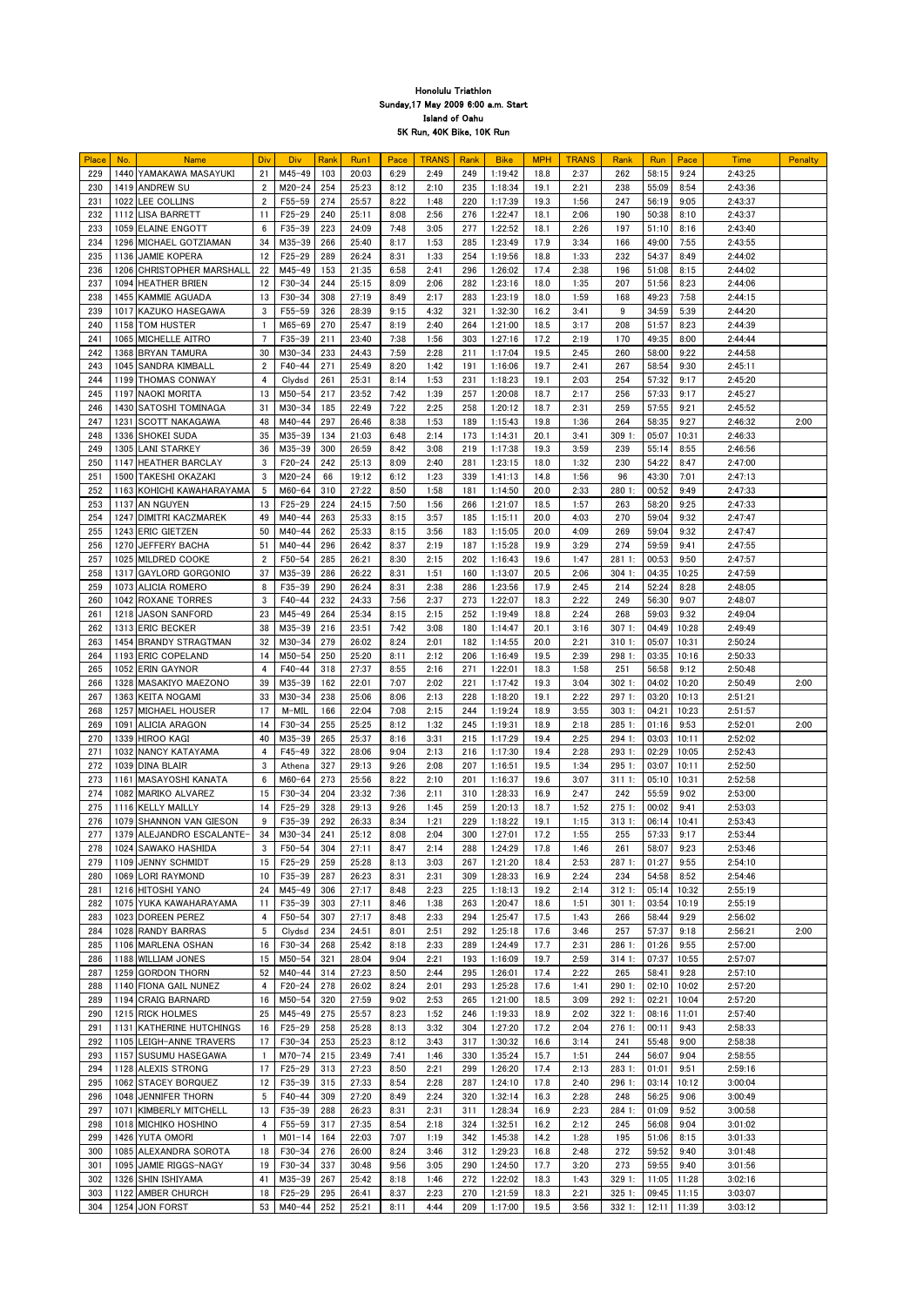# Honolulu Triathlon
Sunday,17 May 2009 6:00 a.m. Start
Island of Oahu
5K Run, 40K Bike, 10K Run

| Place | No. | Name | Div | Div | Rank | Run1 | Pace | TRANS | Rank | Bike | MPH | TRANS | Rank | Run | Pace | Time | Penalty |
|---|---|---|---|---|---|---|---|---|---|---|---|---|---|---|---|---|---|
| 229 | 1440 | YAMAKAWA MASAYUKI | 21 | M45-49 | 103 | 20:03 | 6:29 | 2:49 | 249 | 1:19:42 | 18.8 | 2:37 | 262 | 58:15 | 9:24 | 2:43:25 | |
| 230 | 1419 | ANDREW SU | 2 | M20-24 | 254 | 25:23 | 8:12 | 2:10 | 235 | 1:18:34 | 19.1 | 2:21 | 238 | 55:09 | 8:54 | 2:43:36 | |
| 231 | 1022 | LEE COLLINS | 2 | F55-59 | 274 | 25:57 | 8:22 | 1:48 | 220 | 1:17:39 | 19.3 | 1:56 | 247 | 56:19 | 9:05 | 2:43:37 | |
| 232 | 1112 | LISA BARRETT | 11 | F25-29 | 240 | 25:11 | 8:08 | 2:56 | 276 | 1:22:47 | 18.1 | 2:06 | 190 | 50:38 | 8:10 | 2:43:37 | |
| 233 | 1059 | ELAINE ENGOTT | 6 | F35-39 | 223 | 24:09 | 7:48 | 3:05 | 277 | 1:22:52 | 18.1 | 2:26 | 197 | 51:10 | 8:16 | 2:43:40 | |
| 234 | 1296 | MICHAEL GOTZIAMAN | 34 | M35-39 | 266 | 25:40 | 8:17 | 1:53 | 285 | 1:23:49 | 17.9 | 3:34 | 166 | 49:00 | 7:55 | 2:43:55 | |
| 235 | 1136 | JAMIE KOPERA | 12 | F25-29 | 289 | 26:24 | 8:31 | 1:33 | 254 | 1:19:56 | 18.8 | 1:33 | 232 | 54:37 | 8:49 | 2:44:02 | |
| 236 | 1206 | CHRISTOPHER MARSHALL | 22 | M45-49 | 153 | 21:35 | 6:58 | 2:41 | 296 | 1:26:02 | 17.4 | 2:38 | 196 | 51:08 | 8:15 | 2:44:02 | |
| 237 | 1094 | HEATHER BRIEN | 12 | F30-34 | 244 | 25:15 | 8:09 | 2:06 | 282 | 1:23:16 | 18.0 | 1:35 | 207 | 51:56 | 8:23 | 2:44:06 | |
| 238 | 1455 | KAMMIE AGUADA | 13 | F30-34 | 308 | 27:19 | 8:49 | 2:17 | 283 | 1:23:19 | 18.0 | 1:59 | 168 | 49:23 | 7:58 | 2:44:15 | |
| 239 | 1017 | KAZUKO HASEGAWA | 3 | F55-59 | 326 | 28:39 | 9:15 | 4:32 | 321 | 1:32:30 | 16.2 | 3:41 | 9 | 34:59 | 5:39 | 2:44:20 | |
| 240 | 1158 | TOM HUSTER | 1 | M65-69 | 270 | 25:47 | 8:19 | 2:40 | 264 | 1:21:00 | 18.5 | 3:17 | 208 | 51:57 | 8:23 | 2:44:39 | |
| 241 | 1065 | MICHELLE AITRO | 7 | F35-39 | 211 | 23:40 | 7:38 | 1:56 | 303 | 1:27:16 | 17.2 | 2:19 | 170 | 49:35 | 8:00 | 2:44:44 | |
| 242 | 1368 | BRYAN TAMURA | 30 | M30-34 | 233 | 24:43 | 7:59 | 2:28 | 211 | 1:17:04 | 19.5 | 2:45 | 260 | 58:00 | 9:22 | 2:44:58 | |
| 243 | 1045 | SANDRA KIMBALL | 2 | F40-44 | 271 | 25:49 | 8:20 | 1:42 | 191 | 1:16:06 | 19.7 | 2:41 | 267 | 58:54 | 9:30 | 2:45:11 | |
| 244 | 1199 | THOMAS CONWAY | 4 | Clydsd | 261 | 25:31 | 8:14 | 1:53 | 231 | 1:18:23 | 19.1 | 2:03 | 254 | 57:32 | 9:17 | 2:45:20 | |
| 245 | 1197 | NAOKI MORITA | 13 | M50-54 | 217 | 23:52 | 7:42 | 1:39 | 257 | 1:20:08 | 18.7 | 2:17 | 256 | 57:33 | 9:17 | 2:45:27 | |
| 246 | 1430 | SATOSHI TOMINAGA | 31 | M30-34 | 185 | 22:49 | 7:22 | 2:25 | 258 | 1:20:12 | 18.7 | 2:31 | 259 | 57:55 | 9:21 | 2:45:52 | |
| 247 | 1231 | SCOTT NAKAGAWA | 48 | M40-44 | 297 | 26:46 | 8:38 | 1:53 | 189 | 1:15:43 | 19.8 | 1:36 | 264 | 58:35 | 9:27 | 2:46:32 | 2:00 |
| 248 | 1336 | SHOKEI SUDA | 35 | M35-39 | 134 | 21:03 | 6:48 | 2:14 | 173 | 1:14:31 | 20.1 | 3:41 | 309 1: | 05:07 | 10:31 | 2:46:33 | |
| 249 | 1305 | LANI STARKEY | 36 | M35-39 | 300 | 26:59 | 8:42 | 3:08 | 219 | 1:17:38 | 19.3 | 3:59 | 239 | 55:14 | 8:55 | 2:46:56 | |
| 250 | 1147 | HEATHER BARCLAY | 3 | F20-24 | 242 | 25:13 | 8:09 | 2:40 | 281 | 1:23:15 | 18.0 | 1:32 | 230 | 54:22 | 8:47 | 2:47:00 | |
| 251 | 1500 | TAKESHI OKAZAKI | 3 | M20-24 | 66 | 19:12 | 6:12 | 1:23 | 339 | 1:41:13 | 14.8 | 1:56 | 96 | 43:30 | 7:01 | 2:47:13 | |
| 252 | 1163 | KOHICHI KAWAHARAYAMA | 5 | M60-64 | 310 | 27:22 | 8:50 | 1:58 | 181 | 1:14:50 | 20.0 | 2:33 | 280 1: | 00:52 | 9:49 | 2:47:33 | |
| 253 | 1137 | AN NGUYEN | 13 | F25-29 | 224 | 24:15 | 7:50 | 1:56 | 266 | 1:21:07 | 18.5 | 1:57 | 263 | 58:20 | 9:25 | 2:47:33 | |
| 254 | 1247 | DIMITRI KACZMAREK | 49 | M40-44 | 263 | 25:33 | 8:15 | 3:57 | 185 | 1:15:11 | 20.0 | 4:03 | 270 | 59:04 | 9:32 | 2:47:47 | |
| 255 | 1243 | ERIC GIETZEN | 50 | M40-44 | 262 | 25:33 | 8:15 | 3:56 | 183 | 1:15:05 | 20.0 | 4:09 | 269 | 59:04 | 9:32 | 2:47:47 | |
| 256 | 1270 | JEFFERY BACHA | 51 | M40-44 | 296 | 26:42 | 8:37 | 2:19 | 187 | 1:15:28 | 19.9 | 3:29 | 274 | 59:59 | 9:41 | 2:47:55 | |
| 257 | 1025 | MILDRED COOKE | 2 | F50-54 | 285 | 26:21 | 8:30 | 2:15 | 202 | 1:16:43 | 19.6 | 1:47 | 281 1: | 00:53 | 9:50 | 2:47:57 | |
| 258 | 1317 | GAYLORD GORGONIO | 37 | M35-39 | 286 | 26:22 | 8:31 | 1:51 | 160 | 1:13:07 | 20.5 | 2:06 | 304 1: | 04:35 | 10:25 | 2:47:59 | |
| 259 | 1073 | ALICIA ROMERO | 8 | F35-39 | 290 | 26:24 | 8:31 | 2:38 | 286 | 1:23:56 | 17.9 | 2:45 | 214 | 52:24 | 8:28 | 2:48:05 | |
| 260 | 1042 | ROXANE TORRES | 3 | F40-44 | 232 | 24:33 | 7:56 | 2:37 | 273 | 1:22:07 | 18.3 | 2:22 | 249 | 56:30 | 9:07 | 2:48:07 | |
| 261 | 1218 | JASON SANFORD | 23 | M45-49 | 264 | 25:34 | 8:15 | 2:15 | 252 | 1:19:49 | 18.8 | 2:24 | 268 | 59:03 | 9:32 | 2:49:04 | |
| 262 | 1313 | ERIC BECKER | 38 | M35-39 | 216 | 23:51 | 7:42 | 3:08 | 180 | 1:14:47 | 20.1 | 3:16 | 307 1: | 04:49 | 10:28 | 2:49:49 | |
| 263 | 1454 | BRANDY STRAGTMAN | 32 | M30-34 | 279 | 26:02 | 8:24 | 2:01 | 182 | 1:14:55 | 20.0 | 2:21 | 310 1: | 05:07 | 10:31 | 2:50:24 | |
| 264 | 1193 | ERIC COPELAND | 14 | M50-54 | 250 | 25:20 | 8:11 | 2:12 | 206 | 1:16:49 | 19.5 | 2:39 | 298 1: | 03:35 | 10:16 | 2:50:33 | |
| 265 | 1052 | ERIN GAYNOR | 4 | F40-44 | 318 | 27:37 | 8:55 | 2:16 | 271 | 1:22:01 | 18.3 | 1:58 | 251 | 56:58 | 9:12 | 2:50:48 | |
| 266 | 1328 | MASAKIYO MAEZONO | 39 | M35-39 | 162 | 22:01 | 7:07 | 2:02 | 221 | 1:17:42 | 19.3 | 3:04 | 302 1: | 04:02 | 10:20 | 2:50:49 | 2:00 |
| 267 | 1363 | KEITA NOGAMI | 33 | M30-34 | 238 | 25:06 | 8:06 | 2:13 | 228 | 1:18:20 | 19.1 | 2:22 | 297 1: | 03:20 | 10:13 | 2:51:21 | |
| 268 | 1257 | MICHAEL HOUSER | 17 | M-MIL | 166 | 22:04 | 7:08 | 2:15 | 244 | 1:19:24 | 18.9 | 3:55 | 303 1: | 04:21 | 10:23 | 2:51:57 | |
| 269 | 1091 | ALICIA ARAGON | 14 | F30-34 | 255 | 25:25 | 8:12 | 1:32 | 245 | 1:19:31 | 18.9 | 2:18 | 285 1: | 01:16 | 9:53 | 2:52:01 | 2:00 |
| 270 | 1339 | HIROO KAGI | 40 | M35-39 | 265 | 25:37 | 8:16 | 3:31 | 215 | 1:17:29 | 19.4 | 2:25 | 294 1: | 03:03 | 10:11 | 2:52:02 | |
| 271 | 1032 | NANCY KATAYAMA | 4 | F45-49 | 322 | 28:06 | 9:04 | 2:13 | 216 | 1:17:30 | 19.4 | 2:28 | 293 1: | 02:29 | 10:05 | 2:52:43 | |
| 272 | 1039 | DINA BLAIR | 3 | Athena | 327 | 29:13 | 9:26 | 2:08 | 207 | 1:16:51 | 19.5 | 1:34 | 295 1: | 03:07 | 10:11 | 2:52:50 | |
| 273 | 1161 | MASAYOSHI KANATA | 6 | M60-64 | 273 | 25:56 | 8:22 | 2:10 | 201 | 1:16:37 | 19.6 | 3:07 | 311 1: | 05:10 | 10:31 | 2:52:58 | |
| 274 | 1082 | MARIKO ALVAREZ | 15 | F30-34 | 204 | 23:32 | 7:36 | 2:11 | 310 | 1:28:33 | 16.9 | 2:47 | 242 | 55:59 | 9:02 | 2:53:00 | |
| 275 | 1116 | KELLY MAILLY | 14 | F25-29 | 328 | 29:13 | 9:26 | 1:45 | 259 | 1:20:13 | 18.7 | 1:52 | 275 1: | 00:02 | 9:41 | 2:53:03 | |
| 276 | 1079 | SHANNON VAN GIESON | 9 | F35-39 | 292 | 26:33 | 8:34 | 1:21 | 229 | 1:18:22 | 19.1 | 1:15 | 313 1: | 06:14 | 10:41 | 2:53:43 | |
| 277 | 1379 | ALEJANDRO ESCALANTE- | 34 | M30-34 | 241 | 25:12 | 8:08 | 2:04 | 300 | 1:27:01 | 17.2 | 1:55 | 255 | 57:33 | 9:17 | 2:53:44 | |
| 278 | 1024 | SAWAKO HASHIDA | 3 | F50-54 | 304 | 27:11 | 8:47 | 2:14 | 288 | 1:24:29 | 17.8 | 1:46 | 261 | 58:07 | 9:23 | 2:53:46 | |
| 279 | 1109 | JENNY SCHMIDT | 15 | F25-29 | 259 | 25:28 | 8:13 | 3:03 | 267 | 1:21:20 | 18.4 | 2:53 | 287 1: | 01:27 | 9:55 | 2:54:10 | |
| 280 | 1069 | LORI RAYMOND | 10 | F35-39 | 287 | 26:23 | 8:31 | 2:31 | 309 | 1:28:33 | 16.9 | 2:24 | 234 | 54:58 | 8:52 | 2:54:46 | |
| 281 | 1216 | HITOSHI YANO | 24 | M45-49 | 306 | 27:17 | 8:48 | 2:23 | 225 | 1:18:13 | 19.2 | 2:14 | 312 1: | 05:14 | 10:32 | 2:55:19 | |
| 282 | 1075 | YUKA KAWAHARAYAMA | 11 | F35-39 | 303 | 27:11 | 8:46 | 1:38 | 263 | 1:20:47 | 18.6 | 1:51 | 301 1: | 03:54 | 10:19 | 2:55:19 | |
| 283 | 1023 | DOREEN PEREZ | 4 | F50-54 | 307 | 27:17 | 8:48 | 2:33 | 294 | 1:25:47 | 17.5 | 1:43 | 266 | 58:44 | 9:29 | 2:56:02 | |
| 284 | 1028 | RANDY BARRAS | 5 | Clydsd | 234 | 24:51 | 8:01 | 2:51 | 292 | 1:25:18 | 17.6 | 3:46 | 257 | 57:37 | 9:18 | 2:56:21 | 2:00 |
| 285 | 1106 | MARLENA OSHAN | 16 | F30-34 | 268 | 25:42 | 8:18 | 2:33 | 289 | 1:24:49 | 17.7 | 2:31 | 286 1: | 01:26 | 9:55 | 2:57:00 | |
| 286 | 1188 | WILLIAM JONES | 15 | M50-54 | 321 | 28:04 | 9:04 | 2:21 | 193 | 1:16:09 | 19.7 | 2:59 | 314 1: | 07:37 | 10:55 | 2:57:07 | |
| 287 | 1259 | GORDON THORN | 52 | M40-44 | 314 | 27:23 | 8:50 | 2:44 | 295 | 1:26:01 | 17.4 | 2:22 | 265 | 58:41 | 9:28 | 2:57:10 | |
| 288 | 1140 | FIONA GAIL NUNEZ | 4 | F20-24 | 278 | 26:02 | 8:24 | 2:01 | 293 | 1:25:28 | 17.6 | 1:41 | 290 1: | 02:10 | 10:02 | 2:57:20 | |
| 289 | 1194 | CRAIG BARNARD | 16 | M50-54 | 320 | 27:59 | 9:02 | 2:53 | 265 | 1:21:00 | 18.5 | 3:09 | 292 1: | 02:21 | 10:04 | 2:57:20 | |
| 290 | 1215 | RICK HOLMES | 25 | M45-49 | 275 | 25:57 | 8:23 | 1:52 | 246 | 1:19:33 | 18.9 | 2:02 | 322 1: | 08:16 | 11:01 | 2:57:40 | |
| 291 | 1131 | KATHERINE HUTCHINGS | 16 | F25-29 | 258 | 25:28 | 8:13 | 3:32 | 304 | 1:27:20 | 17.2 | 2:04 | 276 1: | 00:11 | 9:43 | 2:58:33 | |
| 292 | 1105 | LEIGH-ANNE TRAVERS | 17 | F30-34 | 253 | 25:23 | 8:12 | 3:43 | 317 | 1:30:32 | 16.6 | 3:14 | 241 | 55:48 | 9:00 | 2:58:38 | |
| 293 | 1157 | SUSUMU HASEGAWA | 1 | M70-74 | 215 | 23:49 | 7:41 | 1:46 | 330 | 1:35:24 | 15.7 | 1:51 | 244 | 56:07 | 9:04 | 2:58:55 | |
| 294 | 1128 | ALEXIS STRONG | 17 | F25-29 | 313 | 27:23 | 8:50 | 2:21 | 299 | 1:26:20 | 17.4 | 2:13 | 283 1: | 01:01 | 9:51 | 2:59:16 | |
| 295 | 1062 | STACEY BORQUEZ | 12 | F35-39 | 315 | 27:33 | 8:54 | 2:28 | 287 | 1:24:10 | 17.8 | 2:40 | 296 1: | 03:14 | 10:12 | 3:00:04 | |
| 296 | 1048 | JENNIFER THORN | 5 | F40-44 | 309 | 27:20 | 8:49 | 2:24 | 320 | 1:32:14 | 16.3 | 2:28 | 248 | 56:25 | 9:06 | 3:00:49 | |
| 297 | 1071 | KIMBERLY MITCHELL | 13 | F35-39 | 288 | 26:23 | 8:31 | 2:31 | 311 | 1:28:34 | 16.9 | 2:23 | 284 1: | 01:09 | 9:52 | 3:00:58 | |
| 298 | 1018 | MICHIKO HOSHINO | 4 | F55-59 | 317 | 27:35 | 8:54 | 2:18 | 324 | 1:32:51 | 16.2 | 2:12 | 245 | 56:08 | 9:04 | 3:01:02 | |
| 299 | 1426 | YUTA OMORI | 1 | M01-14 | 164 | 22:03 | 7:07 | 1:19 | 342 | 1:45:38 | 14.2 | 1:28 | 195 | 51:06 | 8:15 | 3:01:33 | |
| 300 | 1085 | ALEXANDRA SOROTA | 18 | F30-34 | 276 | 26:00 | 8:24 | 3:46 | 312 | 1:29:23 | 16.8 | 2:48 | 272 | 59:52 | 9:40 | 3:01:48 | |
| 301 | 1095 | JAMIE RIGGS-NAGY | 19 | F30-34 | 337 | 30:48 | 9:56 | 3:05 | 290 | 1:24:50 | 17.7 | 3:20 | 273 | 59:55 | 9:40 | 3:01:56 | |
| 302 | 1326 | SHIN ISHIYAMA | 41 | M35-39 | 267 | 25:42 | 8:18 | 1:46 | 272 | 1:22:02 | 18.3 | 1:43 | 329 1: | 11:05 | 11:28 | 3:02:16 | |
| 303 | 1122 | AMBER CHURCH | 18 | F25-29 | 295 | 26:41 | 8:37 | 2:23 | 270 | 1:21:59 | 18.3 | 2:21 | 325 1: | 09:45 | 11:15 | 3:03:07 | |
| 304 | 1254 | JON FORST | 53 | M40-44 | 252 | 25:21 | 8:11 | 4:44 | 209 | 1:17:00 | 19.5 | 3:56 | 332 1: | 12:11 | 11:39 | 3:03:12 | |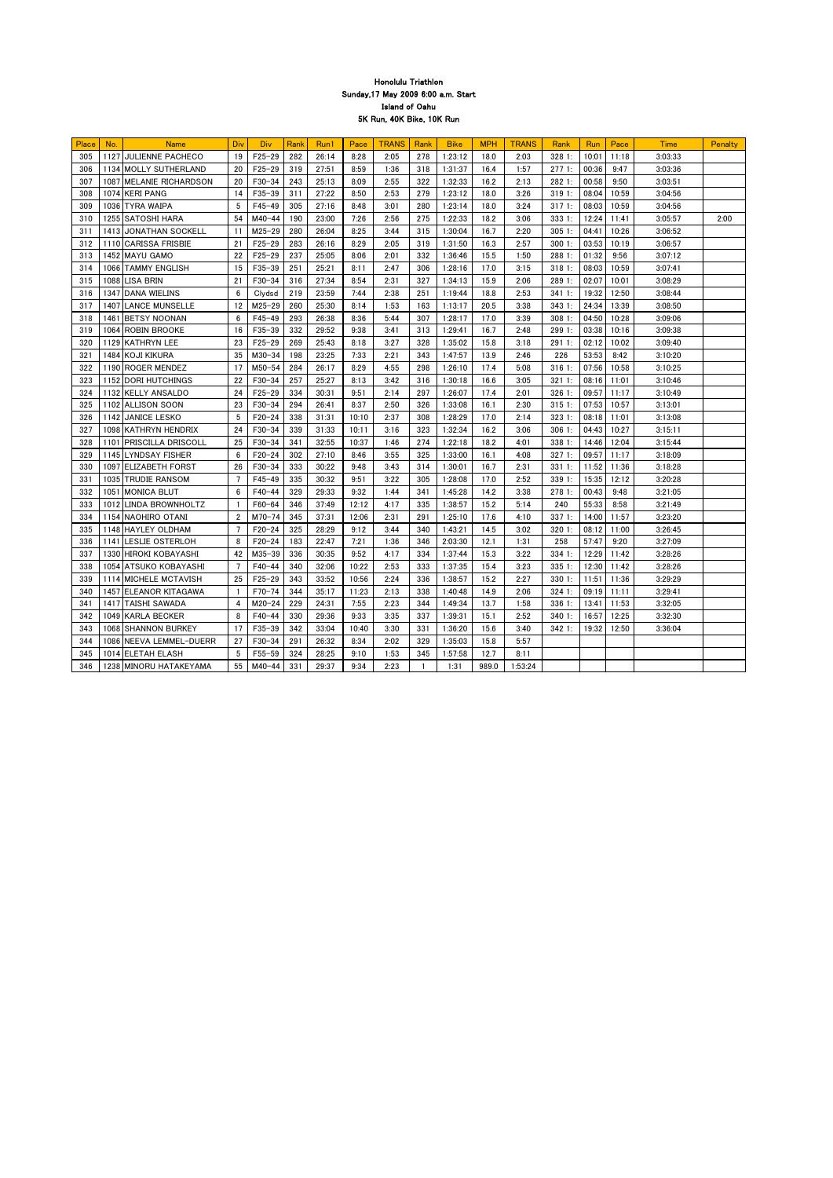# Honolulu Triathlon

Sunday,17 May 2009 6:00 a.m. Start

Island of Oahu

5K Run, 40K Bike, 10K Run

| Place | No. | Name | Div | Div | Rank | Run1 | Pace | TRANS | Rank | Bike | MPH | TRANS | Rank | Run | Pace | Time | Penalty |
|---|---|---|---|---|---|---|---|---|---|---|---|---|---|---|---|---|---|
| 305 | 1127 | JULIENNE PACHECO | 19 | F25-29 | 282 | 26:14 | 8:28 | 2:05 | 278 | 1:23:12 | 18.0 | 2:03 | 328 1: | 10:01 | 11:18 | 3:03:33 | |
| 306 | 1134 | MOLLY SUTHERLAND | 20 | F25-29 | 319 | 27:51 | 8:59 | 1:36 | 318 | 1:31:37 | 16.4 | 1:57 | 277 1: | 00:36 | 9:47 | 3:03:36 | |
| 307 | 1087 | MELANIE RICHARDSON | 20 | F30-34 | 243 | 25:13 | 8:09 | 2:55 | 322 | 1:32:33 | 16.2 | 2:13 | 282 1: | 00:58 | 9:50 | 3:03:51 | |
| 308 | 1074 | KERI PANG | 14 | F35-39 | 311 | 27:22 | 8:50 | 2:53 | 279 | 1:23:12 | 18.0 | 3:26 | 319 1: | 08:04 | 10:59 | 3:04:56 | |
| 309 | 1036 | TYRA WAIPA | 5 | F45-49 | 305 | 27:16 | 8:48 | 3:01 | 280 | 1:23:14 | 18.0 | 3:24 | 317 1: | 08:03 | 10:59 | 3:04:56 | |
| 310 | 1255 | SATOSHI HARA | 54 | M40-44 | 190 | 23:00 | 7:26 | 2:56 | 275 | 1:22:33 | 18.2 | 3:06 | 333 1: | 12:24 | 11:41 | 3:05:57 | 2:00 |
| 311 | 1413 | JONATHAN SOCKELL | 11 | M25-29 | 280 | 26:04 | 8:25 | 3:44 | 315 | 1:30:04 | 16.7 | 2:20 | 305 1: | 04:41 | 10:26 | 3:06:52 | |
| 312 | 1110 | CARISSA FRISBIE | 21 | F25-29 | 283 | 26:16 | 8:29 | 2:05 | 319 | 1:31:50 | 16.3 | 2:57 | 300 1: | 03:53 | 10:19 | 3:06:57 | |
| 313 | 1452 | MAYU GAMO | 22 | F25-29 | 237 | 25:05 | 8:06 | 2:01 | 332 | 1:36:46 | 15.5 | 1:50 | 288 1: | 01:32 | 9:56 | 3:07:12 | |
| 314 | 1066 | TAMMY ENGLISH | 15 | F35-39 | 251 | 25:21 | 8:11 | 2:47 | 306 | 1:28:16 | 17.0 | 3:15 | 318 1: | 08:03 | 10:59 | 3:07:41 | |
| 315 | 1088 | LISA BRIN | 21 | F30-34 | 316 | 27:34 | 8:54 | 2:31 | 327 | 1:34:13 | 15.9 | 2:06 | 289 1: | 02:07 | 10:01 | 3:08:29 | |
| 316 | 1347 | DANA WIELINS | 6 | Clydsd | 219 | 23:59 | 7:44 | 2:38 | 251 | 1:19:44 | 18.8 | 2:53 | 341 1: | 19:32 | 12:50 | 3:08:44 | |
| 317 | 1407 | LANCE MUNSELLE | 12 | M25-29 | 260 | 25:30 | 8:14 | 1:53 | 163 | 1:13:17 | 20.5 | 3:38 | 343 1: | 24:34 | 13:39 | 3:08:50 | |
| 318 | 1461 | BETSY NOONAN | 6 | F45-49 | 293 | 26:38 | 8:36 | 5:44 | 307 | 1:28:17 | 17.0 | 3:39 | 308 1: | 04:50 | 10:28 | 3:09:06 | |
| 319 | 1064 | ROBIN BROOKE | 16 | F35-39 | 332 | 29:52 | 9:38 | 3:41 | 313 | 1:29:41 | 16.7 | 2:48 | 299 1: | 03:38 | 10:16 | 3:09:38 | |
| 320 | 1129 | KATHRYN LEE | 23 | F25-29 | 269 | 25:43 | 8:18 | 3:27 | 328 | 1:35:02 | 15.8 | 3:18 | 291 1: | 02:12 | 10:02 | 3:09:40 | |
| 321 | 1484 | KOJI KIKURA | 35 | M30-34 | 198 | 23:25 | 7:33 | 2:21 | 343 | 1:47:57 | 13.9 | 2:46 | 226 | 53:53 | 8:42 | 3:10:20 | |
| 322 | 1190 | ROGER MENDEZ | 17 | M50-54 | 284 | 26:17 | 8:29 | 4:55 | 298 | 1:26:10 | 17.4 | 5:08 | 316 1: | 07:56 | 10:58 | 3:10:25 | |
| 323 | 1152 | DORI HUTCHINGS | 22 | F30-34 | 257 | 25:27 | 8:13 | 3:42 | 316 | 1:30:18 | 16.6 | 3:05 | 321 1: | 08:16 | 11:01 | 3:10:46 | |
| 324 | 1132 | KELLY ANSALDO | 24 | F25-29 | 334 | 30:31 | 9:51 | 2:14 | 297 | 1:26:07 | 17.4 | 2:01 | 326 1: | 09:57 | 11:17 | 3:10:49 | |
| 325 | 1102 | ALLISON SOON | 23 | F30-34 | 294 | 26:41 | 8:37 | 2:50 | 326 | 1:33:08 | 16.1 | 2:30 | 315 1: | 07:53 | 10:57 | 3:13:01 | |
| 326 | 1142 | JANICE LESKO | 5 | F20-24 | 338 | 31:31 | 10:10 | 2:37 | 308 | 1:28:29 | 17.0 | 2:14 | 323 1: | 08:18 | 11:01 | 3:13:08 | |
| 327 | 1098 | KATHRYN HENDRIX | 24 | F30-34 | 339 | 31:33 | 10:11 | 3:16 | 323 | 1:32:34 | 16.2 | 3:06 | 306 1: | 04:43 | 10:27 | 3:15:11 | |
| 328 | 1101 | PRISCILLA DRISCOLL | 25 | F30-34 | 341 | 32:55 | 10:37 | 1:46 | 274 | 1:22:18 | 18.2 | 4:01 | 338 1: | 14:46 | 12:04 | 3:15:44 | |
| 329 | 1145 | LYNDSAY FISHER | 6 | F20-24 | 302 | 27:10 | 8:46 | 3:55 | 325 | 1:33:00 | 16.1 | 4:08 | 327 1: | 09:57 | 11:17 | 3:18:09 | |
| 330 | 1097 | ELIZABETH FORST | 26 | F30-34 | 333 | 30:22 | 9:48 | 3:43 | 314 | 1:30:01 | 16.7 | 2:31 | 331 1: | 11:52 | 11:36 | 3:18:28 | |
| 331 | 1035 | TRUDIE RANSOM | 7 | F45-49 | 335 | 30:32 | 9:51 | 3:22 | 305 | 1:28:08 | 17.0 | 2:52 | 339 1: | 15:35 | 12:12 | 3:20:28 | |
| 332 | 1051 | MONICA BLUT | 6 | F40-44 | 329 | 29:33 | 9:32 | 1:44 | 341 | 1:45:28 | 14.2 | 3:38 | 278 1: | 00:43 | 9:48 | 3:21:05 | |
| 333 | 1012 | LINDA BROWNHOLTZ | 1 | F60-64 | 346 | 37:49 | 12:12 | 4:17 | 335 | 1:38:57 | 15.2 | 5:14 | 240 | 55:33 | 8:58 | 3:21:49 | |
| 334 | 1154 | NAOHIRO OTANI | 2 | M70-74 | 345 | 37:31 | 12:06 | 2:31 | 291 | 1:25:10 | 17.6 | 4:10 | 337 1: | 14:00 | 11:57 | 3:23:20 | |
| 335 | 1148 | HAYLEY OLDHAM | 7 | F20-24 | 325 | 28:29 | 9:12 | 3:44 | 340 | 1:43:21 | 14.5 | 3:02 | 320 1: | 08:12 | 11:00 | 3:26:45 | |
| 336 | 1141 | LESLIE OSTERLOH | 8 | F20-24 | 183 | 22:47 | 7:21 | 1:36 | 346 | 2:03:30 | 12.1 | 1:31 | 258 | 57:47 | 9:20 | 3:27:09 | |
| 337 | 1330 | HIROKI KOBAYASHI | 42 | M35-39 | 336 | 30:35 | 9:52 | 4:17 | 334 | 1:37:44 | 15.3 | 3:22 | 334 1: | 12:29 | 11:42 | 3:28:26 | |
| 338 | 1054 | ATSUKO KOBAYASHI | 7 | F40-44 | 340 | 32:06 | 10:22 | 2:53 | 333 | 1:37:35 | 15.4 | 3:23 | 335 1: | 12:30 | 11:42 | 3:28:26 | |
| 339 | 1114 | MICHELE MCTAVISH | 25 | F25-29 | 343 | 33:52 | 10:56 | 2:24 | 336 | 1:38:57 | 15.2 | 2:27 | 330 1: | 11:51 | 11:36 | 3:29:29 | |
| 340 | 1457 | ELEANOR KITAGAWA | 1 | F70-74 | 344 | 35:17 | 11:23 | 2:13 | 338 | 1:40:48 | 14.9 | 2:06 | 324 1: | 09:19 | 11:11 | 3:29:41 | |
| 341 | 1417 | TAISHI SAWADA | 4 | M20-24 | 229 | 24:31 | 7:55 | 2:23 | 344 | 1:49:34 | 13.7 | 1:58 | 336 1: | 13:41 | 11:53 | 3:32:05 | |
| 342 | 1049 | KARLA BECKER | 8 | F40-44 | 330 | 29:36 | 9:33 | 3:35 | 337 | 1:39:31 | 15.1 | 2:52 | 340 1: | 16:57 | 12:25 | 3:32:30 | |
| 343 | 1068 | SHANNON BURKEY | 17 | F35-39 | 342 | 33:04 | 10:40 | 3:30 | 331 | 1:36:20 | 15.6 | 3:40 | 342 1: | 19:32 | 12:50 | 3:36:04 | |
| 344 | 1086 | NEEVA LEMMEL-DUERR | 27 | F30-34 | 291 | 26:32 | 8:34 | 2:02 | 329 | 1:35:03 | 15.8 | 5:57 | | | | | |
| 345 | 1014 | ELETAH ELASH | 5 | F55-59 | 324 | 28:25 | 9:10 | 1:53 | 345 | 1:57:58 | 12.7 | 8:11 | | | | | |
| 346 | 1238 | MINORU HATAKEYAMA | 55 | M40-44 | 331 | 29:37 | 9:34 | 2:23 | 1 | 1:31 | 989.0 | 1:53:24 | | | | | |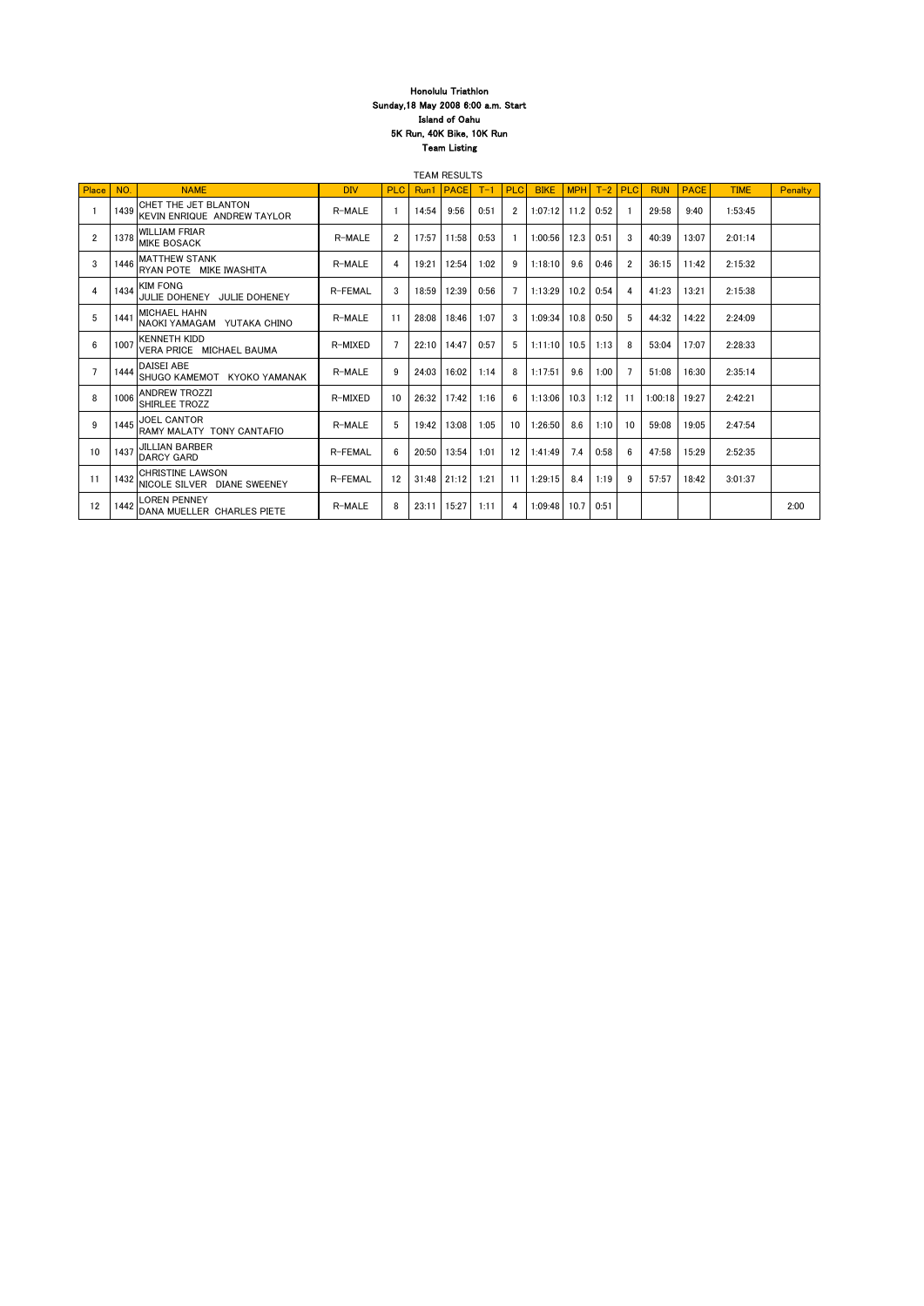# Honolulu Triathlon
## Sunday,18 May 2008 6:00 a.m. Start
## Island of Oahu
## 5K Run, 40K Bike, 10K Run
## Team Listing

TEAM RESULTS

| Place | NO. | NAME | DIV | PLC | Run1 | PACE | T-1 | PLC | BIKE | MPH | T-2 | PLC | RUN | PACE | TIME | Penalty |
|---|---|---|---|---|---|---|---|---|---|---|---|---|---|---|---|---|
| 1 | 1439 | CHET THE JET BLANTON<br>KEVIN ENRIQUE ANDREW TAYLOR | R-MALE | 1 | 14:54 | 9:56 | 0:51 | 2 | 1:07:12 | 11.2 | 0:52 | 1 | 29:58 | 9:40 | 1:53:45 | |
| 2 | 1378 | WILLIAM FRIAR<br>MIKE BOSACK | R-MALE | 2 | 17:57 | 11:58 | 0:53 | 1 | 1:00:56 | 12.3 | 0:51 | 3 | 40:39 | 13:07 | 2:01:14 | |
| 3 | 1446 | MATTHEW STANK<br>RYAN POTE MIKE IWASHITA | R-MALE | 4 | 19:21 | 12:54 | 1:02 | 9 | 1:18:10 | 9.6 | 0:46 | 2 | 36:15 | 11:42 | 2:15:32 | |
| 4 | 1434 | KIM FONG<br>JULIE DOHENEY JULIE DOHENEY | R-FEMAL | 3 | 18:59 | 12:39 | 0:56 | 7 | 1:13:29 | 10.2 | 0:54 | 4 | 41:23 | 13:21 | 2:15:38 | |
| 5 | 1441 | MICHAEL HAHN<br>NAOKI YAMAGAM YUTAKA CHINO | R-MALE | 11 | 28:08 | 18:46 | 1:07 | 3 | 1:09:34 | 10.8 | 0:50 | 5 | 44:32 | 14:22 | 2:24:09 | |
| 6 | 1007 | KENNETH KIDD<br>VERA PRICE MICHAEL BAUMA | R-MIXED | 7 | 22:10 | 14:47 | 0:57 | 5 | 1:11:10 | 10.5 | 1:13 | 8 | 53:04 | 17:07 | 2:28:33 | |
| 7 | 1444 | DAISEI ABE<br>SHUGO KAMEMOT KYOKO YAMANAK | R-MALE | 9 | 24:03 | 16:02 | 1:14 | 8 | 1:17:51 | 9.6 | 1:00 | 7 | 51:08 | 16:30 | 2:35:14 | |
| 8 | 1006 | ANDREW TROZZI<br>SHIRLEE TROZZ | R-MIXED | 10 | 26:32 | 17:42 | 1:16 | 6 | 1:13:06 | 10.3 | 1:12 | 11 | 1:00:18 | 19:27 | 2:42:21 | |
| 9 | 1445 | JOEL CANTOR<br>RAMY MALATY TONY CANTAFIO | R-MALE | 5 | 19:42 | 13:08 | 1:05 | 10 | 1:26:50 | 8.6 | 1:10 | 10 | 59:08 | 19:05 | 2:47:54 | |
| 10 | 1437 | JILLIAN BARBER<br>DARCY GARD | R-FEMAL | 6 | 20:50 | 13:54 | 1:01 | 12 | 1:41:49 | 7.4 | 0:58 | 6 | 47:58 | 15:29 | 2:52:35 | |
| 11 | 1432 | CHRISTINE LAWSON<br>NICOLE SILVER DIANE SWEENEY | R-FEMAL | 12 | 31:48 | 21:12 | 1:21 | 11 | 1:29:15 | 8.4 | 1:19 | 9 | 57:57 | 18:42 | 3:01:37 | |
| 12 | 1442 | LOREN PENNEY<br>DANA MUELLER CHARLES PIETE | R-MALE | 8 | 23:11 | 15:27 | 1:11 | 4 | 1:09:48 | 10.7 | 0:51 | | | | | 2:00 |